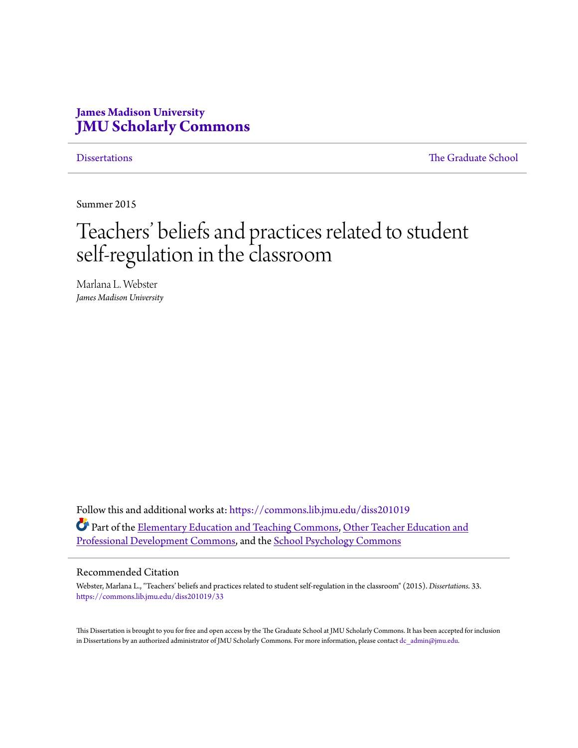James Madison University
**JMU Scholarly Commons**

Dissertations | The Graduate School

Summer 2015

# Teachers' beliefs and practices related to student self-regulation in the classroom

Marlana L. Webster
*James Madison University*

Follow this and additional works at: https://commons.lib.jmu.edu/diss201019

Part of the Elementary Education and Teaching Commons, Other Teacher Education and Professional Development Commons, and the School Psychology Commons

## Recommended Citation

Webster, Marlana L., "Teachers' beliefs and practices related to student self-regulation in the classroom" (2015). *Dissertations*. 33.
https://commons.lib.jmu.edu/diss201019/33

This Dissertation is brought to you for free and open access by the The Graduate School at JMU Scholarly Commons. It has been accepted for inclusion in Dissertations by an authorized administrator of JMU Scholarly Commons. For more information, please contact dc_admin@jmu.edu.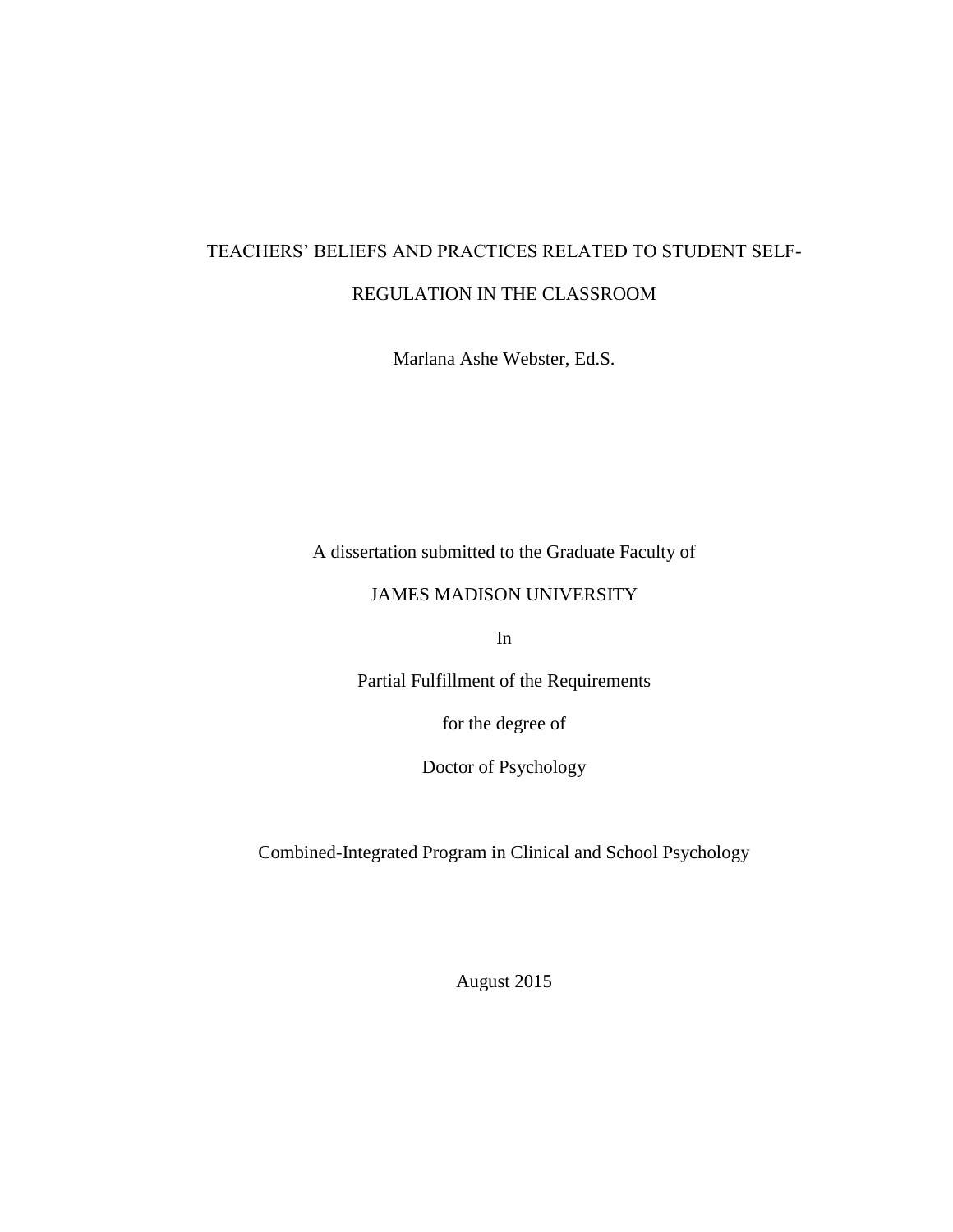# TEACHERS' BELIEFS AND PRACTICES RELATED TO STUDENT SELF-REGULATION IN THE CLASSROOM

Marlana Ashe Webster, Ed.S.

A dissertation submitted to the Graduate Faculty of

JAMES MADISON UNIVERSITY

In

Partial Fulfillment of the Requirements

for the degree of

Doctor of Psychology

Combined-Integrated Program in Clinical and School Psychology

August 2015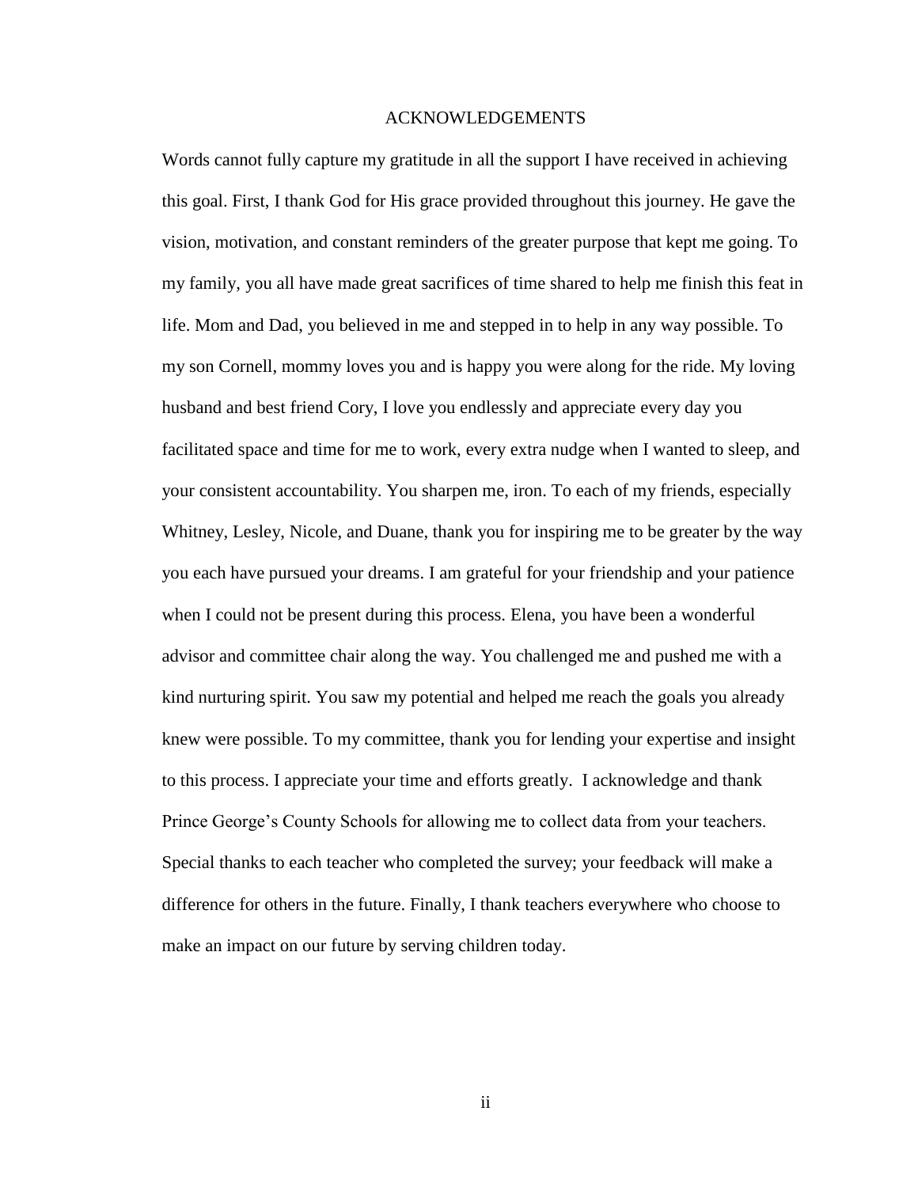# ACKNOWLEDGEMENTS

Words cannot fully capture my gratitude in all the support I have received in achieving this goal. First, I thank God for His grace provided throughout this journey. He gave the vision, motivation, and constant reminders of the greater purpose that kept me going. To my family, you all have made great sacrifices of time shared to help me finish this feat in life. Mom and Dad, you believed in me and stepped in to help in any way possible. To my son Cornell, mommy loves you and is happy you were along for the ride. My loving husband and best friend Cory, I love you endlessly and appreciate every day you facilitated space and time for me to work, every extra nudge when I wanted to sleep, and your consistent accountability. You sharpen me, iron. To each of my friends, especially Whitney, Lesley, Nicole, and Duane, thank you for inspiring me to be greater by the way you each have pursued your dreams. I am grateful for your friendship and your patience when I could not be present during this process. Elena, you have been a wonderful advisor and committee chair along the way. You challenged me and pushed me with a kind nurturing spirit. You saw my potential and helped me reach the goals you already knew were possible. To my committee, thank you for lending your expertise and insight to this process. I appreciate your time and efforts greatly. I acknowledge and thank Prince George's County Schools for allowing me to collect data from your teachers. Special thanks to each teacher who completed the survey; your feedback will make a difference for others in the future. Finally, I thank teachers everywhere who choose to make an impact on our future by serving children today.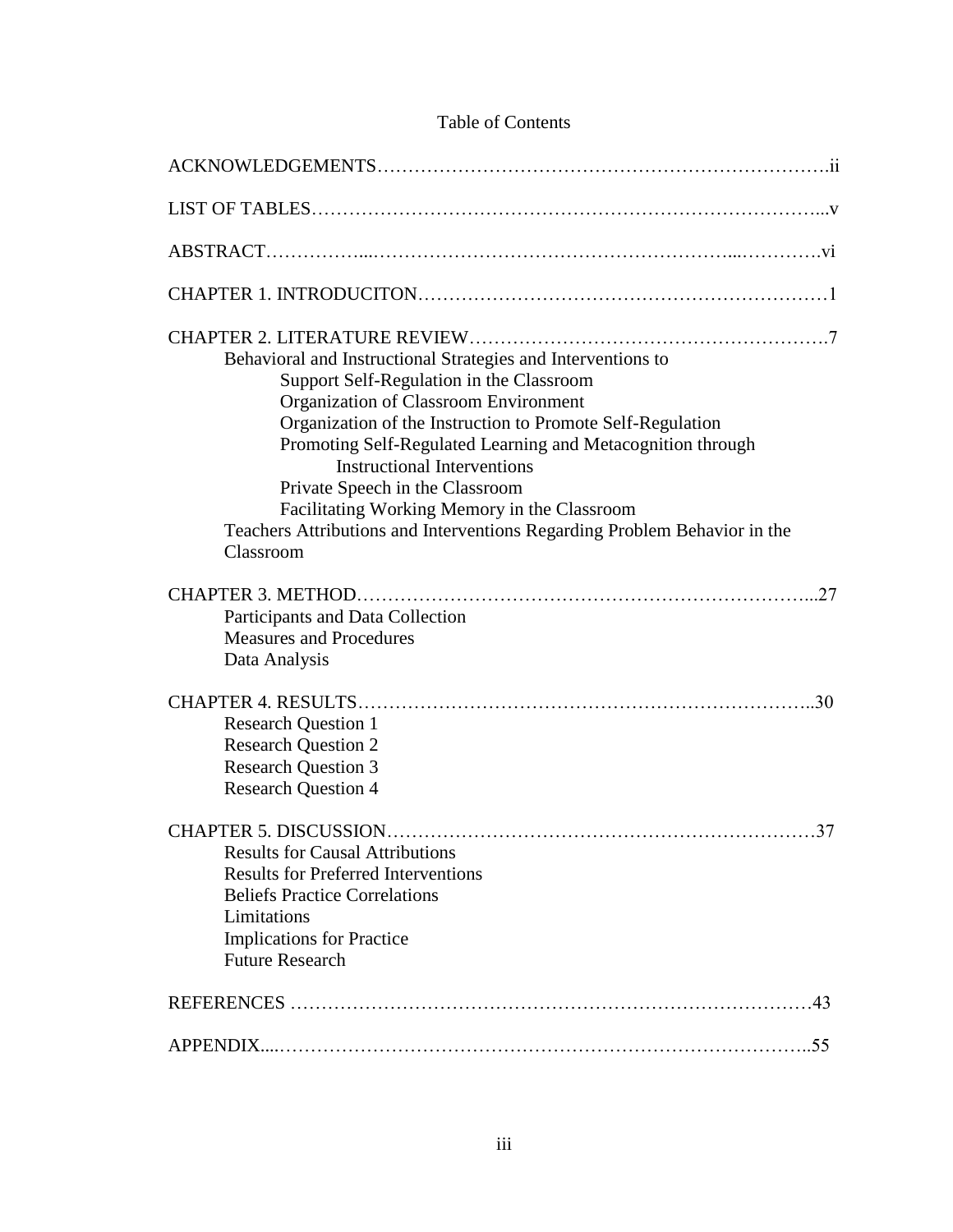# Table of Contents

ACKNOWLEDGEMENTS……………………………………………………………….ii

LIST OF TABLES…………………………………………………………………...v

ABSTRACT……………...………………………………………………...…………vi

CHAPTER 1. INTRODUCITON………………………………………………………1

CHAPTER 2. LITERATURE REVIEW……………………………………………….7

- Behavioral and Instructional Strategies and Interventions to Support Self-Regulation in the Classroom
  - Organization of Classroom Environment
  - Organization of the Instruction to Promote Self-Regulation
  - Promoting Self-Regulated Learning and Metacognition through Instructional Interventions
  - Private Speech in the Classroom
  - Facilitating Working Memory in the Classroom
- Teachers Attributions and Interventions Regarding Problem Behavior in the Classroom

CHAPTER 3. METHOD…………………………………………………………...27

- Participants and Data Collection
- Measures and Procedures
- Data Analysis

CHAPTER 4. RESULTS…………………………………………………………..30

- Research Question 1
- Research Question 2
- Research Question 3
- Research Question 4

CHAPTER 5. DISCUSSION…………………………………………………………37

- Results for Causal Attributions
- Results for Preferred Interventions
- Beliefs Practice Correlations
- Limitations
- Implications for Practice
- Future Research

REFERENCES ……………………………………………………………………43

APPENDIX....……………………………………………………………………..55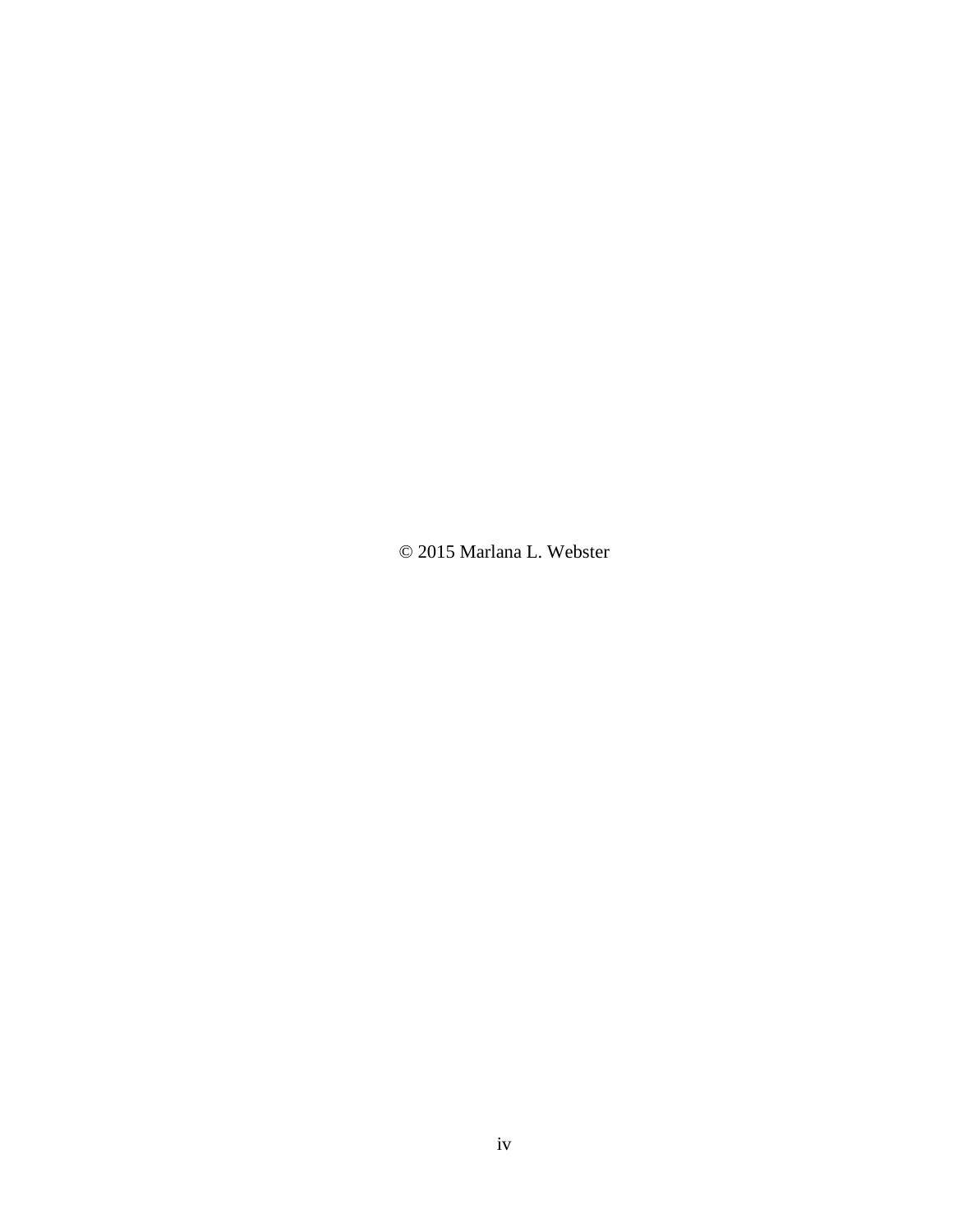© 2015 Marlana L. Webster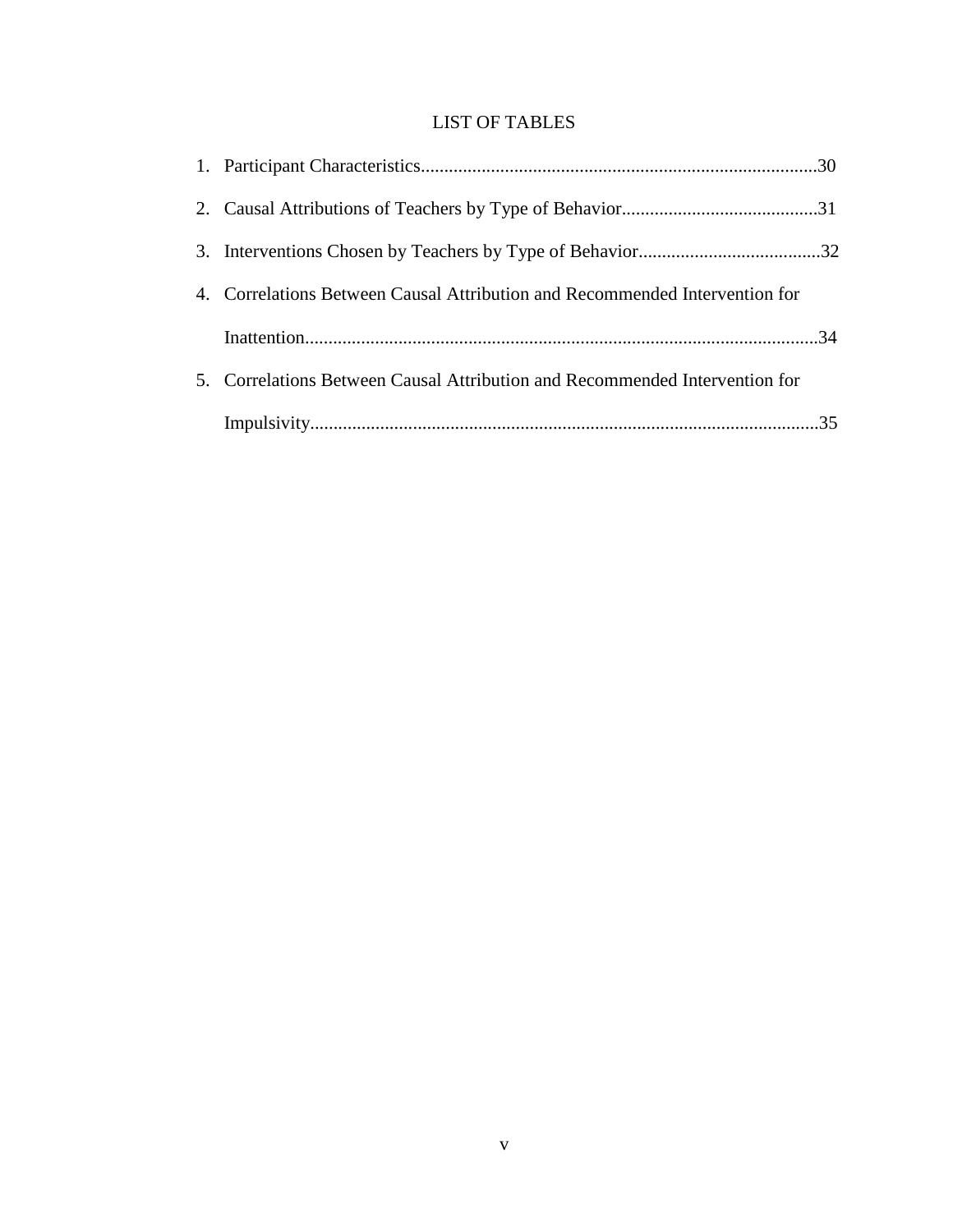# LIST OF TABLES

1. Participant Characteristics....................................................................................30
2. Causal Attributions of Teachers by Type of Behavior..........................................31
3. Interventions Chosen by Teachers by Type of Behavior.......................................32
4. Correlations Between Causal Attribution and Recommended Intervention for Inattention............................................................................................................34
5. Correlations Between Causal Attribution and Recommended Intervention for Impulsivity...........................................................................................................35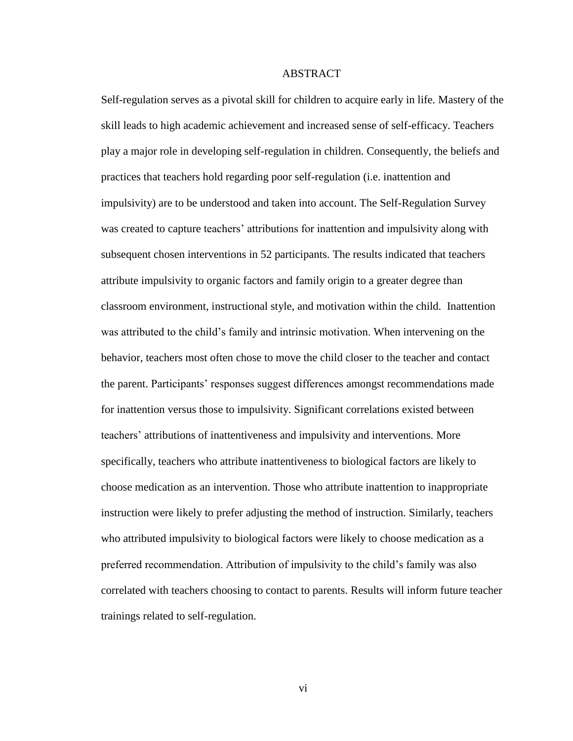# ABSTRACT

Self-regulation serves as a pivotal skill for children to acquire early in life. Mastery of the skill leads to high academic achievement and increased sense of self-efficacy. Teachers play a major role in developing self-regulation in children. Consequently, the beliefs and practices that teachers hold regarding poor self-regulation (i.e. inattention and impulsivity) are to be understood and taken into account. The Self-Regulation Survey was created to capture teachers' attributions for inattention and impulsivity along with subsequent chosen interventions in 52 participants. The results indicated that teachers attribute impulsivity to organic factors and family origin to a greater degree than classroom environment, instructional style, and motivation within the child. Inattention was attributed to the child's family and intrinsic motivation. When intervening on the behavior, teachers most often chose to move the child closer to the teacher and contact the parent. Participants' responses suggest differences amongst recommendations made for inattention versus those to impulsivity. Significant correlations existed between teachers' attributions of inattentiveness and impulsivity and interventions. More specifically, teachers who attribute inattentiveness to biological factors are likely to choose medication as an intervention. Those who attribute inattention to inappropriate instruction were likely to prefer adjusting the method of instruction. Similarly, teachers who attributed impulsivity to biological factors were likely to choose medication as a preferred recommendation. Attribution of impulsivity to the child's family was also correlated with teachers choosing to contact to parents. Results will inform future teacher trainings related to self-regulation.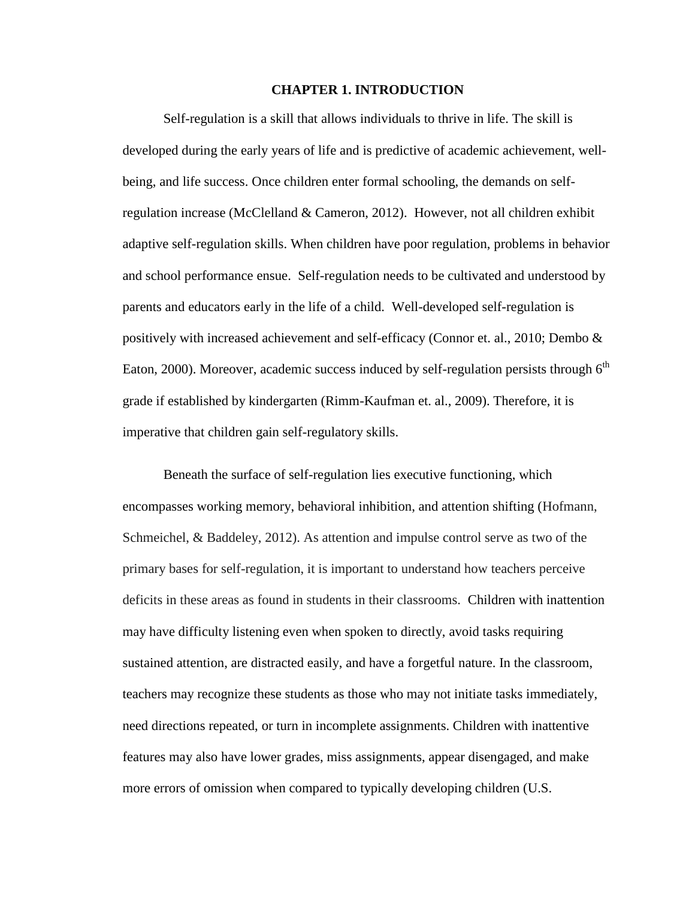# CHAPTER 1. INTRODUCTION

Self-regulation is a skill that allows individuals to thrive in life. The skill is developed during the early years of life and is predictive of academic achievement, well-being, and life success. Once children enter formal schooling, the demands on self-regulation increase (McClelland & Cameron, 2012). However, not all children exhibit adaptive self-regulation skills. When children have poor regulation, problems in behavior and school performance ensue. Self-regulation needs to be cultivated and understood by parents and educators early in the life of a child. Well-developed self-regulation is positively with increased achievement and self-efficacy (Connor et. al., 2010; Dembo & Eaton, 2000). Moreover, academic success induced by self-regulation persists through 6th grade if established by kindergarten (Rimm-Kaufman et. al., 2009). Therefore, it is imperative that children gain self-regulatory skills.

Beneath the surface of self-regulation lies executive functioning, which encompasses working memory, behavioral inhibition, and attention shifting (Hofmann, Schmeichel, & Baddeley, 2012). As attention and impulse control serve as two of the primary bases for self-regulation, it is important to understand how teachers perceive deficits in these areas as found in students in their classrooms. Children with inattention may have difficulty listening even when spoken to directly, avoid tasks requiring sustained attention, are distracted easily, and have a forgetful nature. In the classroom, teachers may recognize these students as those who may not initiate tasks immediately, need directions repeated, or turn in incomplete assignments. Children with inattentive features may also have lower grades, miss assignments, appear disengaged, and make more errors of omission when compared to typically developing children (U.S.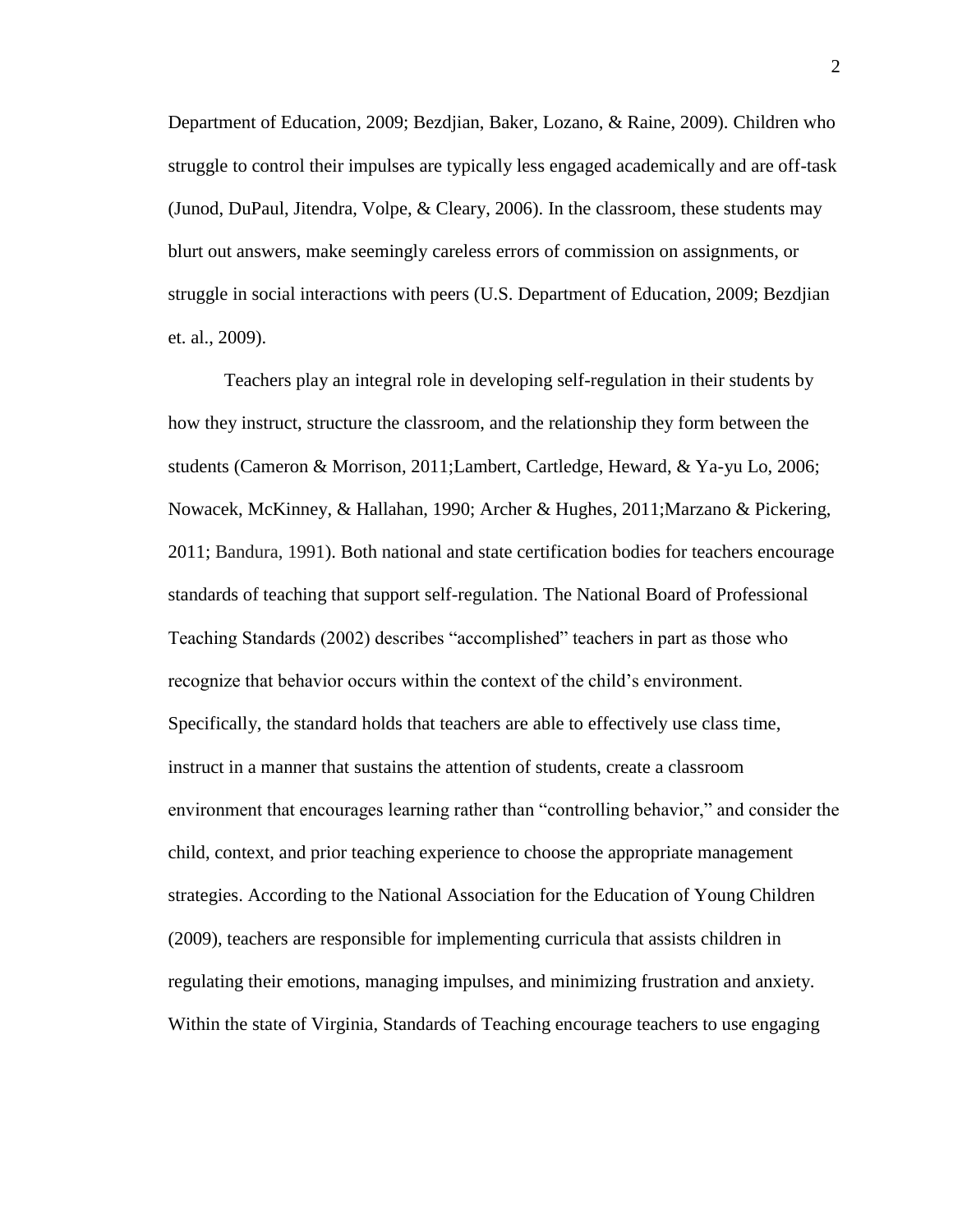Department of Education, 2009; Bezdjian, Baker, Lozano, & Raine, 2009). Children who struggle to control their impulses are typically less engaged academically and are off-task (Junod, DuPaul, Jitendra, Volpe, & Cleary, 2006). In the classroom, these students may blurt out answers, make seemingly careless errors of commission on assignments, or struggle in social interactions with peers (U.S. Department of Education, 2009; Bezdjian et. al., 2009).

Teachers play an integral role in developing self-regulation in their students by how they instruct, structure the classroom, and the relationship they form between the students (Cameron & Morrison, 2011;Lambert, Cartledge, Heward, & Ya-yu Lo, 2006; Nowacek, McKinney, & Hallahan, 1990; Archer & Hughes, 2011;Marzano & Pickering, 2011; Bandura, 1991). Both national and state certification bodies for teachers encourage standards of teaching that support self-regulation. The National Board of Professional Teaching Standards (2002) describes "accomplished" teachers in part as those who recognize that behavior occurs within the context of the child's environment. Specifically, the standard holds that teachers are able to effectively use class time, instruct in a manner that sustains the attention of students, create a classroom environment that encourages learning rather than "controlling behavior," and consider the child, context, and prior teaching experience to choose the appropriate management strategies. According to the National Association for the Education of Young Children (2009), teachers are responsible for implementing curricula that assists children in regulating their emotions, managing impulses, and minimizing frustration and anxiety. Within the state of Virginia, Standards of Teaching encourage teachers to use engaging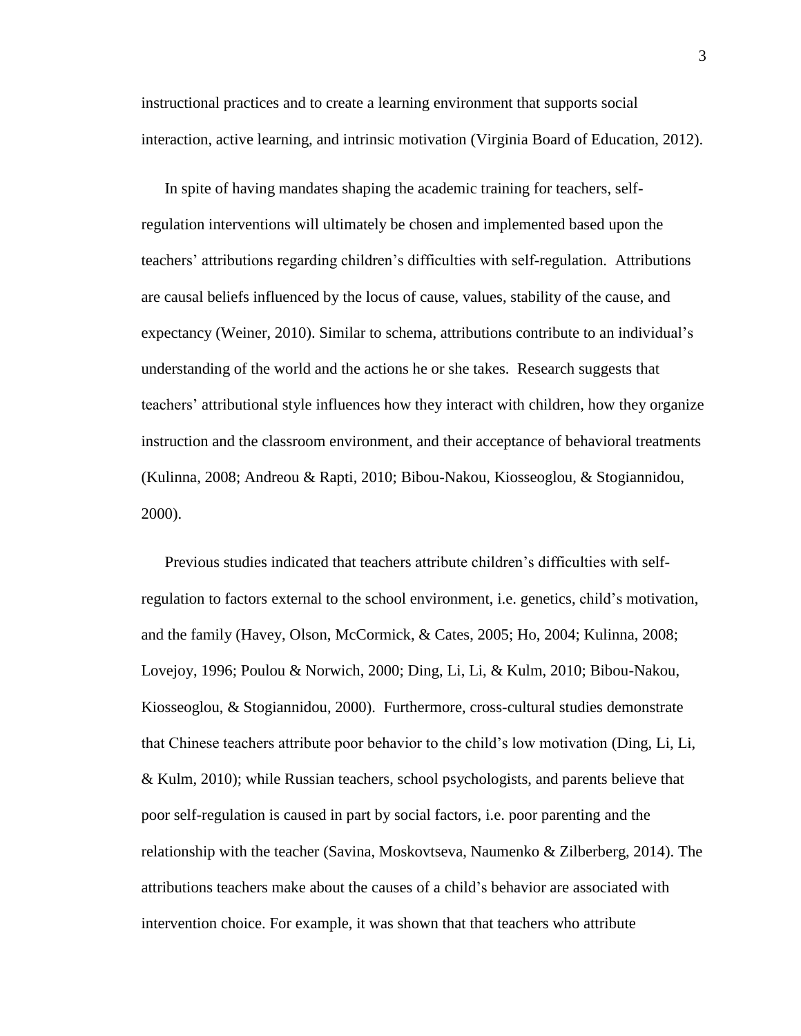instructional practices and to create a learning environment that supports social interaction, active learning, and intrinsic motivation (Virginia Board of Education, 2012).

In spite of having mandates shaping the academic training for teachers, self-regulation interventions will ultimately be chosen and implemented based upon the teachers' attributions regarding children's difficulties with self-regulation. Attributions are causal beliefs influenced by the locus of cause, values, stability of the cause, and expectancy (Weiner, 2010). Similar to schema, attributions contribute to an individual's understanding of the world and the actions he or she takes. Research suggests that teachers' attributional style influences how they interact with children, how they organize instruction and the classroom environment, and their acceptance of behavioral treatments (Kulinna, 2008; Andreou & Rapti, 2010; Bibou-Nakou, Kiosseoglou, & Stogiannidou, 2000).

Previous studies indicated that teachers attribute children's difficulties with self-regulation to factors external to the school environment, i.e. genetics, child's motivation, and the family (Havey, Olson, McCormick, & Cates, 2005; Ho, 2004; Kulinna, 2008; Lovejoy, 1996; Poulou & Norwich, 2000; Ding, Li, Li, & Kulm, 2010; Bibou-Nakou, Kiosseoglou, & Stogiannidou, 2000). Furthermore, cross-cultural studies demonstrate that Chinese teachers attribute poor behavior to the child's low motivation (Ding, Li, Li, & Kulm, 2010); while Russian teachers, school psychologists, and parents believe that poor self-regulation is caused in part by social factors, i.e. poor parenting and the relationship with the teacher (Savina, Moskovtseva, Naumenko & Zilberberg, 2014). The attributions teachers make about the causes of a child's behavior are associated with intervention choice. For example, it was shown that that teachers who attribute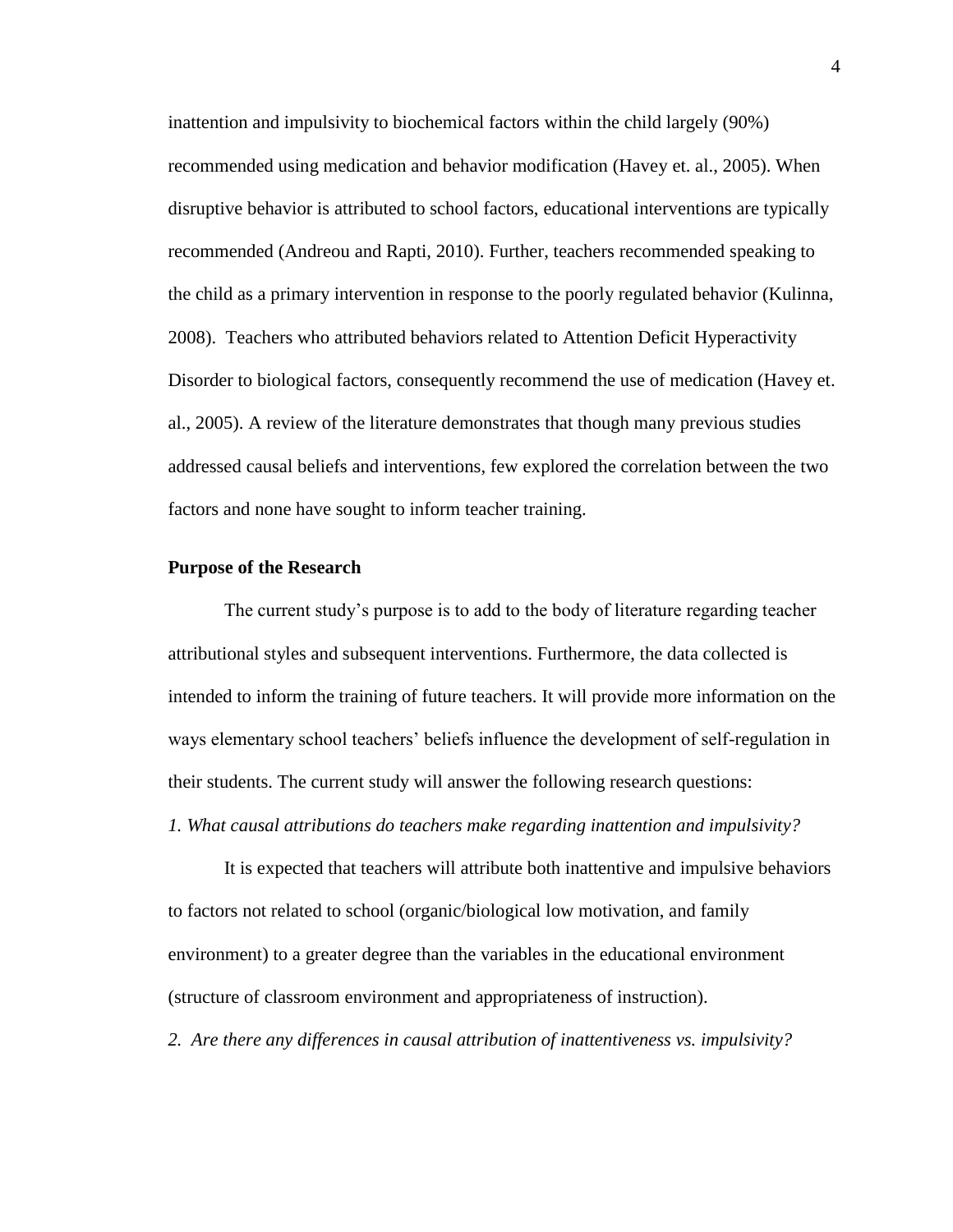inattention and impulsivity to biochemical factors within the child largely (90%) recommended using medication and behavior modification (Havey et. al., 2005). When disruptive behavior is attributed to school factors, educational interventions are typically recommended (Andreou and Rapti, 2010). Further, teachers recommended speaking to the child as a primary intervention in response to the poorly regulated behavior (Kulinna, 2008). Teachers who attributed behaviors related to Attention Deficit Hyperactivity Disorder to biological factors, consequently recommend the use of medication (Havey et. al., 2005). A review of the literature demonstrates that though many previous studies addressed causal beliefs and interventions, few explored the correlation between the two factors and none have sought to inform teacher training.

**Purpose of the Research**

The current study's purpose is to add to the body of literature regarding teacher attributional styles and subsequent interventions. Furthermore, the data collected is intended to inform the training of future teachers. It will provide more information on the ways elementary school teachers' beliefs influence the development of self-regulation in their students. The current study will answer the following research questions:

*1. What causal attributions do teachers make regarding inattention and impulsivity?*

It is expected that teachers will attribute both inattentive and impulsive behaviors to factors not related to school (organic/biological low motivation, and family environment) to a greater degree than the variables in the educational environment (structure of classroom environment and appropriateness of instruction).

*2. Are there any differences in causal attribution of inattentiveness vs. impulsivity?*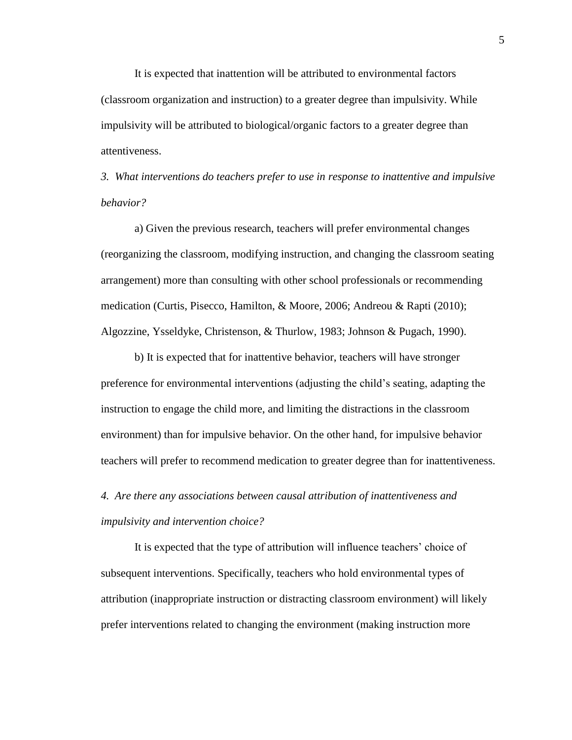It is expected that inattention will be attributed to environmental factors (classroom organization and instruction) to a greater degree than impulsivity. While impulsivity will be attributed to biological/organic factors to a greater degree than attentiveness.

*3. What interventions do teachers prefer to use in response to inattentive and impulsive behavior?*

a) Given the previous research, teachers will prefer environmental changes (reorganizing the classroom, modifying instruction, and changing the classroom seating arrangement) more than consulting with other school professionals or recommending medication (Curtis, Pisecco, Hamilton, & Moore, 2006; Andreou & Rapti (2010); Algozzine, Ysseldyke, Christenson, & Thurlow, 1983; Johnson & Pugach, 1990).

b) It is expected that for inattentive behavior, teachers will have stronger preference for environmental interventions (adjusting the child's seating, adapting the instruction to engage the child more, and limiting the distractions in the classroom environment) than for impulsive behavior. On the other hand, for impulsive behavior teachers will prefer to recommend medication to greater degree than for inattentiveness.

*4. Are there any associations between causal attribution of inattentiveness and impulsivity and intervention choice?*

It is expected that the type of attribution will influence teachers' choice of subsequent interventions. Specifically, teachers who hold environmental types of attribution (inappropriate instruction or distracting classroom environment) will likely prefer interventions related to changing the environment (making instruction more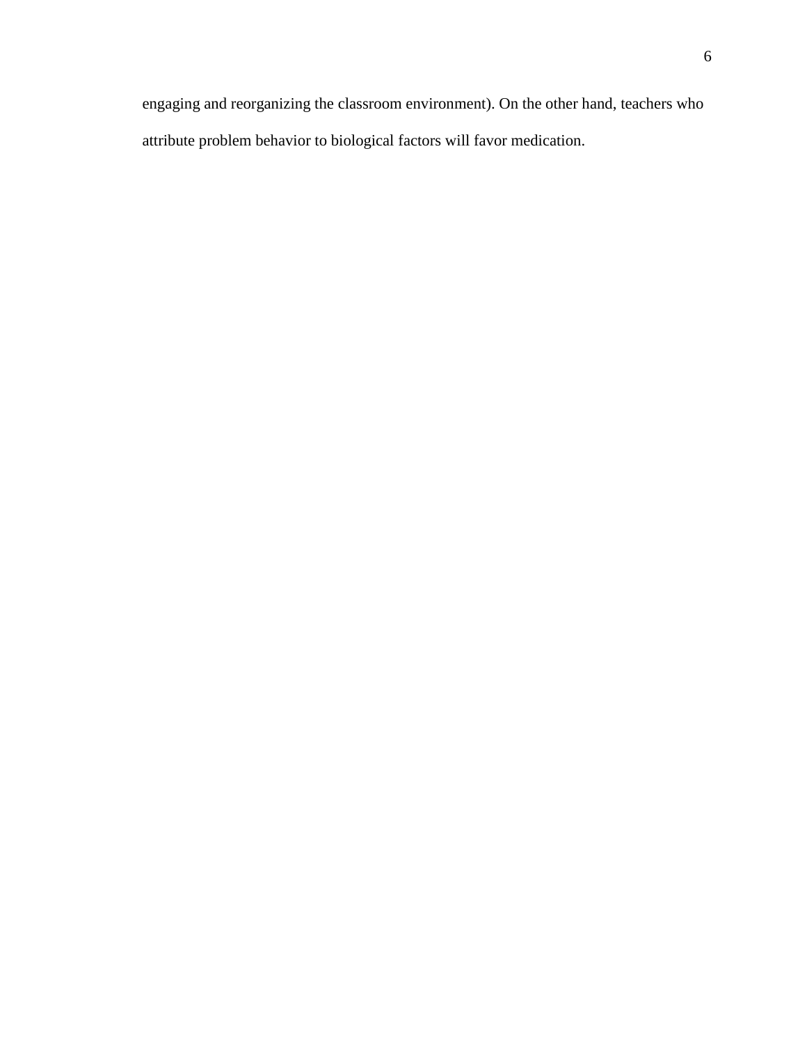engaging and reorganizing the classroom environment). On the other hand, teachers who attribute problem behavior to biological factors will favor medication.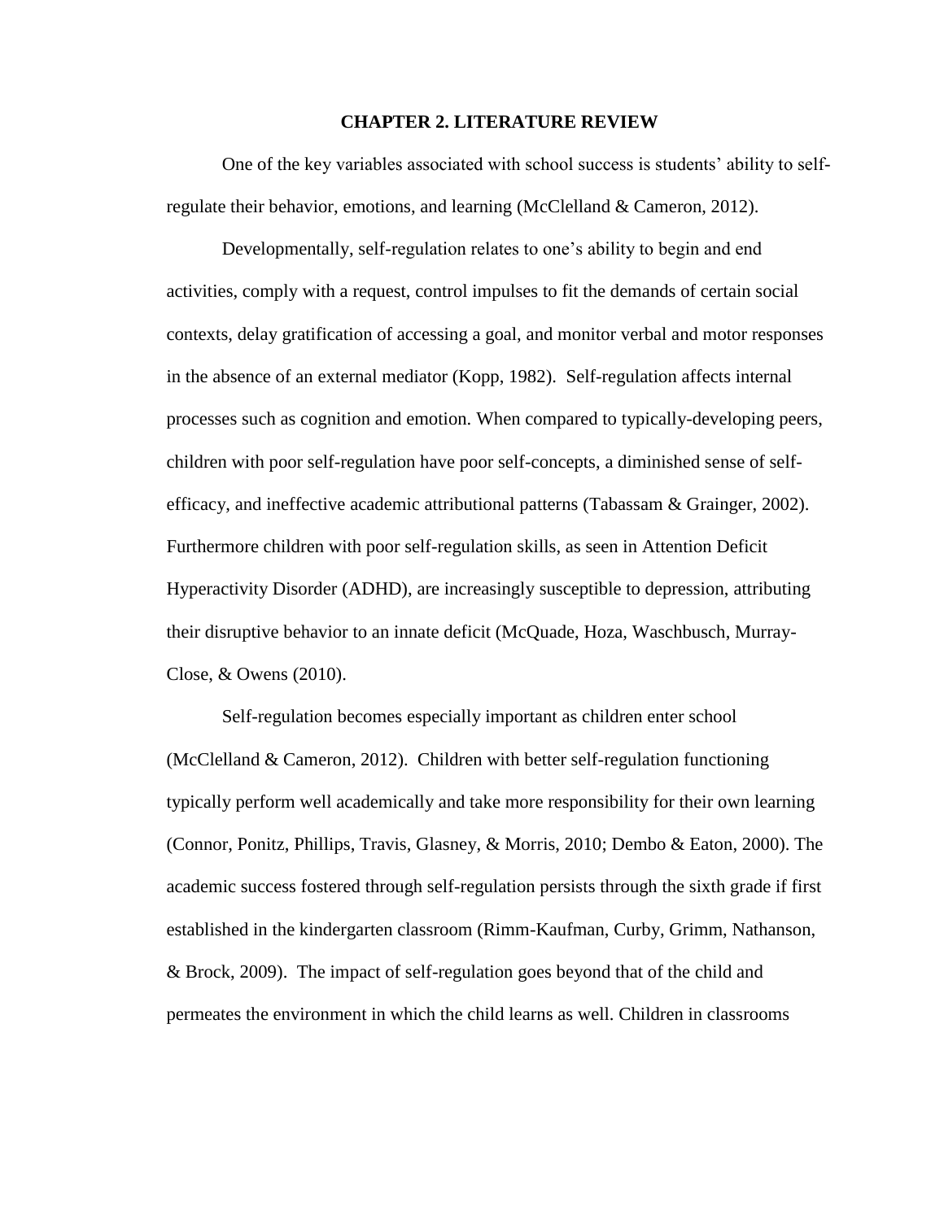# CHAPTER 2. LITERATURE REVIEW

One of the key variables associated with school success is students' ability to self-regulate their behavior, emotions, and learning (McClelland & Cameron, 2012).

Developmentally, self-regulation relates to one's ability to begin and end activities, comply with a request, control impulses to fit the demands of certain social contexts, delay gratification of accessing a goal, and monitor verbal and motor responses in the absence of an external mediator (Kopp, 1982). Self-regulation affects internal processes such as cognition and emotion. When compared to typically-developing peers, children with poor self-regulation have poor self-concepts, a diminished sense of self-efficacy, and ineffective academic attributional patterns (Tabassam & Grainger, 2002). Furthermore children with poor self-regulation skills, as seen in Attention Deficit Hyperactivity Disorder (ADHD), are increasingly susceptible to depression, attributing their disruptive behavior to an innate deficit (McQuade, Hoza, Waschbusch, Murray-Close, & Owens (2010).

Self-regulation becomes especially important as children enter school (McClelland & Cameron, 2012). Children with better self-regulation functioning typically perform well academically and take more responsibility for their own learning (Connor, Ponitz, Phillips, Travis, Glasney, & Morris, 2010; Dembo & Eaton, 2000). The academic success fostered through self-regulation persists through the sixth grade if first established in the kindergarten classroom (Rimm-Kaufman, Curby, Grimm, Nathanson, & Brock, 2009). The impact of self-regulation goes beyond that of the child and permeates the environment in which the child learns as well. Children in classrooms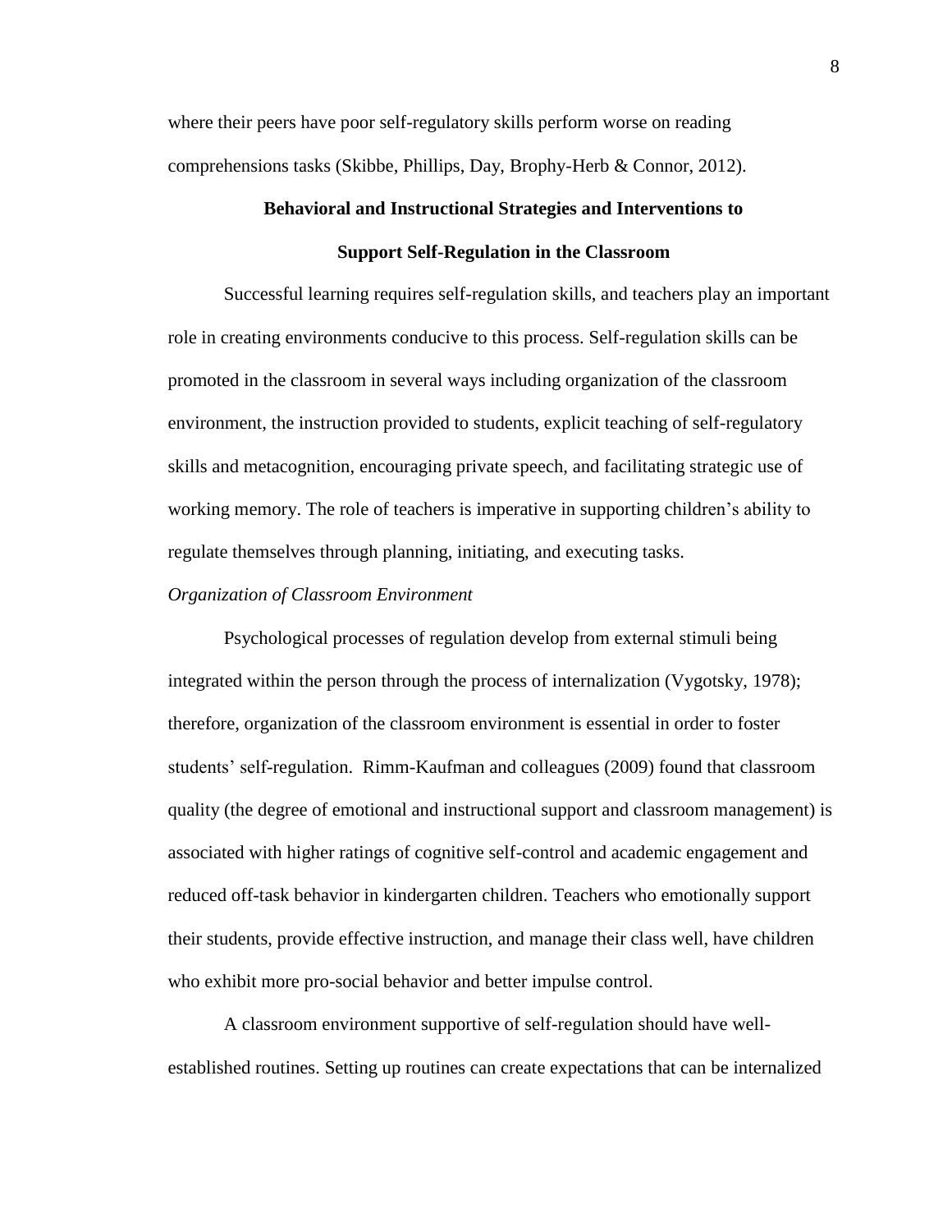where their peers have poor self-regulatory skills perform worse on reading comprehensions tasks (Skibbe, Phillips, Day, Brophy-Herb & Connor, 2012).

## Behavioral and Instructional Strategies and Interventions to Support Self-Regulation in the Classroom

Successful learning requires self-regulation skills, and teachers play an important role in creating environments conducive to this process. Self-regulation skills can be promoted in the classroom in several ways including organization of the classroom environment, the instruction provided to students, explicit teaching of self-regulatory skills and metacognition, encouraging private speech, and facilitating strategic use of working memory. The role of teachers is imperative in supporting children's ability to regulate themselves through planning, initiating, and executing tasks.

### *Organization of Classroom Environment*

Psychological processes of regulation develop from external stimuli being integrated within the person through the process of internalization (Vygotsky, 1978); therefore, organization of the classroom environment is essential in order to foster students' self-regulation. Rimm-Kaufman and colleagues (2009) found that classroom quality (the degree of emotional and instructional support and classroom management) is associated with higher ratings of cognitive self-control and academic engagement and reduced off-task behavior in kindergarten children. Teachers who emotionally support their students, provide effective instruction, and manage their class well, have children who exhibit more pro-social behavior and better impulse control.

A classroom environment supportive of self-regulation should have well-established routines. Setting up routines can create expectations that can be internalized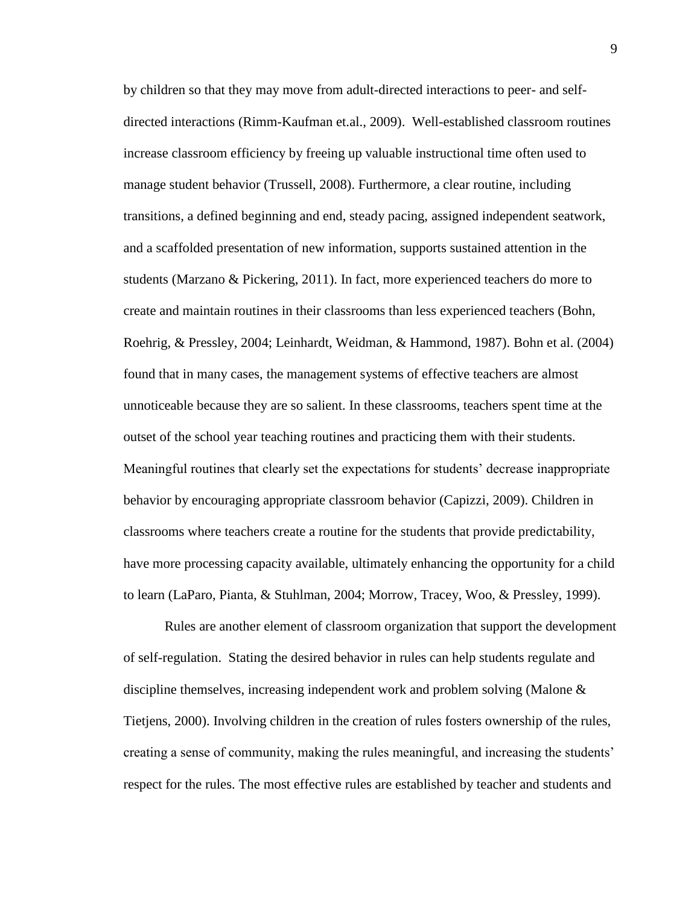by children so that they may move from adult-directed interactions to peer- and self-directed interactions (Rimm-Kaufman et.al., 2009). Well-established classroom routines increase classroom efficiency by freeing up valuable instructional time often used to manage student behavior (Trussell, 2008). Furthermore, a clear routine, including transitions, a defined beginning and end, steady pacing, assigned independent seatwork, and a scaffolded presentation of new information, supports sustained attention in the students (Marzano & Pickering, 2011). In fact, more experienced teachers do more to create and maintain routines in their classrooms than less experienced teachers (Bohn, Roehrig, & Pressley, 2004; Leinhardt, Weidman, & Hammond, 1987). Bohn et al. (2004) found that in many cases, the management systems of effective teachers are almost unnoticeable because they are so salient. In these classrooms, teachers spent time at the outset of the school year teaching routines and practicing them with their students. Meaningful routines that clearly set the expectations for students' decrease inappropriate behavior by encouraging appropriate classroom behavior (Capizzi, 2009). Children in classrooms where teachers create a routine for the students that provide predictability, have more processing capacity available, ultimately enhancing the opportunity for a child to learn (LaParo, Pianta, & Stuhlman, 2004; Morrow, Tracey, Woo, & Pressley, 1999).

Rules are another element of classroom organization that support the development of self-regulation. Stating the desired behavior in rules can help students regulate and discipline themselves, increasing independent work and problem solving (Malone & Tietjens, 2000). Involving children in the creation of rules fosters ownership of the rules, creating a sense of community, making the rules meaningful, and increasing the students' respect for the rules. The most effective rules are established by teacher and students and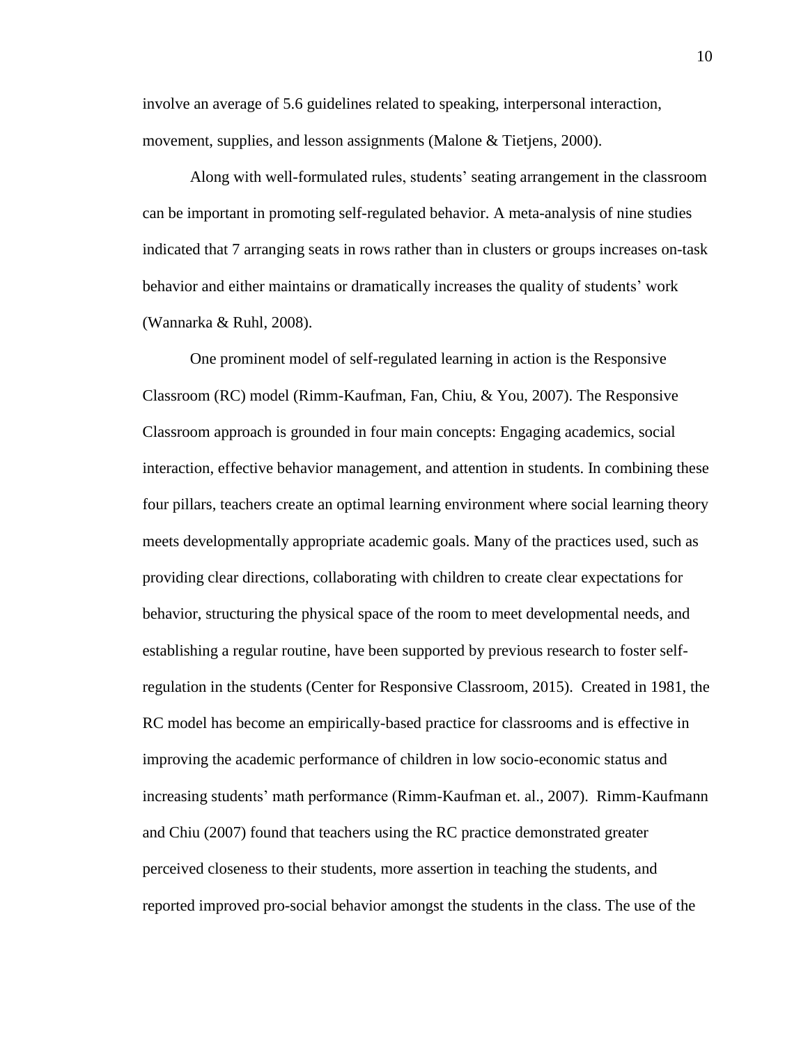involve an average of 5.6 guidelines related to speaking, interpersonal interaction, movement, supplies, and lesson assignments (Malone & Tietjens, 2000).

Along with well-formulated rules, students' seating arrangement in the classroom can be important in promoting self-regulated behavior. A meta-analysis of nine studies indicated that 7 arranging seats in rows rather than in clusters or groups increases on-task behavior and either maintains or dramatically increases the quality of students' work (Wannarka & Ruhl, 2008).

One prominent model of self-regulated learning in action is the Responsive Classroom (RC) model (Rimm-Kaufman, Fan, Chiu, & You, 2007). The Responsive Classroom approach is grounded in four main concepts: Engaging academics, social interaction, effective behavior management, and attention in students. In combining these four pillars, teachers create an optimal learning environment where social learning theory meets developmentally appropriate academic goals. Many of the practices used, such as providing clear directions, collaborating with children to create clear expectations for behavior, structuring the physical space of the room to meet developmental needs, and establishing a regular routine, have been supported by previous research to foster self-regulation in the students (Center for Responsive Classroom, 2015). Created in 1981, the RC model has become an empirically-based practice for classrooms and is effective in improving the academic performance of children in low socio-economic status and increasing students' math performance (Rimm-Kaufman et. al., 2007). Rimm-Kaufmann and Chiu (2007) found that teachers using the RC practice demonstrated greater perceived closeness to their students, more assertion in teaching the students, and reported improved pro-social behavior amongst the students in the class. The use of the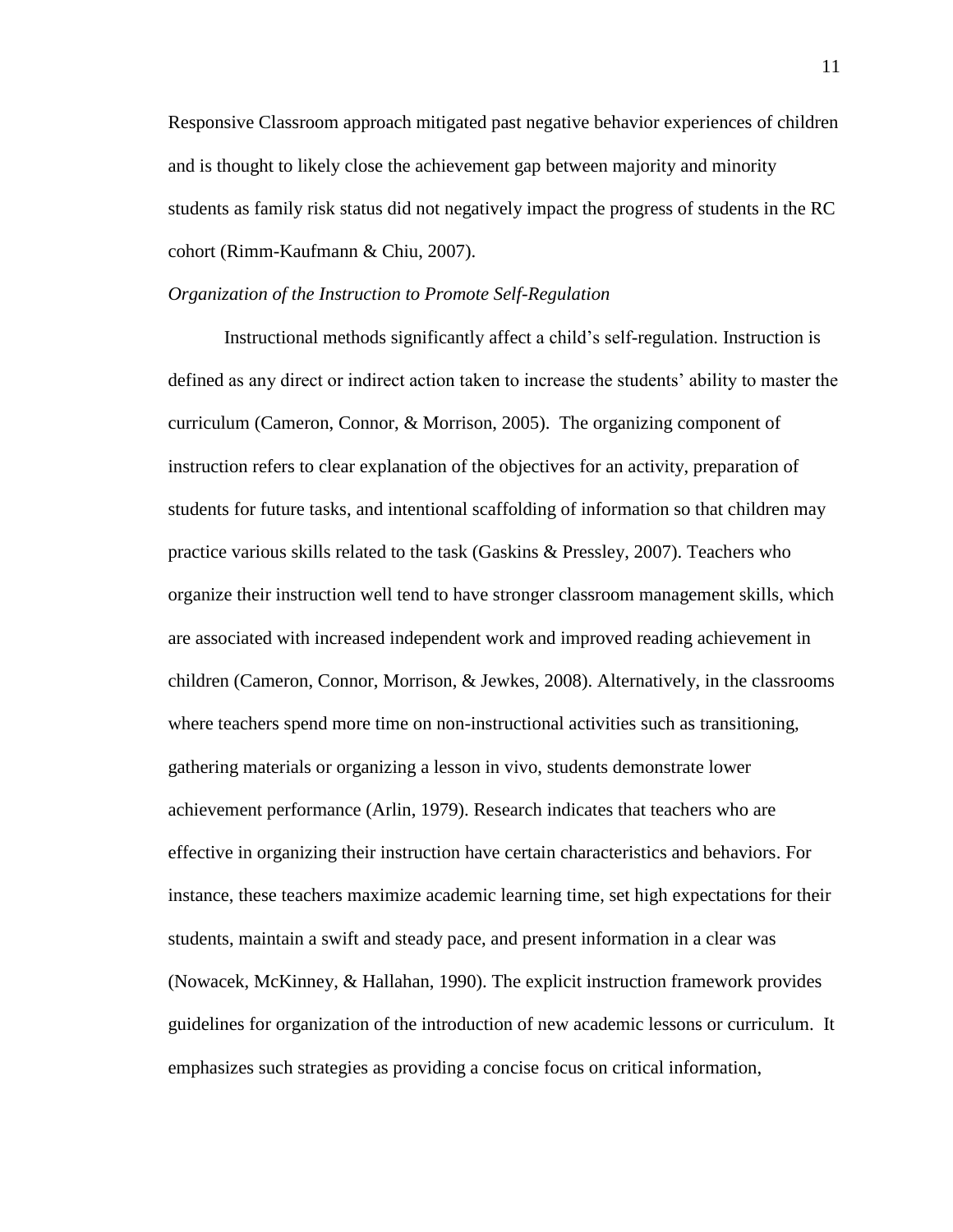Responsive Classroom approach mitigated past negative behavior experiences of children and is thought to likely close the achievement gap between majority and minority students as family risk status did not negatively impact the progress of students in the RC cohort (Rimm-Kaufmann & Chiu, 2007).

*Organization of the Instruction to Promote Self-Regulation*

Instructional methods significantly affect a child's self-regulation. Instruction is defined as any direct or indirect action taken to increase the students' ability to master the curriculum (Cameron, Connor, & Morrison, 2005). The organizing component of instruction refers to clear explanation of the objectives for an activity, preparation of students for future tasks, and intentional scaffolding of information so that children may practice various skills related to the task (Gaskins & Pressley, 2007). Teachers who organize their instruction well tend to have stronger classroom management skills, which are associated with increased independent work and improved reading achievement in children (Cameron, Connor, Morrison, & Jewkes, 2008). Alternatively, in the classrooms where teachers spend more time on non-instructional activities such as transitioning, gathering materials or organizing a lesson in vivo, students demonstrate lower achievement performance (Arlin, 1979). Research indicates that teachers who are effective in organizing their instruction have certain characteristics and behaviors. For instance, these teachers maximize academic learning time, set high expectations for their students, maintain a swift and steady pace, and present information in a clear was (Nowacek, McKinney, & Hallahan, 1990). The explicit instruction framework provides guidelines for organization of the introduction of new academic lessons or curriculum. It emphasizes such strategies as providing a concise focus on critical information,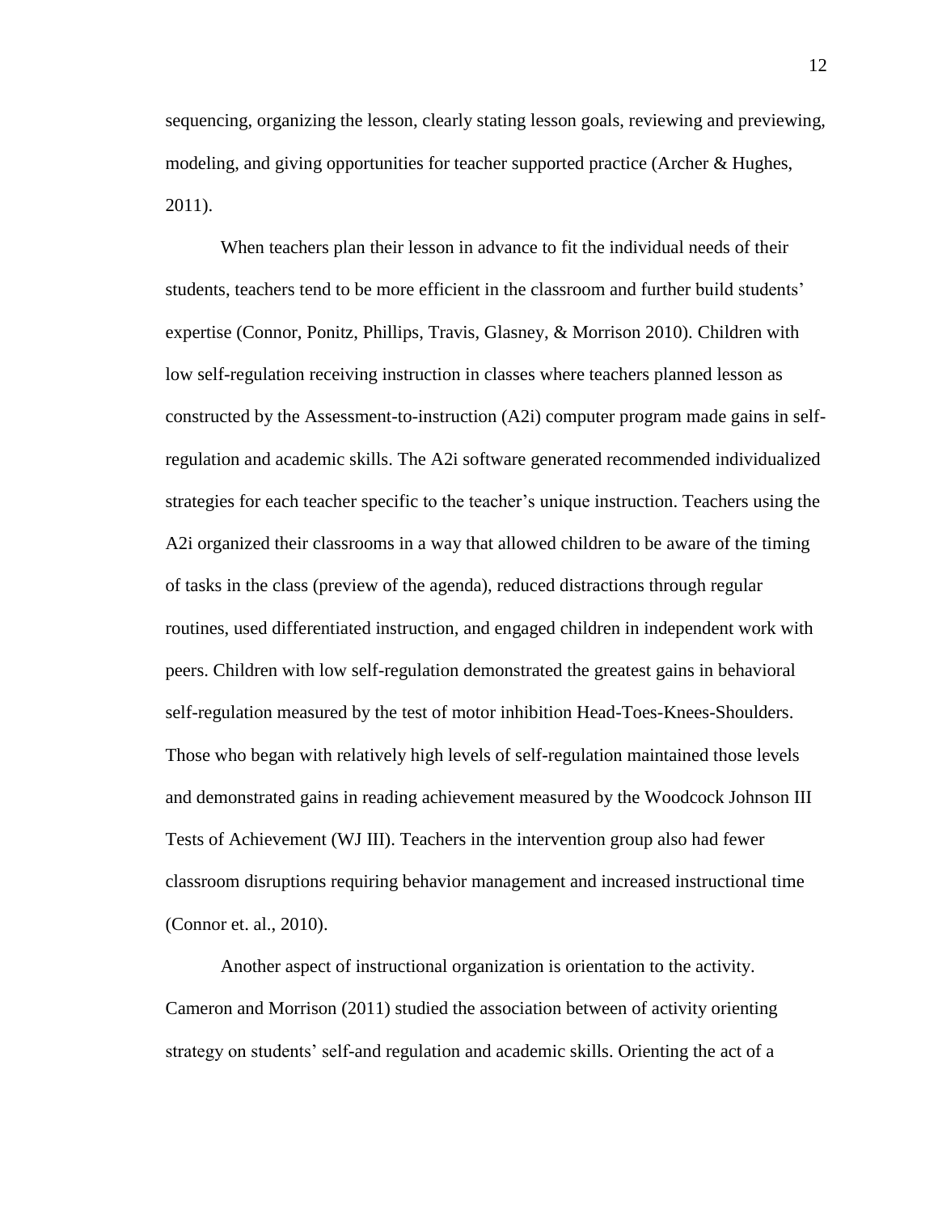sequencing, organizing the lesson, clearly stating lesson goals, reviewing and previewing, modeling, and giving opportunities for teacher supported practice (Archer & Hughes, 2011).

When teachers plan their lesson in advance to fit the individual needs of their students, teachers tend to be more efficient in the classroom and further build students' expertise (Connor, Ponitz, Phillips, Travis, Glasney, & Morrison 2010). Children with low self-regulation receiving instruction in classes where teachers planned lesson as constructed by the Assessment-to-instruction (A2i) computer program made gains in self-regulation and academic skills. The A2i software generated recommended individualized strategies for each teacher specific to the teacher's unique instruction. Teachers using the A2i organized their classrooms in a way that allowed children to be aware of the timing of tasks in the class (preview of the agenda), reduced distractions through regular routines, used differentiated instruction, and engaged children in independent work with peers. Children with low self-regulation demonstrated the greatest gains in behavioral self-regulation measured by the test of motor inhibition Head-Toes-Knees-Shoulders. Those who began with relatively high levels of self-regulation maintained those levels and demonstrated gains in reading achievement measured by the Woodcock Johnson III Tests of Achievement (WJ III). Teachers in the intervention group also had fewer classroom disruptions requiring behavior management and increased instructional time (Connor et. al., 2010).

Another aspect of instructional organization is orientation to the activity. Cameron and Morrison (2011) studied the association between of activity orienting strategy on students' self-and regulation and academic skills. Orienting the act of a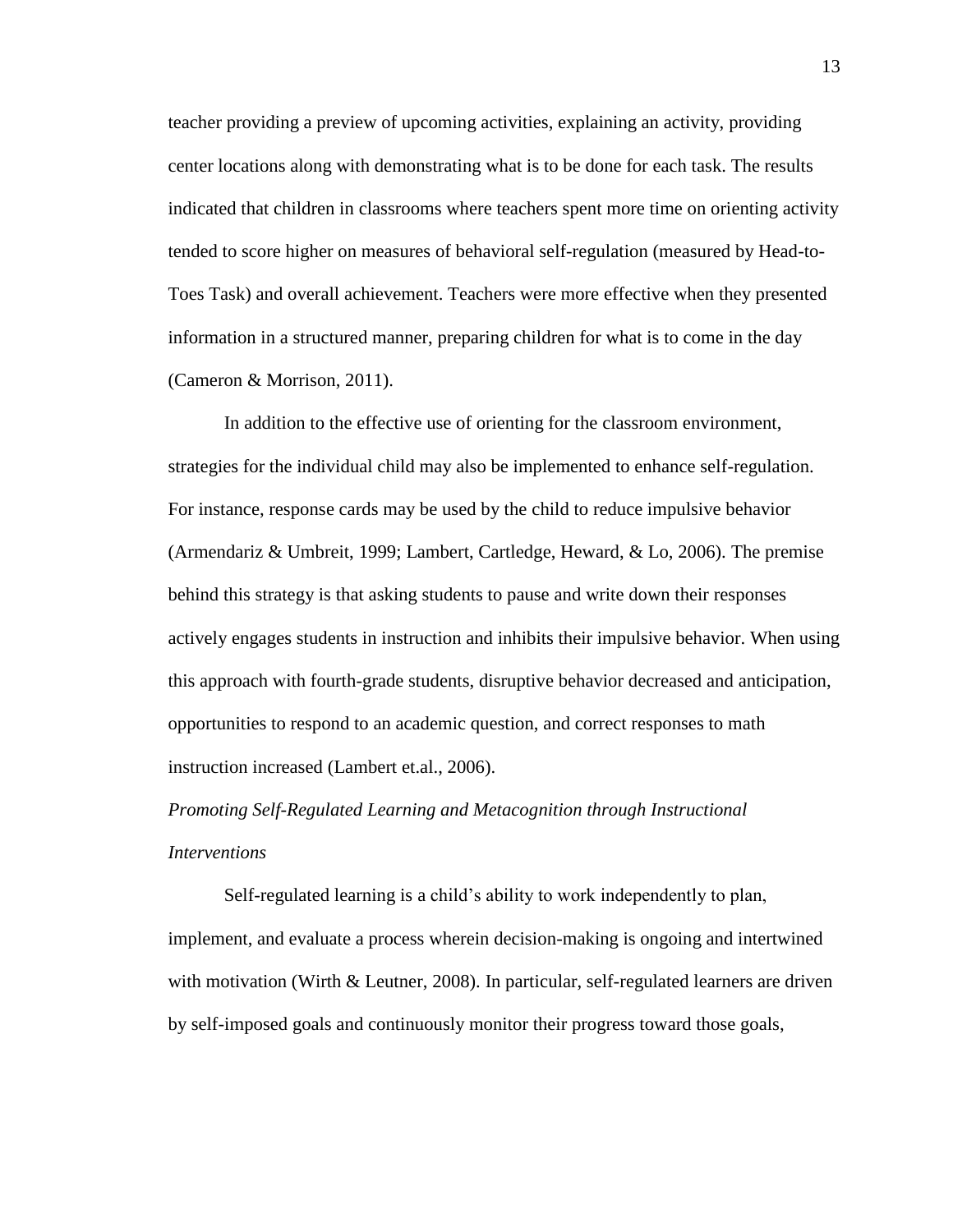teacher providing a preview of upcoming activities, explaining an activity, providing center locations along with demonstrating what is to be done for each task. The results indicated that children in classrooms where teachers spent more time on orienting activity tended to score higher on measures of behavioral self-regulation (measured by Head-to-Toes Task) and overall achievement. Teachers were more effective when they presented information in a structured manner, preparing children for what is to come in the day (Cameron & Morrison, 2011).

In addition to the effective use of orienting for the classroom environment, strategies for the individual child may also be implemented to enhance self-regulation. For instance, response cards may be used by the child to reduce impulsive behavior (Armendariz & Umbreit, 1999; Lambert, Cartledge, Heward, & Lo, 2006). The premise behind this strategy is that asking students to pause and write down their responses actively engages students in instruction and inhibits their impulsive behavior. When using this approach with fourth-grade students, disruptive behavior decreased and anticipation, opportunities to respond to an academic question, and correct responses to math instruction increased (Lambert et.al., 2006).

*Promoting Self-Regulated Learning and Metacognition through Instructional Interventions*

Self-regulated learning is a child's ability to work independently to plan, implement, and evaluate a process wherein decision-making is ongoing and intertwined with motivation (Wirth & Leutner, 2008). In particular, self-regulated learners are driven by self-imposed goals and continuously monitor their progress toward those goals,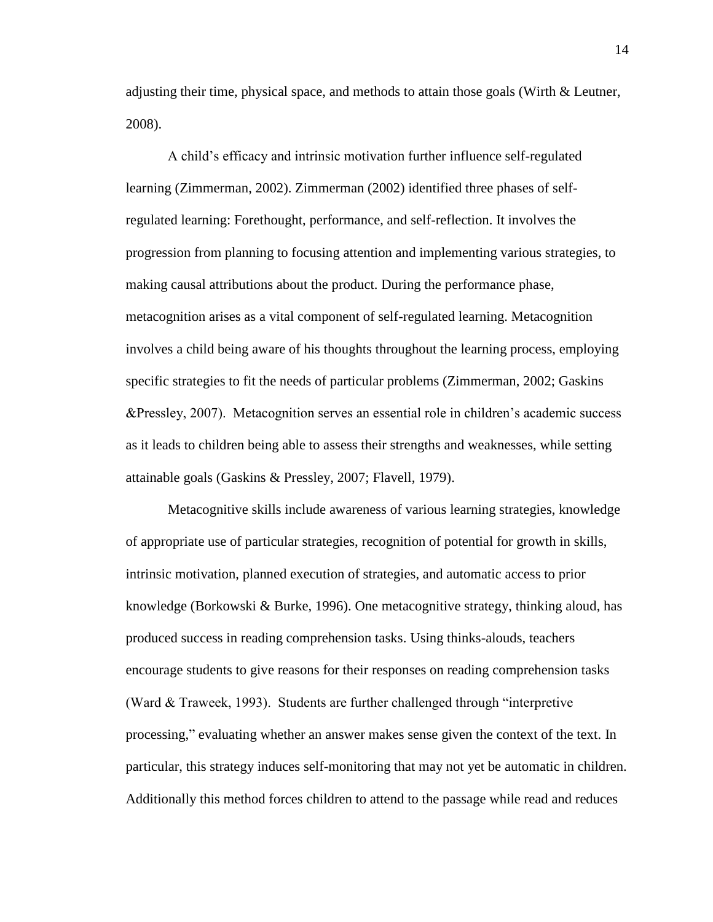adjusting their time, physical space, and methods to attain those goals (Wirth & Leutner, 2008).

A child's efficacy and intrinsic motivation further influence self-regulated learning (Zimmerman, 2002). Zimmerman (2002) identified three phases of self-regulated learning: Forethought, performance, and self-reflection. It involves the progression from planning to focusing attention and implementing various strategies, to making causal attributions about the product. During the performance phase, metacognition arises as a vital component of self-regulated learning. Metacognition involves a child being aware of his thoughts throughout the learning process, employing specific strategies to fit the needs of particular problems (Zimmerman, 2002; Gaskins &Pressley, 2007). Metacognition serves an essential role in children's academic success as it leads to children being able to assess their strengths and weaknesses, while setting attainable goals (Gaskins & Pressley, 2007; Flavell, 1979).

Metacognitive skills include awareness of various learning strategies, knowledge of appropriate use of particular strategies, recognition of potential for growth in skills, intrinsic motivation, planned execution of strategies, and automatic access to prior knowledge (Borkowski & Burke, 1996). One metacognitive strategy, thinking aloud, has produced success in reading comprehension tasks. Using thinks-alouds, teachers encourage students to give reasons for their responses on reading comprehension tasks (Ward & Traweek, 1993). Students are further challenged through "interpretive processing," evaluating whether an answer makes sense given the context of the text. In particular, this strategy induces self-monitoring that may not yet be automatic in children. Additionally this method forces children to attend to the passage while read and reduces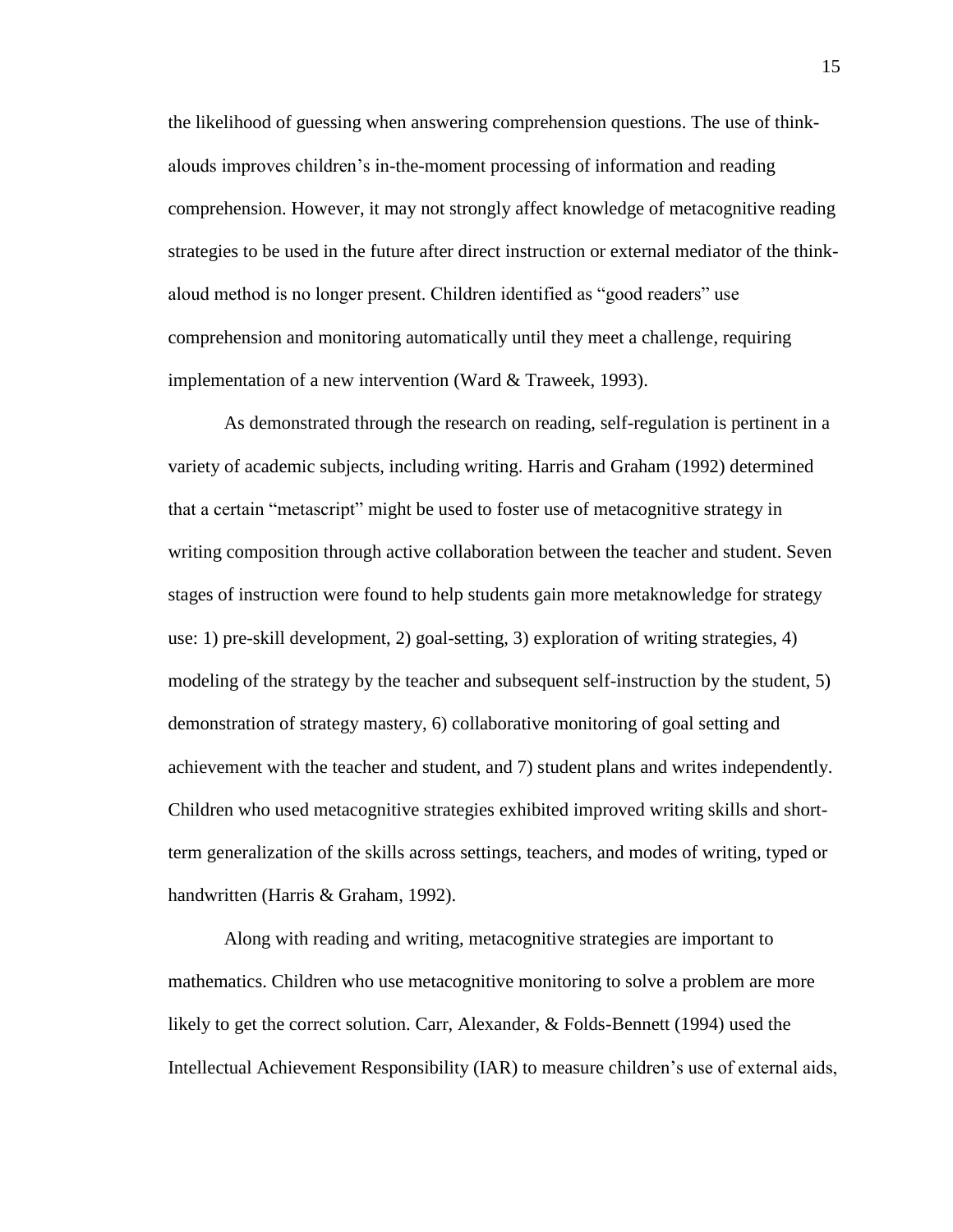the likelihood of guessing when answering comprehension questions. The use of think-alouds improves children's in-the-moment processing of information and reading comprehension. However, it may not strongly affect knowledge of metacognitive reading strategies to be used in the future after direct instruction or external mediator of the think-aloud method is no longer present. Children identified as "good readers" use comprehension and monitoring automatically until they meet a challenge, requiring implementation of a new intervention (Ward & Traweek, 1993).

As demonstrated through the research on reading, self-regulation is pertinent in a variety of academic subjects, including writing. Harris and Graham (1992) determined that a certain "metascript" might be used to foster use of metacognitive strategy in writing composition through active collaboration between the teacher and student. Seven stages of instruction were found to help students gain more metaknowledge for strategy use: 1) pre-skill development, 2) goal-setting, 3) exploration of writing strategies, 4) modeling of the strategy by the teacher and subsequent self-instruction by the student, 5) demonstration of strategy mastery, 6) collaborative monitoring of goal setting and achievement with the teacher and student, and 7) student plans and writes independently. Children who used metacognitive strategies exhibited improved writing skills and short-term generalization of the skills across settings, teachers, and modes of writing, typed or handwritten (Harris & Graham, 1992).

Along with reading and writing, metacognitive strategies are important to mathematics. Children who use metacognitive monitoring to solve a problem are more likely to get the correct solution. Carr, Alexander, & Folds-Bennett (1994) used the Intellectual Achievement Responsibility (IAR) to measure children's use of external aids,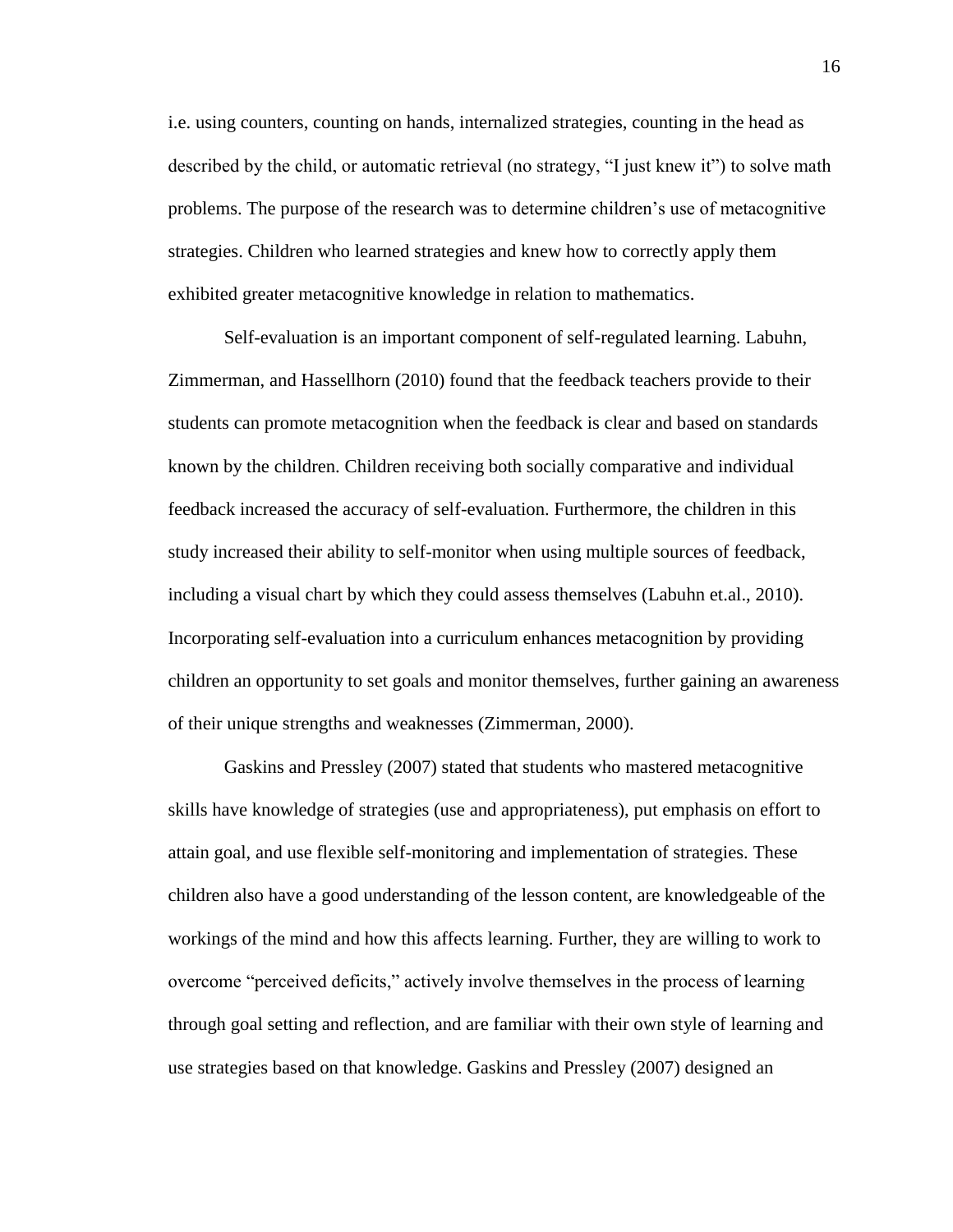i.e. using counters, counting on hands, internalized strategies, counting in the head as described by the child, or automatic retrieval (no strategy, "I just knew it") to solve math problems. The purpose of the research was to determine children's use of metacognitive strategies. Children who learned strategies and knew how to correctly apply them exhibited greater metacognitive knowledge in relation to mathematics.

Self-evaluation is an important component of self-regulated learning. Labuhn, Zimmerman, and Hassellhorn (2010) found that the feedback teachers provide to their students can promote metacognition when the feedback is clear and based on standards known by the children. Children receiving both socially comparative and individual feedback increased the accuracy of self-evaluation. Furthermore, the children in this study increased their ability to self-monitor when using multiple sources of feedback, including a visual chart by which they could assess themselves (Labuhn et.al., 2010). Incorporating self-evaluation into a curriculum enhances metacognition by providing children an opportunity to set goals and monitor themselves, further gaining an awareness of their unique strengths and weaknesses (Zimmerman, 2000).

Gaskins and Pressley (2007) stated that students who mastered metacognitive skills have knowledge of strategies (use and appropriateness), put emphasis on effort to attain goal, and use flexible self-monitoring and implementation of strategies. These children also have a good understanding of the lesson content, are knowledgeable of the workings of the mind and how this affects learning. Further, they are willing to work to overcome "perceived deficits," actively involve themselves in the process of learning through goal setting and reflection, and are familiar with their own style of learning and use strategies based on that knowledge. Gaskins and Pressley (2007) designed an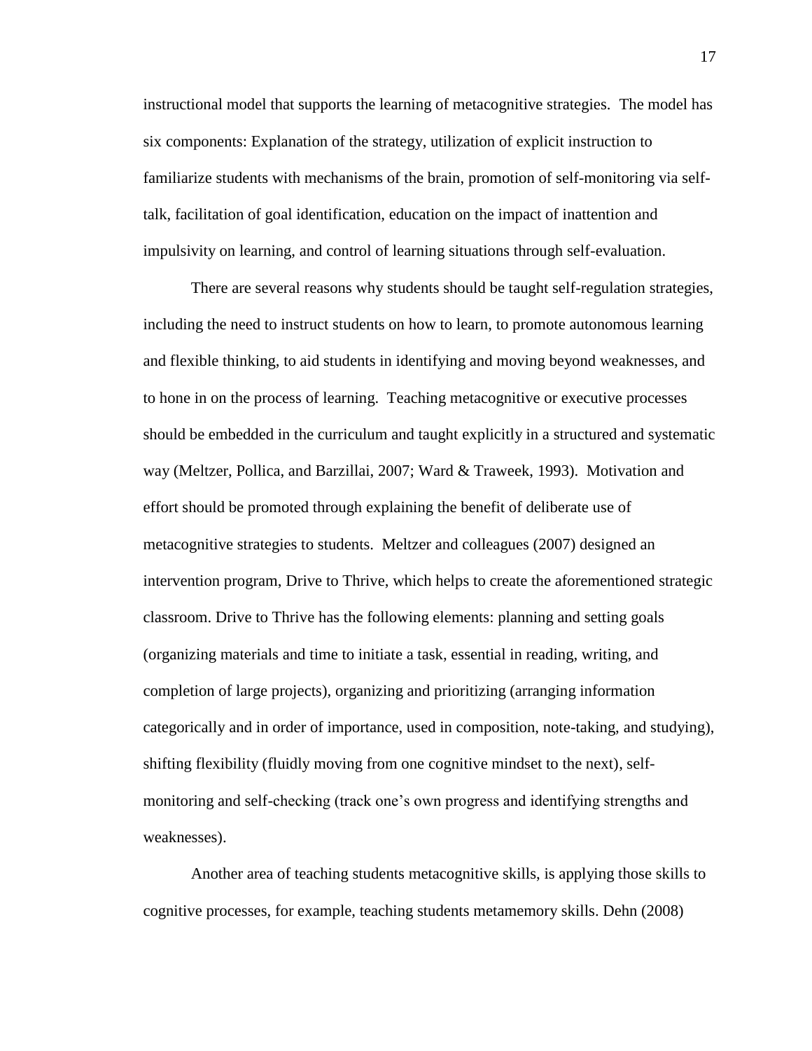instructional model that supports the learning of metacognitive strategies. The model has six components: Explanation of the strategy, utilization of explicit instruction to familiarize students with mechanisms of the brain, promotion of self-monitoring via self-talk, facilitation of goal identification, education on the impact of inattention and impulsivity on learning, and control of learning situations through self-evaluation.

There are several reasons why students should be taught self-regulation strategies, including the need to instruct students on how to learn, to promote autonomous learning and flexible thinking, to aid students in identifying and moving beyond weaknesses, and to hone in on the process of learning. Teaching metacognitive or executive processes should be embedded in the curriculum and taught explicitly in a structured and systematic way (Meltzer, Pollica, and Barzillai, 2007; Ward & Traweek, 1993). Motivation and effort should be promoted through explaining the benefit of deliberate use of metacognitive strategies to students. Meltzer and colleagues (2007) designed an intervention program, Drive to Thrive, which helps to create the aforementioned strategic classroom. Drive to Thrive has the following elements: planning and setting goals (organizing materials and time to initiate a task, essential in reading, writing, and completion of large projects), organizing and prioritizing (arranging information categorically and in order of importance, used in composition, note-taking, and studying), shifting flexibility (fluidly moving from one cognitive mindset to the next), self-monitoring and self-checking (track one's own progress and identifying strengths and weaknesses).

Another area of teaching students metacognitive skills, is applying those skills to cognitive processes, for example, teaching students metamemory skills. Dehn (2008)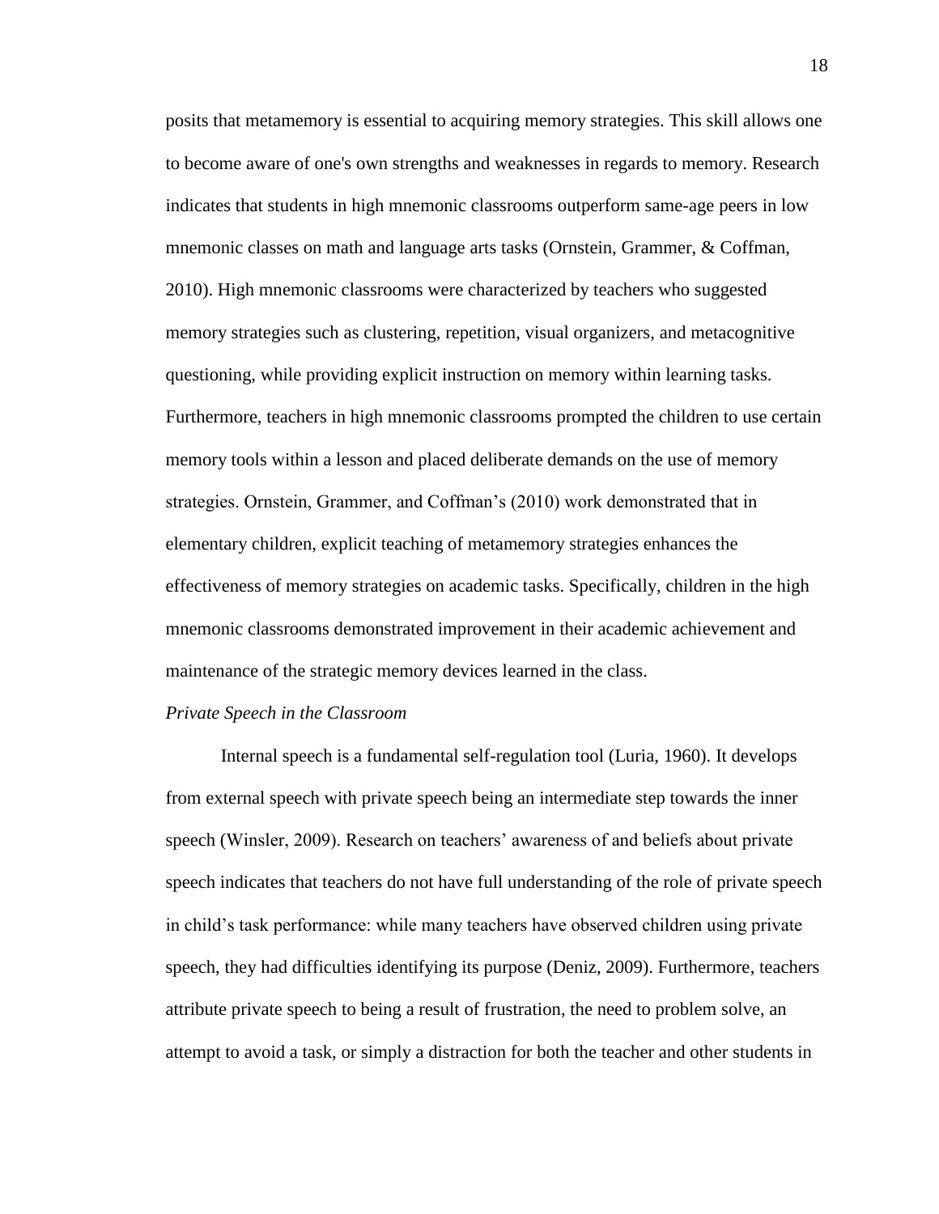posits that metamemory is essential to acquiring memory strategies. This skill allows one to become aware of one's own strengths and weaknesses in regards to memory. Research indicates that students in high mnemonic classrooms outperform same-age peers in low mnemonic classes on math and language arts tasks (Ornstein, Grammer, & Coffman, 2010). High mnemonic classrooms were characterized by teachers who suggested memory strategies such as clustering, repetition, visual organizers, and metacognitive questioning, while providing explicit instruction on memory within learning tasks. Furthermore, teachers in high mnemonic classrooms prompted the children to use certain memory tools within a lesson and placed deliberate demands on the use of memory strategies. Ornstein, Grammer, and Coffman's (2010) work demonstrated that in elementary children, explicit teaching of metamemory strategies enhances the effectiveness of memory strategies on academic tasks. Specifically, children in the high mnemonic classrooms demonstrated improvement in their academic achievement and maintenance of the strategic memory devices learned in the class.

### *Private Speech in the Classroom*

Internal speech is a fundamental self-regulation tool (Luria, 1960). It develops from external speech with private speech being an intermediate step towards the inner speech (Winsler, 2009). Research on teachers' awareness of and beliefs about private speech indicates that teachers do not have full understanding of the role of private speech in child's task performance: while many teachers have observed children using private speech, they had difficulties identifying its purpose (Deniz, 2009). Furthermore, teachers attribute private speech to being a result of frustration, the need to problem solve, an attempt to avoid a task, or simply a distraction for both the teacher and other students in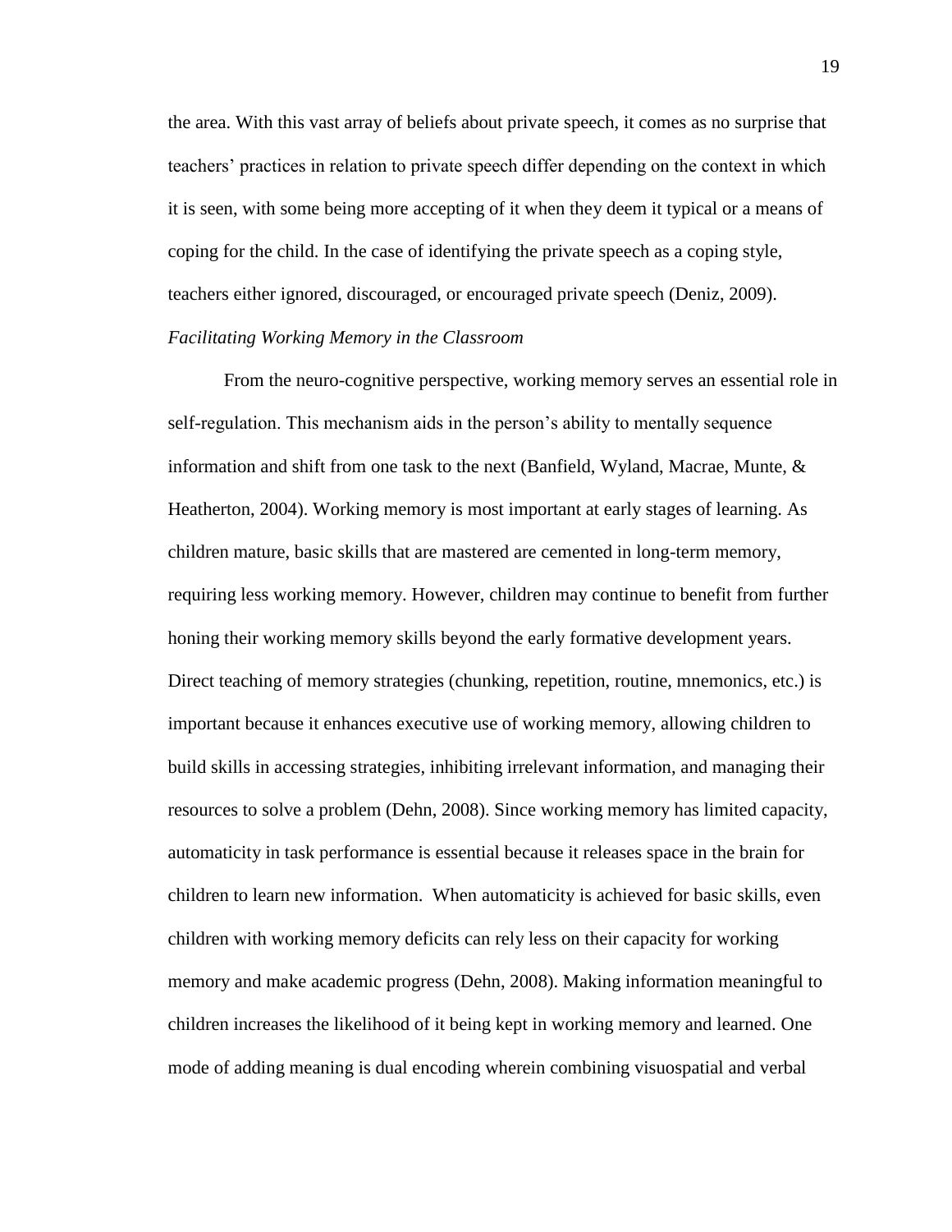the area. With this vast array of beliefs about private speech, it comes as no surprise that teachers' practices in relation to private speech differ depending on the context in which it is seen, with some being more accepting of it when they deem it typical or a means of coping for the child. In the case of identifying the private speech as a coping style, teachers either ignored, discouraged, or encouraged private speech (Deniz, 2009).

*Facilitating Working Memory in the Classroom*

From the neuro-cognitive perspective, working memory serves an essential role in self-regulation. This mechanism aids in the person's ability to mentally sequence information and shift from one task to the next (Banfield, Wyland, Macrae, Munte, & Heatherton, 2004). Working memory is most important at early stages of learning. As children mature, basic skills that are mastered are cemented in long-term memory, requiring less working memory. However, children may continue to benefit from further honing their working memory skills beyond the early formative development years. Direct teaching of memory strategies (chunking, repetition, routine, mnemonics, etc.) is important because it enhances executive use of working memory, allowing children to build skills in accessing strategies, inhibiting irrelevant information, and managing their resources to solve a problem (Dehn, 2008). Since working memory has limited capacity, automaticity in task performance is essential because it releases space in the brain for children to learn new information. When automaticity is achieved for basic skills, even children with working memory deficits can rely less on their capacity for working memory and make academic progress (Dehn, 2008). Making information meaningful to children increases the likelihood of it being kept in working memory and learned. One mode of adding meaning is dual encoding wherein combining visuospatial and verbal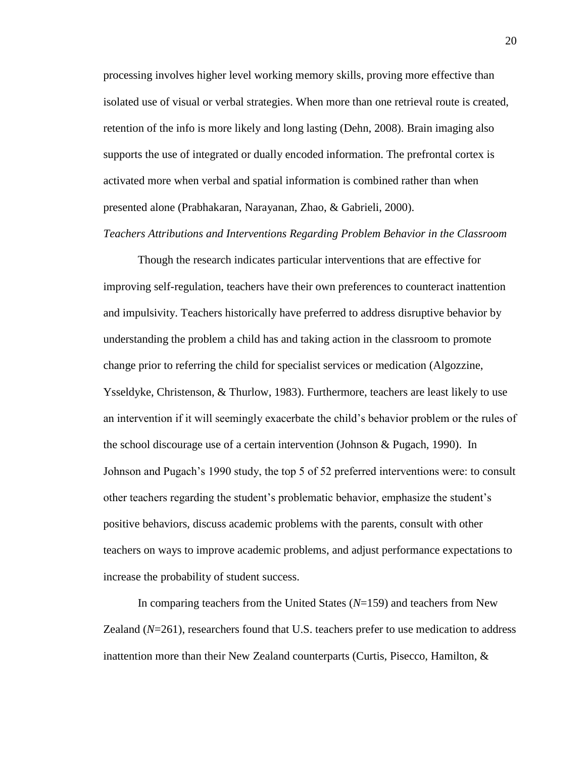processing involves higher level working memory skills, proving more effective than isolated use of visual or verbal strategies. When more than one retrieval route is created, retention of the info is more likely and long lasting (Dehn, 2008). Brain imaging also supports the use of integrated or dually encoded information. The prefrontal cortex is activated more when verbal and spatial information is combined rather than when presented alone (Prabhakaran, Narayanan, Zhao, & Gabrieli, 2000).

### *Teachers Attributions and Interventions Regarding Problem Behavior in the Classroom*

Though the research indicates particular interventions that are effective for improving self-regulation, teachers have their own preferences to counteract inattention and impulsivity. Teachers historically have preferred to address disruptive behavior by understanding the problem a child has and taking action in the classroom to promote change prior to referring the child for specialist services or medication (Algozzine, Ysseldyke, Christenson, & Thurlow, 1983). Furthermore, teachers are least likely to use an intervention if it will seemingly exacerbate the child's behavior problem or the rules of the school discourage use of a certain intervention (Johnson & Pugach, 1990). In Johnson and Pugach's 1990 study, the top 5 of 52 preferred interventions were: to consult other teachers regarding the student's problematic behavior, emphasize the student's positive behaviors, discuss academic problems with the parents, consult with other teachers on ways to improve academic problems, and adjust performance expectations to increase the probability of student success.

In comparing teachers from the United States ($N$=159) and teachers from New Zealand ($N$=261), researchers found that U.S. teachers prefer to use medication to address inattention more than their New Zealand counterparts (Curtis, Pisecco, Hamilton, &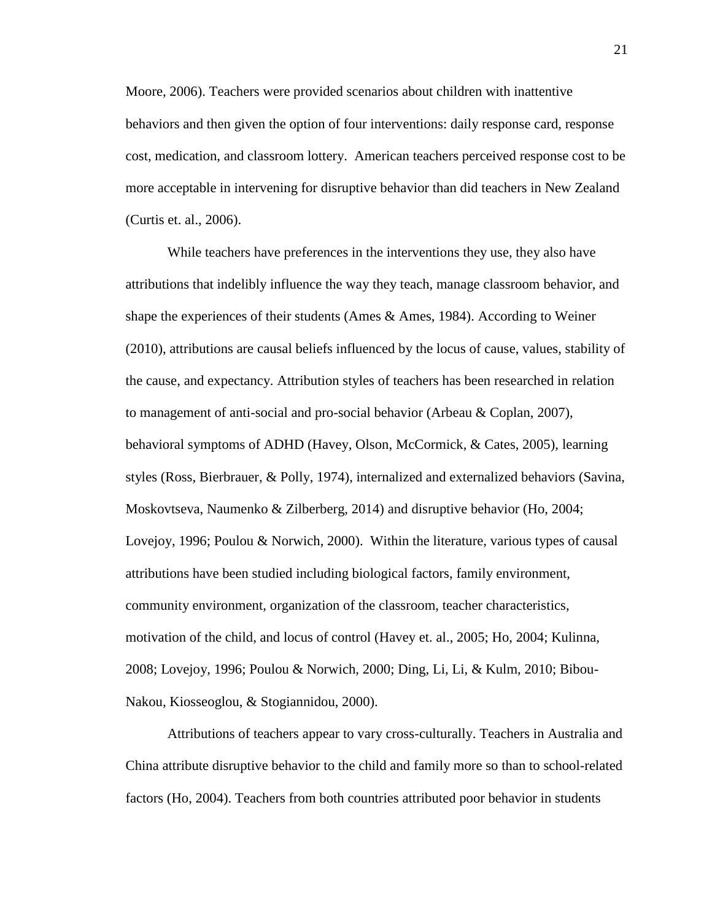Moore, 2006). Teachers were provided scenarios about children with inattentive behaviors and then given the option of four interventions: daily response card, response cost, medication, and classroom lottery. American teachers perceived response cost to be more acceptable in intervening for disruptive behavior than did teachers in New Zealand (Curtis et. al., 2006).

While teachers have preferences in the interventions they use, they also have attributions that indelibly influence the way they teach, manage classroom behavior, and shape the experiences of their students (Ames & Ames, 1984). According to Weiner (2010), attributions are causal beliefs influenced by the locus of cause, values, stability of the cause, and expectancy. Attribution styles of teachers has been researched in relation to management of anti-social and pro-social behavior (Arbeau & Coplan, 2007), behavioral symptoms of ADHD (Havey, Olson, McCormick, & Cates, 2005), learning styles (Ross, Bierbrauer, & Polly, 1974), internalized and externalized behaviors (Savina, Moskovtseva, Naumenko & Zilberberg, 2014) and disruptive behavior (Ho, 2004; Lovejoy, 1996; Poulou & Norwich, 2000). Within the literature, various types of causal attributions have been studied including biological factors, family environment, community environment, organization of the classroom, teacher characteristics, motivation of the child, and locus of control (Havey et. al., 2005; Ho, 2004; Kulinna, 2008; Lovejoy, 1996; Poulou & Norwich, 2000; Ding, Li, Li, & Kulm, 2010; Bibou-Nakou, Kiosseoglou, & Stogiannidou, 2000).

Attributions of teachers appear to vary cross-culturally. Teachers in Australia and China attribute disruptive behavior to the child and family more so than to school-related factors (Ho, 2004). Teachers from both countries attributed poor behavior in students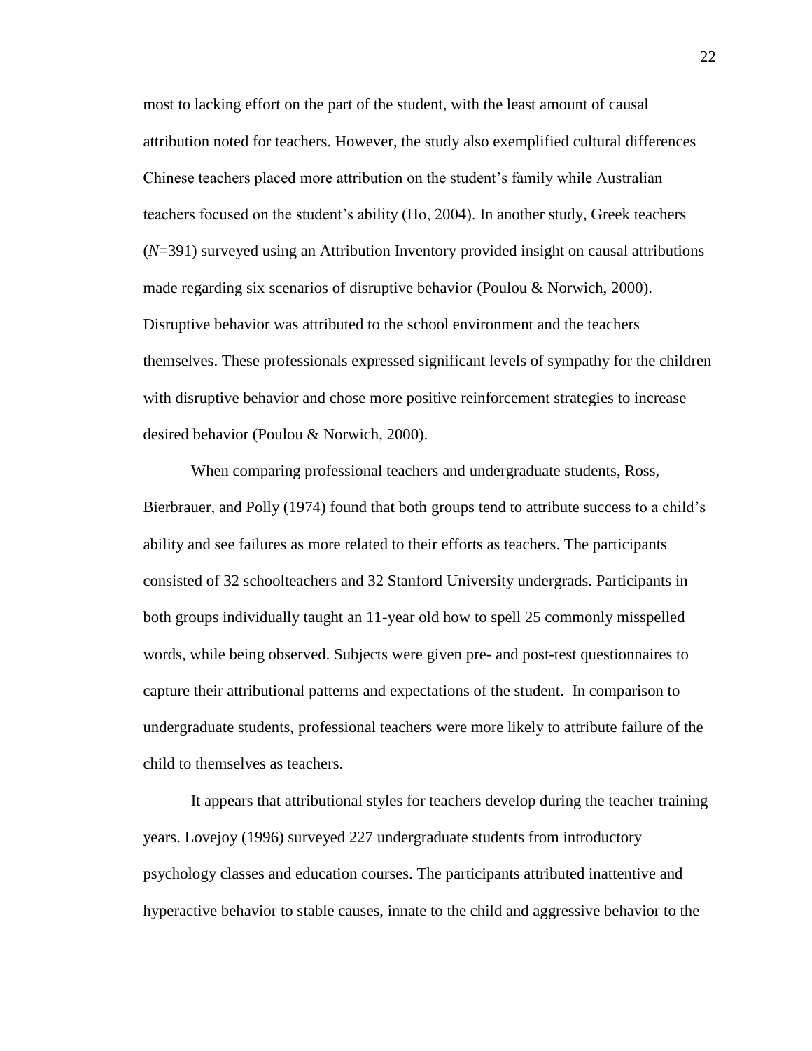most to lacking effort on the part of the student, with the least amount of causal attribution noted for teachers. However, the study also exemplified cultural differences Chinese teachers placed more attribution on the student's family while Australian teachers focused on the student's ability (Ho, 2004). In another study, Greek teachers (*N*=391) surveyed using an Attribution Inventory provided insight on causal attributions made regarding six scenarios of disruptive behavior (Poulou & Norwich, 2000). Disruptive behavior was attributed to the school environment and the teachers themselves. These professionals expressed significant levels of sympathy for the children with disruptive behavior and chose more positive reinforcement strategies to increase desired behavior (Poulou & Norwich, 2000).

When comparing professional teachers and undergraduate students, Ross, Bierbrauer, and Polly (1974) found that both groups tend to attribute success to a child's ability and see failures as more related to their efforts as teachers. The participants consisted of 32 schoolteachers and 32 Stanford University undergrads. Participants in both groups individually taught an 11-year old how to spell 25 commonly misspelled words, while being observed. Subjects were given pre- and post-test questionnaires to capture their attributional patterns and expectations of the student. In comparison to undergraduate students, professional teachers were more likely to attribute failure of the child to themselves as teachers.

It appears that attributional styles for teachers develop during the teacher training years. Lovejoy (1996) surveyed 227 undergraduate students from introductory psychology classes and education courses. The participants attributed inattentive and hyperactive behavior to stable causes, innate to the child and aggressive behavior to the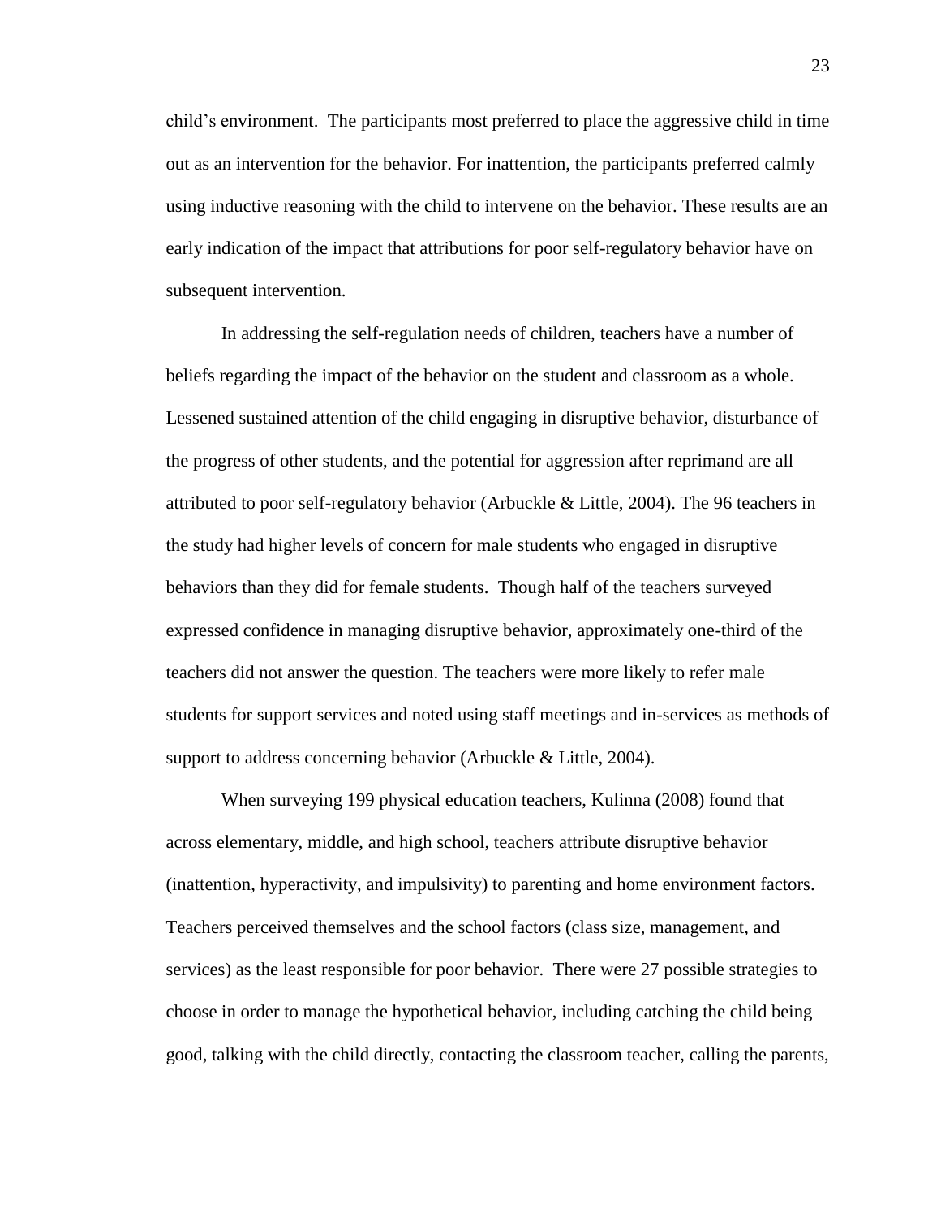child's environment. The participants most preferred to place the aggressive child in time out as an intervention for the behavior. For inattention, the participants preferred calmly using inductive reasoning with the child to intervene on the behavior. These results are an early indication of the impact that attributions for poor self-regulatory behavior have on subsequent intervention.

In addressing the self-regulation needs of children, teachers have a number of beliefs regarding the impact of the behavior on the student and classroom as a whole. Lessened sustained attention of the child engaging in disruptive behavior, disturbance of the progress of other students, and the potential for aggression after reprimand are all attributed to poor self-regulatory behavior (Arbuckle & Little, 2004). The 96 teachers in the study had higher levels of concern for male students who engaged in disruptive behaviors than they did for female students. Though half of the teachers surveyed expressed confidence in managing disruptive behavior, approximately one-third of the teachers did not answer the question. The teachers were more likely to refer male students for support services and noted using staff meetings and in-services as methods of support to address concerning behavior (Arbuckle & Little, 2004).

When surveying 199 physical education teachers, Kulinna (2008) found that across elementary, middle, and high school, teachers attribute disruptive behavior (inattention, hyperactivity, and impulsivity) to parenting and home environment factors. Teachers perceived themselves and the school factors (class size, management, and services) as the least responsible for poor behavior. There were 27 possible strategies to choose in order to manage the hypothetical behavior, including catching the child being good, talking with the child directly, contacting the classroom teacher, calling the parents,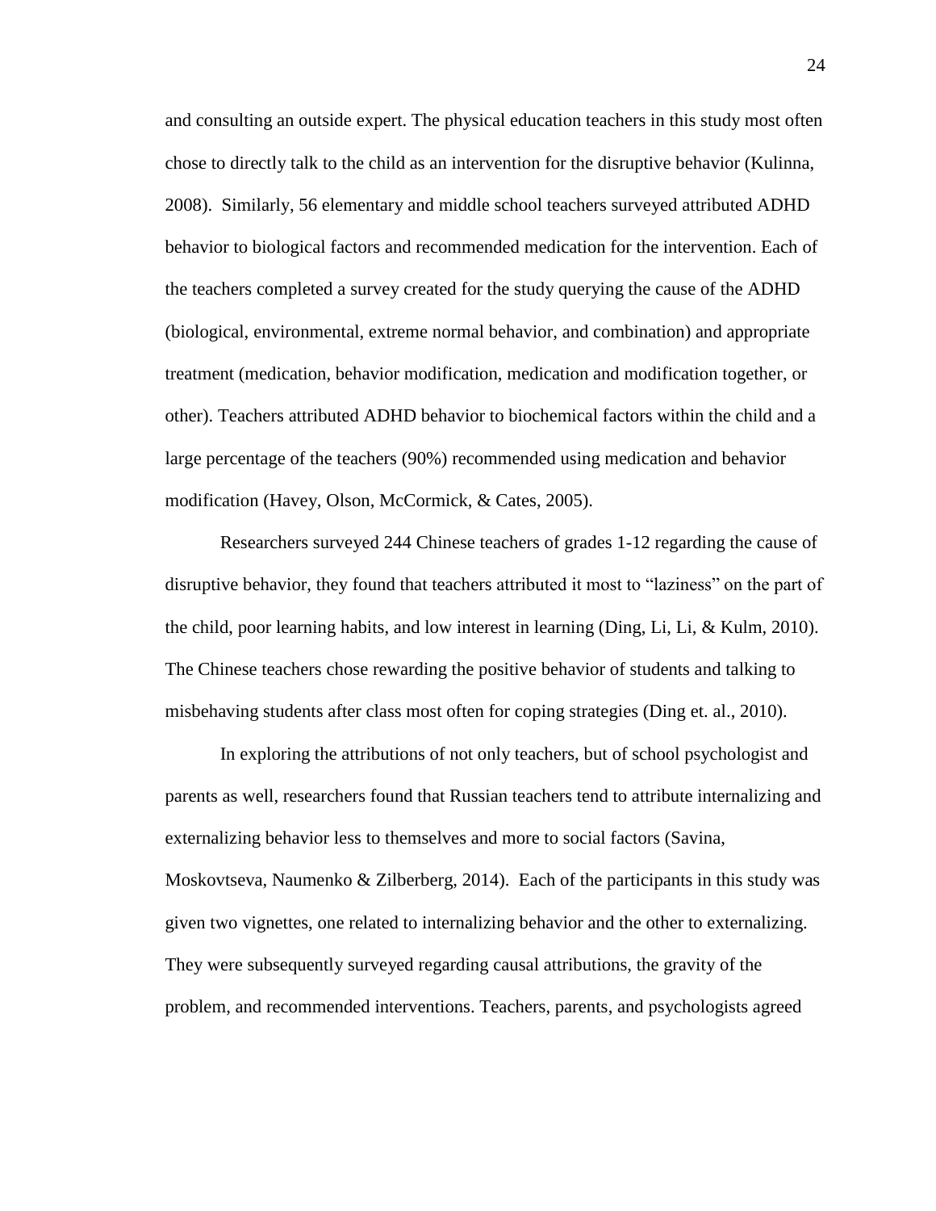and consulting an outside expert. The physical education teachers in this study most often chose to directly talk to the child as an intervention for the disruptive behavior (Kulinna, 2008). Similarly, 56 elementary and middle school teachers surveyed attributed ADHD behavior to biological factors and recommended medication for the intervention. Each of the teachers completed a survey created for the study querying the cause of the ADHD (biological, environmental, extreme normal behavior, and combination) and appropriate treatment (medication, behavior modification, medication and modification together, or other). Teachers attributed ADHD behavior to biochemical factors within the child and a large percentage of the teachers (90%) recommended using medication and behavior modification (Havey, Olson, McCormick, & Cates, 2005).

Researchers surveyed 244 Chinese teachers of grades 1-12 regarding the cause of disruptive behavior, they found that teachers attributed it most to "laziness" on the part of the child, poor learning habits, and low interest in learning (Ding, Li, Li, & Kulm, 2010). The Chinese teachers chose rewarding the positive behavior of students and talking to misbehaving students after class most often for coping strategies (Ding et. al., 2010).

In exploring the attributions of not only teachers, but of school psychologist and parents as well, researchers found that Russian teachers tend to attribute internalizing and externalizing behavior less to themselves and more to social factors (Savina, Moskovtseva, Naumenko & Zilberberg, 2014). Each of the participants in this study was given two vignettes, one related to internalizing behavior and the other to externalizing. They were subsequently surveyed regarding causal attributions, the gravity of the problem, and recommended interventions. Teachers, parents, and psychologists agreed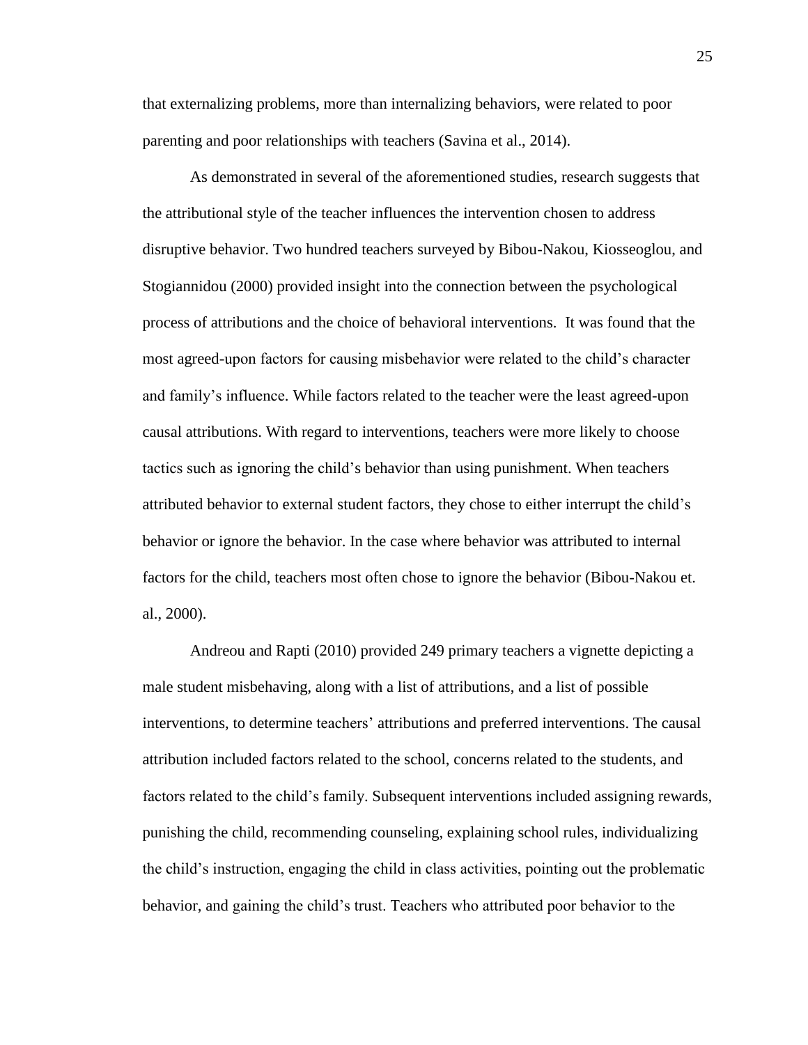that externalizing problems, more than internalizing behaviors, were related to poor parenting and poor relationships with teachers (Savina et al., 2014).

As demonstrated in several of the aforementioned studies, research suggests that the attributional style of the teacher influences the intervention chosen to address disruptive behavior. Two hundred teachers surveyed by Bibou-Nakou, Kiosseoglou, and Stogiannidou (2000) provided insight into the connection between the psychological process of attributions and the choice of behavioral interventions. It was found that the most agreed-upon factors for causing misbehavior were related to the child's character and family's influence. While factors related to the teacher were the least agreed-upon causal attributions. With regard to interventions, teachers were more likely to choose tactics such as ignoring the child's behavior than using punishment. When teachers attributed behavior to external student factors, they chose to either interrupt the child's behavior or ignore the behavior. In the case where behavior was attributed to internal factors for the child, teachers most often chose to ignore the behavior (Bibou-Nakou et. al., 2000).

Andreou and Rapti (2010) provided 249 primary teachers a vignette depicting a male student misbehaving, along with a list of attributions, and a list of possible interventions, to determine teachers' attributions and preferred interventions. The causal attribution included factors related to the school, concerns related to the students, and factors related to the child's family. Subsequent interventions included assigning rewards, punishing the child, recommending counseling, explaining school rules, individualizing the child's instruction, engaging the child in class activities, pointing out the problematic behavior, and gaining the child's trust. Teachers who attributed poor behavior to the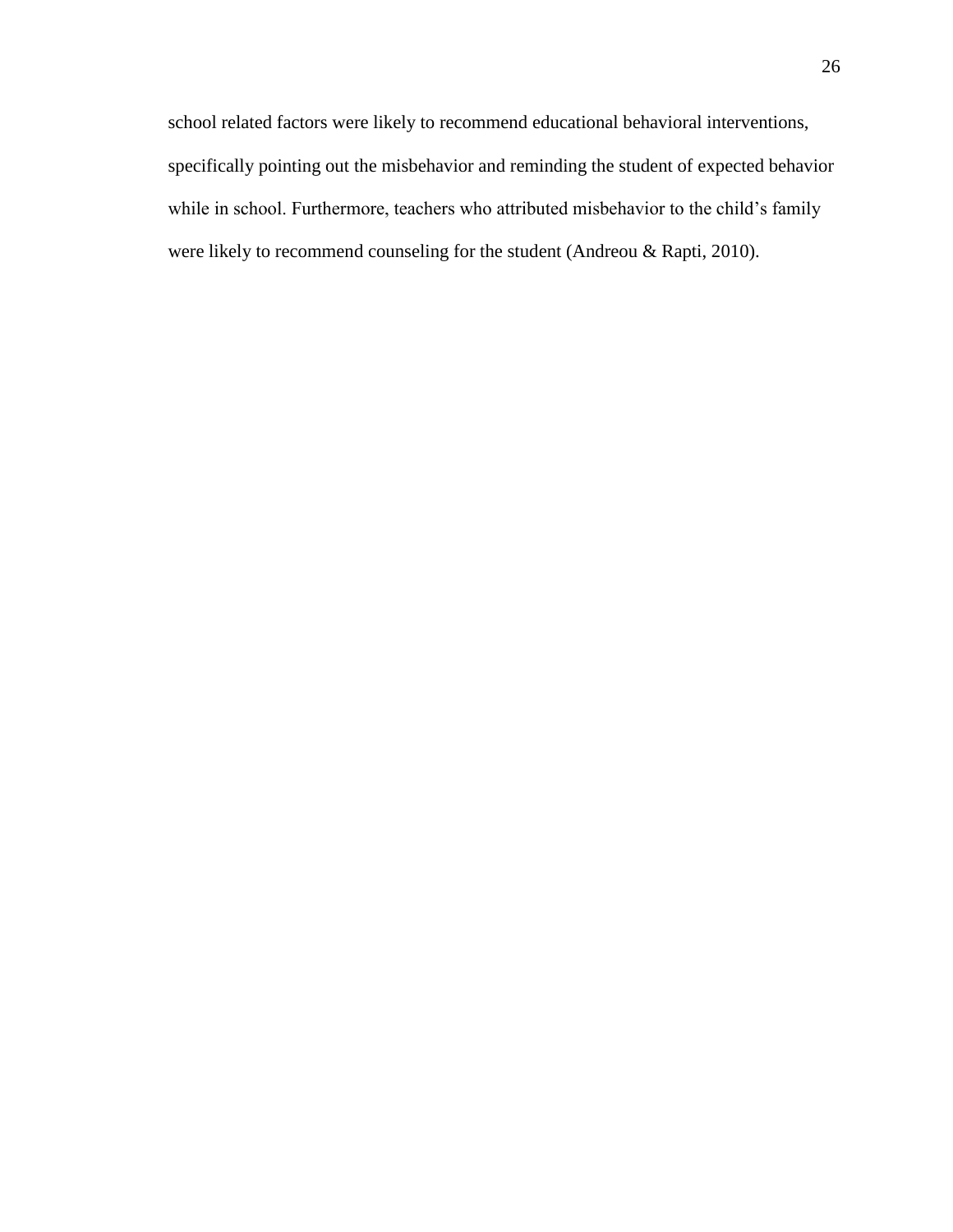school related factors were likely to recommend educational behavioral interventions, specifically pointing out the misbehavior and reminding the student of expected behavior while in school. Furthermore, teachers who attributed misbehavior to the child's family were likely to recommend counseling for the student (Andreou & Rapti, 2010).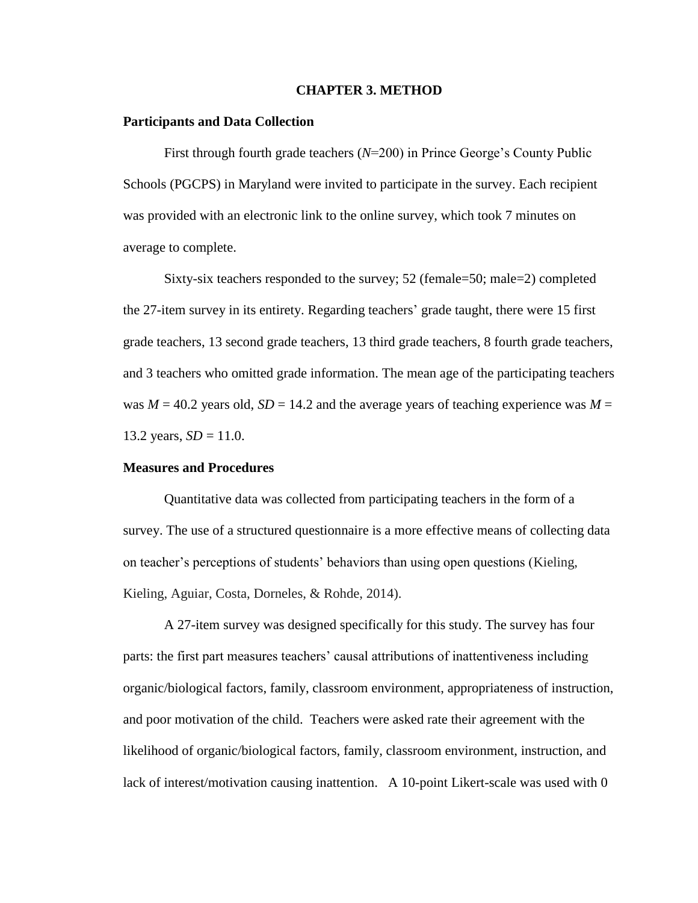# CHAPTER 3. METHOD

## Participants and Data Collection

First through fourth grade teachers (*N*=200) in Prince George's County Public Schools (PGCPS) in Maryland were invited to participate in the survey. Each recipient was provided with an electronic link to the online survey, which took 7 minutes on average to complete.

Sixty-six teachers responded to the survey; 52 (female=50; male=2) completed the 27-item survey in its entirety. Regarding teachers' grade taught, there were 15 first grade teachers, 13 second grade teachers, 13 third grade teachers, 8 fourth grade teachers, and 3 teachers who omitted grade information. The mean age of the participating teachers was $M$ = 40.2 years old, $SD$ = 14.2 and the average years of teaching experience was $M$ = 13.2 years, $SD$ = 11.0.

## Measures and Procedures

Quantitative data was collected from participating teachers in the form of a survey. The use of a structured questionnaire is a more effective means of collecting data on teacher's perceptions of students' behaviors than using open questions (Kieling, Kieling, Aguiar, Costa, Dorneles, & Rohde, 2014).

A 27-item survey was designed specifically for this study. The survey has four parts: the first part measures teachers' causal attributions of inattentiveness including organic/biological factors, family, classroom environment, appropriateness of instruction, and poor motivation of the child. Teachers were asked rate their agreement with the likelihood of organic/biological factors, family, classroom environment, instruction, and lack of interest/motivation causing inattention. A 10-point Likert-scale was used with 0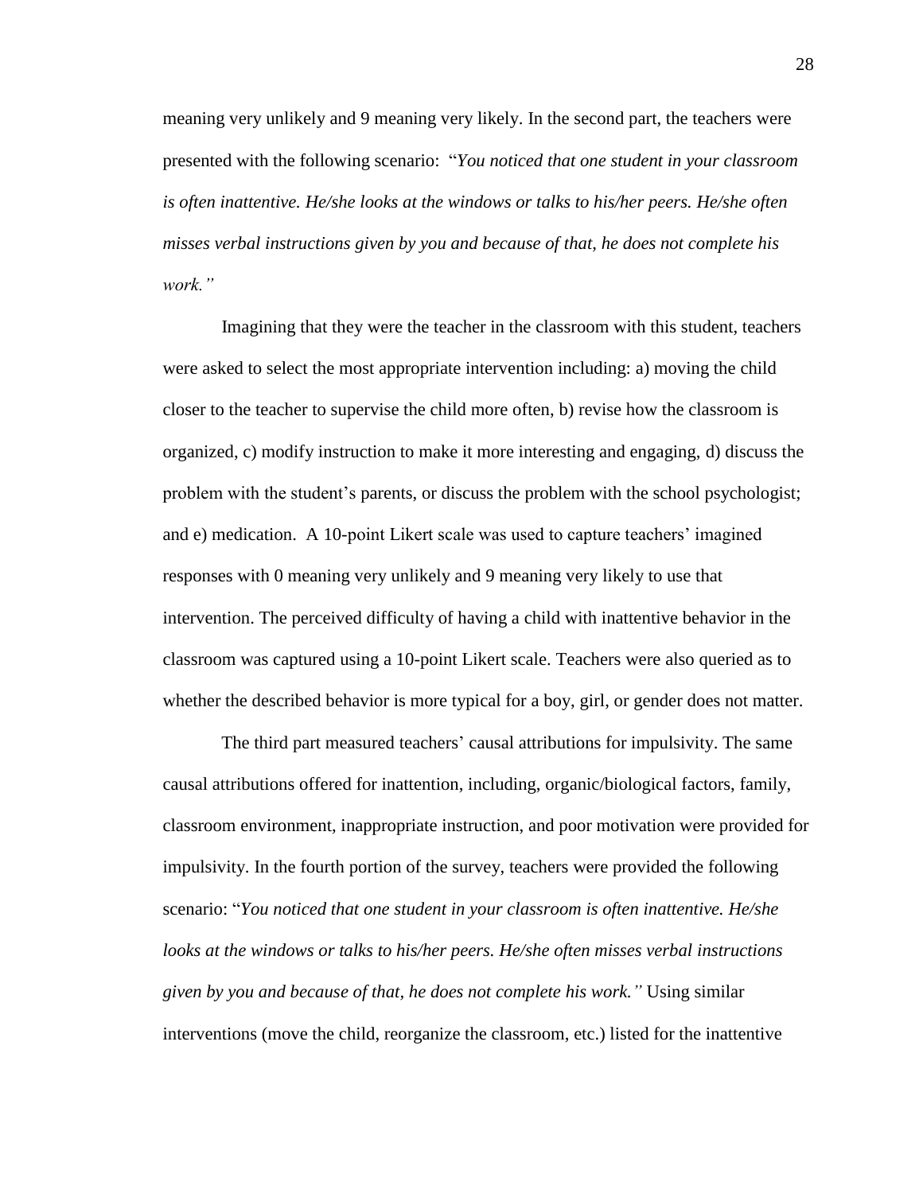meaning very unlikely and 9 meaning very likely. In the second part, the teachers were presented with the following scenario: "*You noticed that one student in your classroom is often inattentive. He/she looks at the windows or talks to his/her peers. He/she often misses verbal instructions given by you and because of that, he does not complete his work."*

Imagining that they were the teacher in the classroom with this student, teachers were asked to select the most appropriate intervention including: a) moving the child closer to the teacher to supervise the child more often, b) revise how the classroom is organized, c) modify instruction to make it more interesting and engaging, d) discuss the problem with the student's parents, or discuss the problem with the school psychologist; and e) medication. A 10-point Likert scale was used to capture teachers' imagined responses with 0 meaning very unlikely and 9 meaning very likely to use that intervention. The perceived difficulty of having a child with inattentive behavior in the classroom was captured using a 10-point Likert scale. Teachers were also queried as to whether the described behavior is more typical for a boy, girl, or gender does not matter.

The third part measured teachers' causal attributions for impulsivity. The same causal attributions offered for inattention, including, organic/biological factors, family, classroom environment, inappropriate instruction, and poor motivation were provided for impulsivity. In the fourth portion of the survey, teachers were provided the following scenario: "*You noticed that one student in your classroom is often inattentive. He/she looks at the windows or talks to his/her peers. He/she often misses verbal instructions given by you and because of that, he does not complete his work."* Using similar interventions (move the child, reorganize the classroom, etc.) listed for the inattentive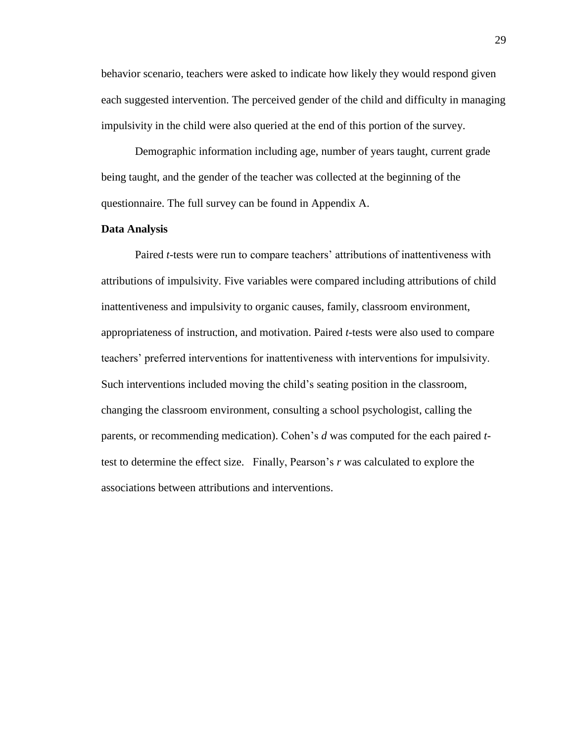behavior scenario, teachers were asked to indicate how likely they would respond given each suggested intervention. The perceived gender of the child and difficulty in managing impulsivity in the child were also queried at the end of this portion of the survey.

Demographic information including age, number of years taught, current grade being taught, and the gender of the teacher was collected at the beginning of the questionnaire. The full survey can be found in Appendix A.

**Data Analysis**

Paired *t*-tests were run to compare teachers' attributions of inattentiveness with attributions of impulsivity. Five variables were compared including attributions of child inattentiveness and impulsivity to organic causes, family, classroom environment, appropriateness of instruction, and motivation. Paired *t*-tests were also used to compare teachers' preferred interventions for inattentiveness with interventions for impulsivity. Such interventions included moving the child's seating position in the classroom, changing the classroom environment, consulting a school psychologist, calling the parents, or recommending medication). Cohen's *d* was computed for the each paired *t*-test to determine the effect size. Finally, Pearson's *r* was calculated to explore the associations between attributions and interventions.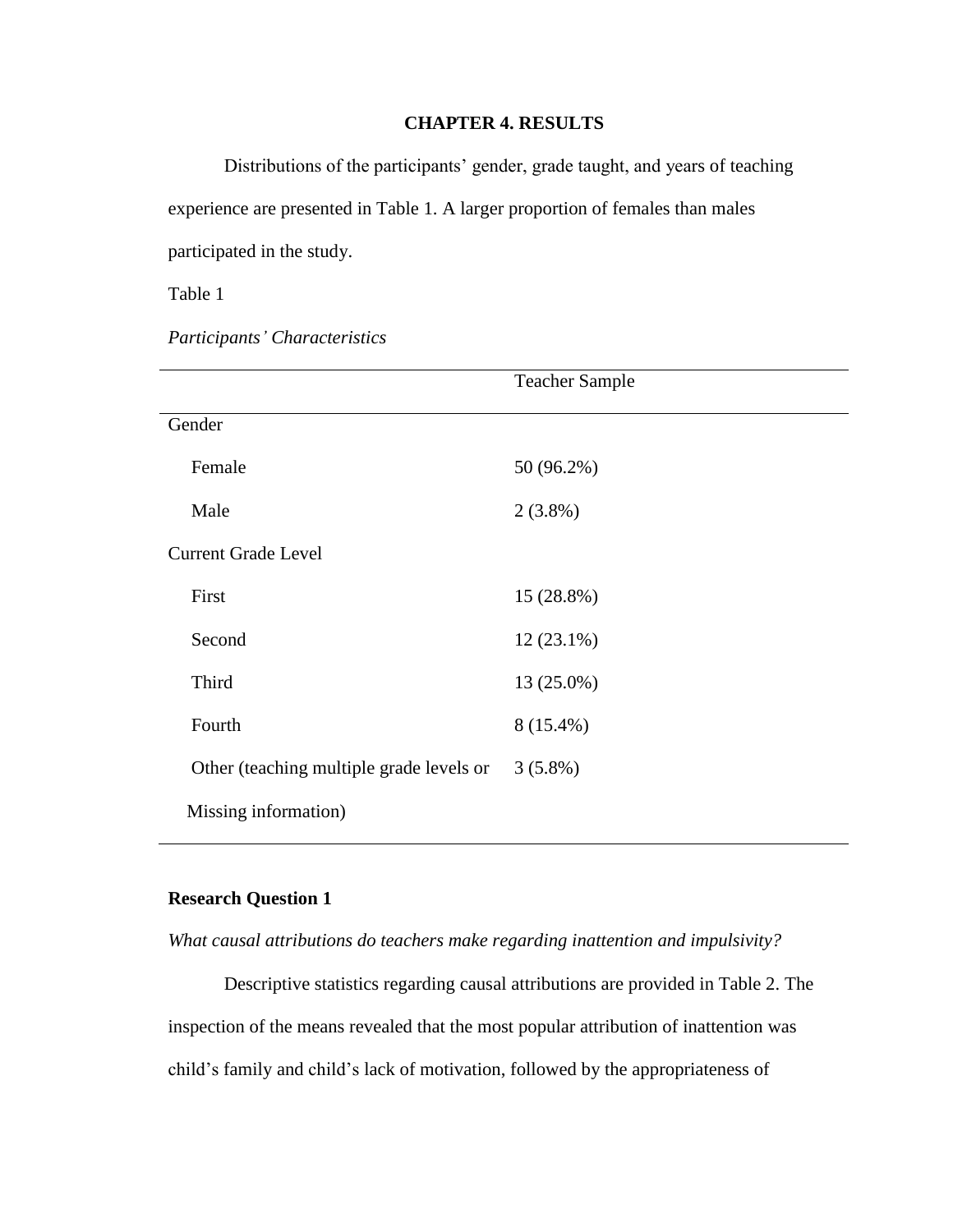# CHAPTER 4. RESULTS

Distributions of the participants' gender, grade taught, and years of teaching experience are presented in Table 1. A larger proportion of females than males participated in the study.

Table 1

*Participants' Characteristics*

| | Teacher Sample |
|---|---|
| Gender | |
| Female | 50 (96.2%) |
| Male | 2 (3.8%) |
| Current Grade Level | |
| First | 15 (28.8%) |
| Second | 12 (23.1%) |
| Third | 13 (25.0%) |
| Fourth | 8 (15.4%) |
| Other (teaching multiple grade levels or Missing information) | 3 (5.8%) |

**Research Question 1**

*What causal attributions do teachers make regarding inattention and impulsivity?*

Descriptive statistics regarding causal attributions are provided in Table 2. The inspection of the means revealed that the most popular attribution of inattention was child's family and child's lack of motivation, followed by the appropriateness of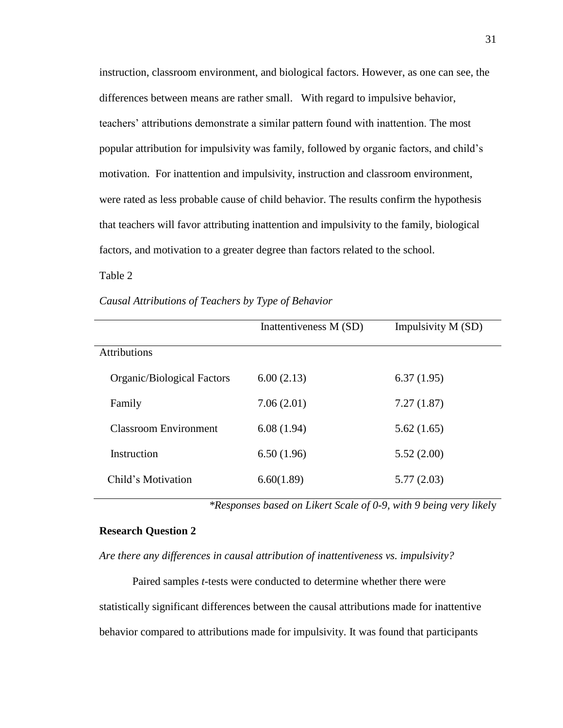instruction, classroom environment, and biological factors. However, as one can see, the differences between means are rather small. With regard to impulsive behavior, teachers' attributions demonstrate a similar pattern found with inattention. The most popular attribution for impulsivity was family, followed by organic factors, and child's motivation. For inattention and impulsivity, instruction and classroom environment, were rated as less probable cause of child behavior. The results confirm the hypothesis that teachers will favor attributing inattention and impulsivity to the family, biological factors, and motivation to a greater degree than factors related to the school.

Table 2

*Causal Attributions of Teachers by Type of Behavior*

| | Inattentiveness M (SD) | Impulsivity M (SD) |
|---|---|---|
| Attributions | | |
| Organic/Biological Factors | 6.00 (2.13) | 6.37 (1.95) |
| Family | 7.06 (2.01) | 7.27 (1.87) |
| Classroom Environment | 6.08 (1.94) | 5.62 (1.65) |
| Instruction | 6.50 (1.96) | 5.52 (2.00) |
| Child's Motivation | 6.60(1.89) | 5.77 (2.03) |

*\*Responses based on Likert Scale of 0-9, with 9 being very likely*

**Research Question 2**

*Are there any differences in causal attribution of inattentiveness vs. impulsivity?*

Paired samples *t*-tests were conducted to determine whether there were statistically significant differences between the causal attributions made for inattentive behavior compared to attributions made for impulsivity. It was found that participants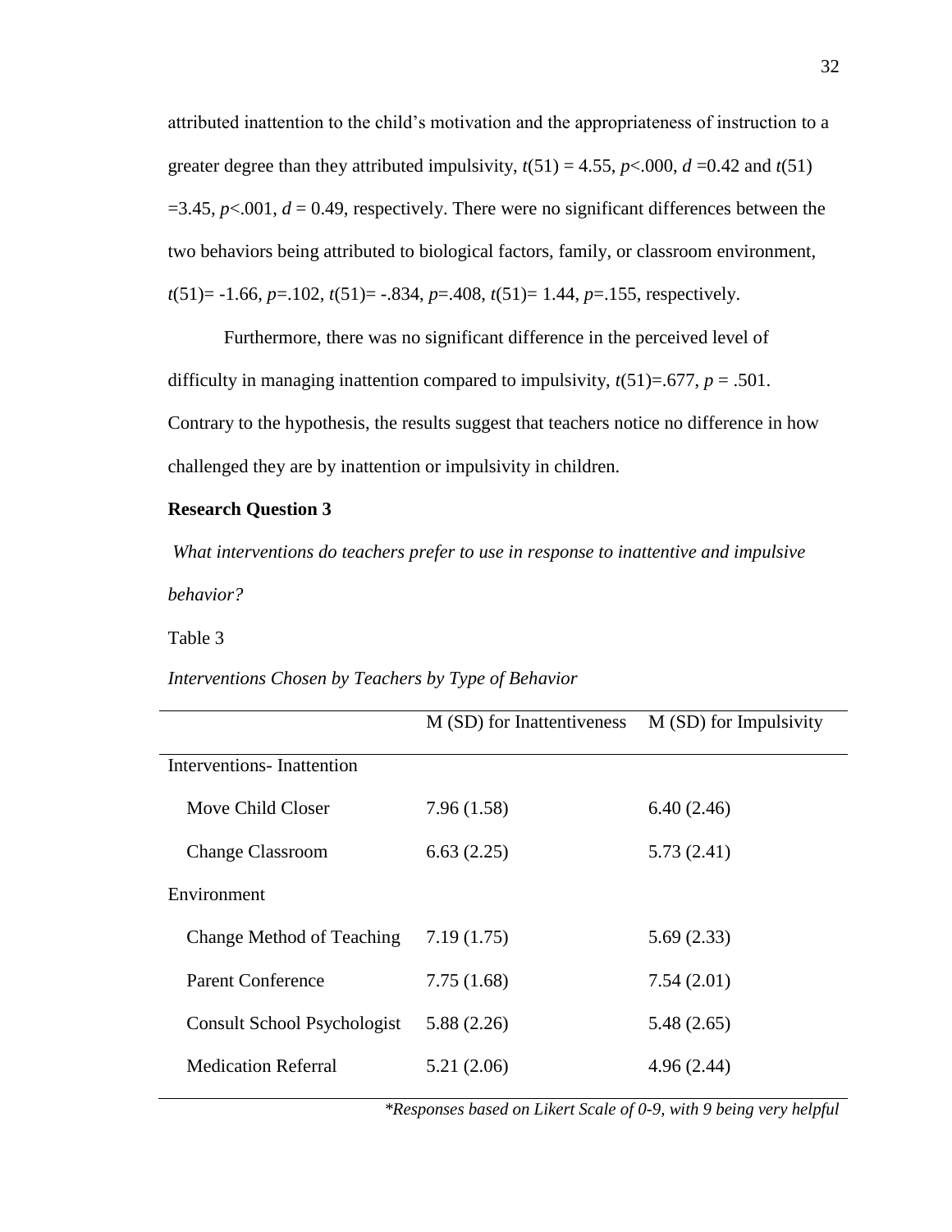attributed inattention to the child's motivation and the appropriateness of instruction to a greater degree than they attributed impulsivity, $t(51) = 4.55$, $p<.000$, $d = 0.42$ and $t(51) = 3.45$, $p<.001$, $d = 0.49$, respectively. There were no significant differences between the two behaviors being attributed to biological factors, family, or classroom environment, $t(51) = -1.66$, $p=.102$, $t(51) = -.834$, $p=.408$, $t(51) = 1.44$, $p=.155$, respectively.

Furthermore, there was no significant difference in the perceived level of difficulty in managing inattention compared to impulsivity, $t(51)=.677$, $p = .501$. Contrary to the hypothesis, the results suggest that teachers notice no difference in how challenged they are by inattention or impulsivity in children.

**Research Question 3**

*What interventions do teachers prefer to use in response to inattentive and impulsive behavior?*

Table 3

*Interventions Chosen by Teachers by Type of Behavior*

| | M (SD) for Inattentiveness | M (SD) for Impulsivity |
|---|---|---|
| Interventions- Inattention | | |
| Move Child Closer | 7.96 (1.58) | 6.40 (2.46) |
| Change Classroom | 6.63 (2.25) | 5.73 (2.41) |
| Environment | | |
| Change Method of Teaching | 7.19 (1.75) | 5.69 (2.33) |
| Parent Conference | 7.75 (1.68) | 7.54 (2.01) |
| Consult School Psychologist | 5.88 (2.26) | 5.48 (2.65) |
| Medication Referral | 5.21 (2.06) | 4.96 (2.44) |

**Responses based on Likert Scale of 0-9, with 9 being very helpful*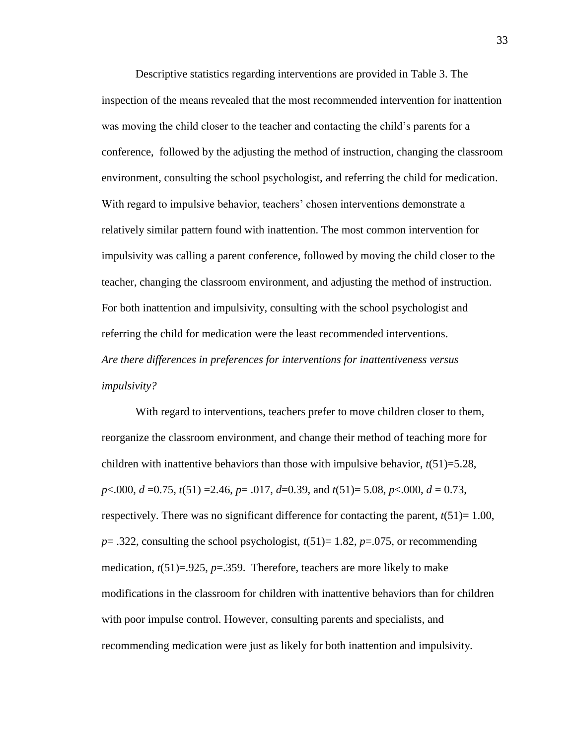Descriptive statistics regarding interventions are provided in Table 3. The inspection of the means revealed that the most recommended intervention for inattention was moving the child closer to the teacher and contacting the child's parents for a conference, followed by the adjusting the method of instruction, changing the classroom environment, consulting the school psychologist, and referring the child for medication. With regard to impulsive behavior, teachers' chosen interventions demonstrate a relatively similar pattern found with inattention. The most common intervention for impulsivity was calling a parent conference, followed by moving the child closer to the teacher, changing the classroom environment, and adjusting the method of instruction. For both inattention and impulsivity, consulting with the school psychologist and referring the child for medication were the least recommended interventions.

*Are there differences in preferences for interventions for inattentiveness versus impulsivity?*

With regard to interventions, teachers prefer to move children closer to them, reorganize the classroom environment, and change their method of teaching more for children with inattentive behaviors than those with impulsive behavior, $t(51)=5.28$, $p<.000$, $d=0.75$, $t(51)=2.46$, $p=.017$, $d=0.39$, and $t(51)=5.08$, $p<.000$, $d=0.73$, respectively. There was no significant difference for contacting the parent, $t(51)=1.00$, $p=.322$, consulting the school psychologist, $t(51)=1.82$, $p=.075$, or recommending medication, $t(51)=.925$, $p=.359$. Therefore, teachers are more likely to make modifications in the classroom for children with inattentive behaviors than for children with poor impulse control. However, consulting parents and specialists, and recommending medication were just as likely for both inattention and impulsivity.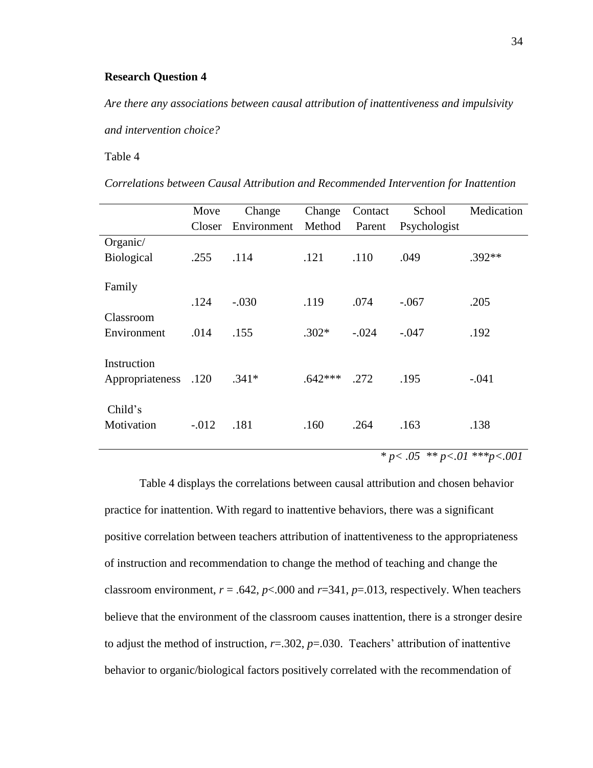**Research Question 4**

*Are there any associations between causal attribution of inattentiveness and impulsivity and intervention choice?*

Table 4

*Correlations between Causal Attribution and Recommended Intervention for Inattention*

| | Move Closer | Change Environment | Change Method | Contact Parent | School Psychologist | Medication |
|---|---|---|---|---|---|---|
| Organic/ Biological | .255 | .114 | .121 | .110 | .049 | .392** |
| Family | .124 | -.030 | .119 | .074 | -.067 | .205 |
| Classroom Environment | .014 | .155 | .302* | -.024 | -.047 | .192 |
| Instruction Appropriateness | .120 | .341* | .642*** | .272 | .195 | -.041 |
| Child's Motivation | -.012 | .181 | .160 | .264 | .163 | .138 |

*\* $p < .05$ \*\* $p < .01$ \*\*\*$p < .001$*

Table 4 displays the correlations between causal attribution and chosen behavior practice for inattention. With regard to inattentive behaviors, there was a significant positive correlation between teachers attribution of inattentiveness to the appropriateness of instruction and recommendation to change the method of teaching and change the classroom environment, $r = .642$, $p < .000$ and $r = 341$, $p = .013$, respectively. When teachers believe that the environment of the classroom causes inattention, there is a stronger desire to adjust the method of instruction, $r = .302$, $p = .030$. Teachers' attribution of inattentive behavior to organic/biological factors positively correlated with the recommendation of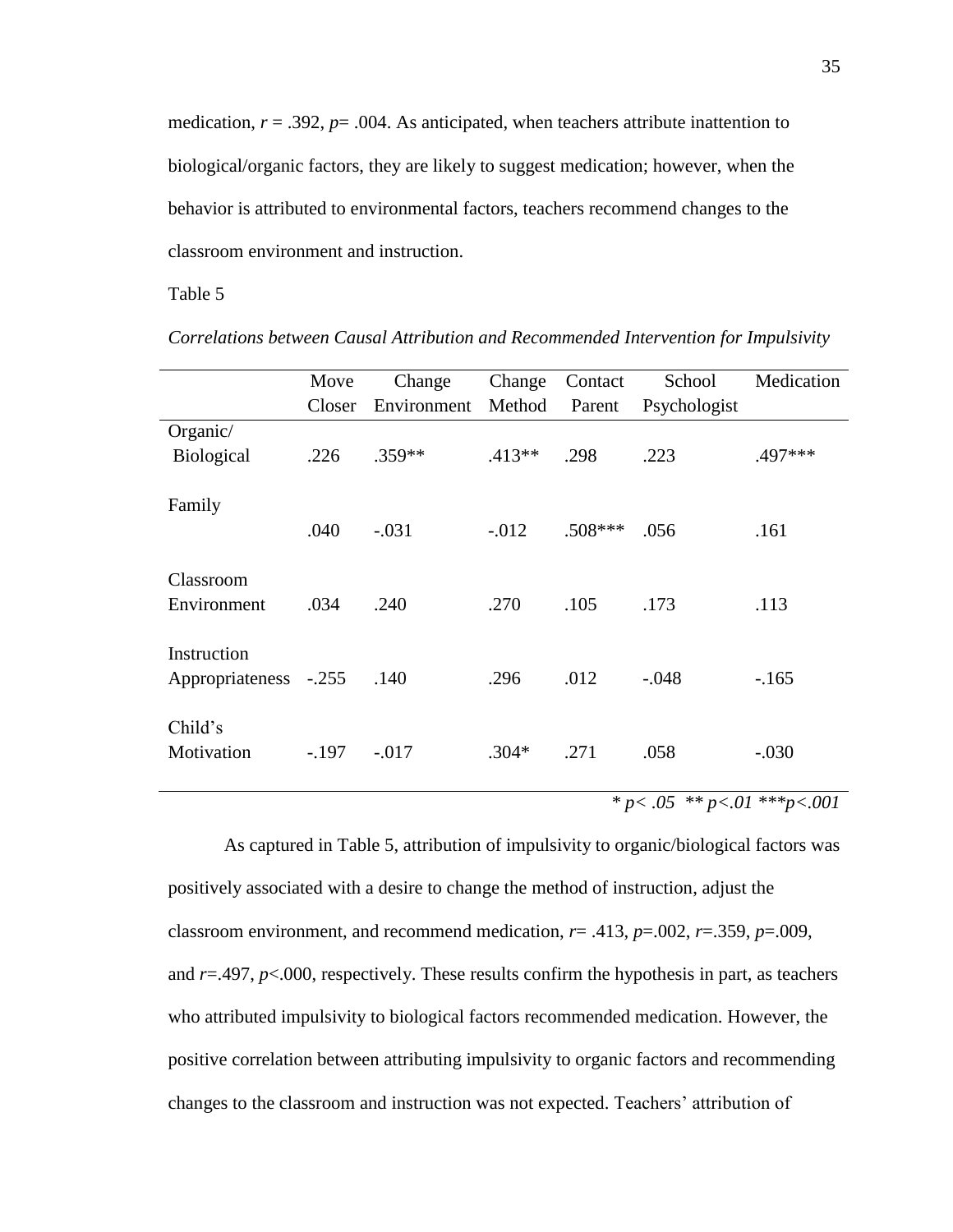medication, $r = .392$, $p = .004$. As anticipated, when teachers attribute inattention to biological/organic factors, they are likely to suggest medication; however, when the behavior is attributed to environmental factors, teachers recommend changes to the classroom environment and instruction.

Table 5

*Correlations between Causal Attribution and Recommended Intervention for Impulsivity*

| | Move Closer | Change Environment | Change Method | Contact Parent | School Psychologist | Medication |
|---|---|---|---|---|---|---|
| Organic/ Biological | .226 | .359** | .413** | .298 | .223 | .497*** |
| Family | .040 | -.031 | -.012 | .508*** | .056 | .161 |
| Classroom Environment | .034 | .240 | .270 | .105 | .173 | .113 |
| Instruction Appropriateness | -.255 | .140 | .296 | .012 | -.048 | -.165 |
| Child's Motivation | -.197 | -.017 | .304* | .271 | .058 | -.030 |

* $p < .05$ ** $p < .01$ *** $p < .001$

As captured in Table 5, attribution of impulsivity to organic/biological factors was positively associated with a desire to change the method of instruction, adjust the classroom environment, and recommend medication, $r = .413$, $p = .002$, $r = .359$, $p = .009$, and $r = .497$, $p < .000$, respectively. These results confirm the hypothesis in part, as teachers who attributed impulsivity to biological factors recommended medication. However, the positive correlation between attributing impulsivity to organic factors and recommending changes to the classroom and instruction was not expected. Teachers' attribution of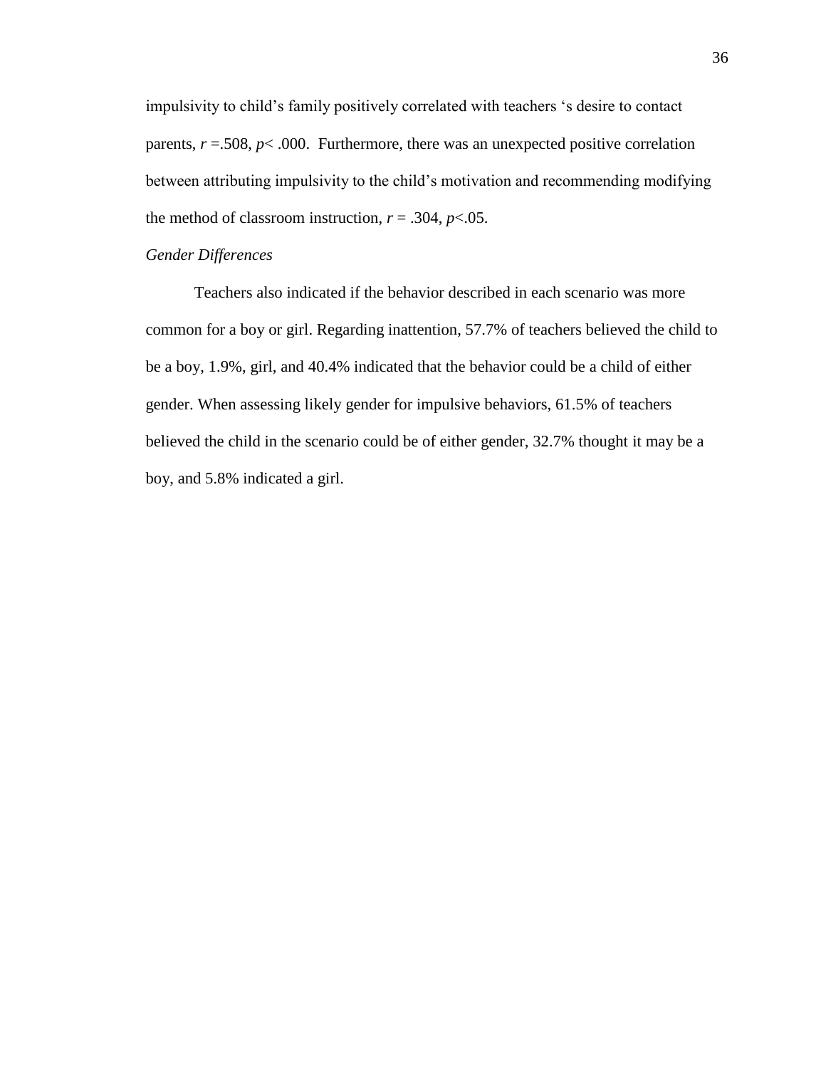impulsivity to child’s family positively correlated with teachers ‘s desire to contact parents, $r$ =.508, $p$< .000. Furthermore, there was an unexpected positive correlation between attributing impulsivity to the child’s motivation and recommending modifying the method of classroom instruction, $r$ = .304, $p$<.05.

*Gender Differences*

Teachers also indicated if the behavior described in each scenario was more common for a boy or girl. Regarding inattention, 57.7% of teachers believed the child to be a boy, 1.9%, girl, and 40.4% indicated that the behavior could be a child of either gender. When assessing likely gender for impulsive behaviors, 61.5% of teachers believed the child in the scenario could be of either gender, 32.7% thought it may be a boy, and 5.8% indicated a girl.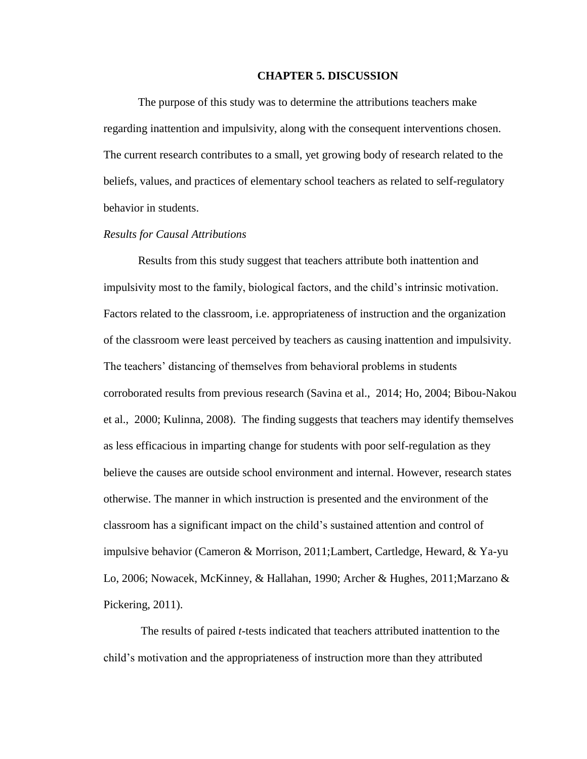# CHAPTER 5. DISCUSSION

The purpose of this study was to determine the attributions teachers make regarding inattention and impulsivity, along with the consequent interventions chosen. The current research contributes to a small, yet growing body of research related to the beliefs, values, and practices of elementary school teachers as related to self-regulatory behavior in students.

*Results for Causal Attributions*

Results from this study suggest that teachers attribute both inattention and impulsivity most to the family, biological factors, and the child's intrinsic motivation. Factors related to the classroom, i.e. appropriateness of instruction and the organization of the classroom were least perceived by teachers as causing inattention and impulsivity. The teachers' distancing of themselves from behavioral problems in students corroborated results from previous research (Savina et al., 2014; Ho, 2004; Bibou-Nakou et al., 2000; Kulinna, 2008). The finding suggests that teachers may identify themselves as less efficacious in imparting change for students with poor self-regulation as they believe the causes are outside school environment and internal. However, research states otherwise. The manner in which instruction is presented and the environment of the classroom has a significant impact on the child's sustained attention and control of impulsive behavior (Cameron & Morrison, 2011;Lambert, Cartledge, Heward, & Ya-yu Lo, 2006; Nowacek, McKinney, & Hallahan, 1990; Archer & Hughes, 2011;Marzano & Pickering, 2011).

The results of paired *t*-tests indicated that teachers attributed inattention to the child's motivation and the appropriateness of instruction more than they attributed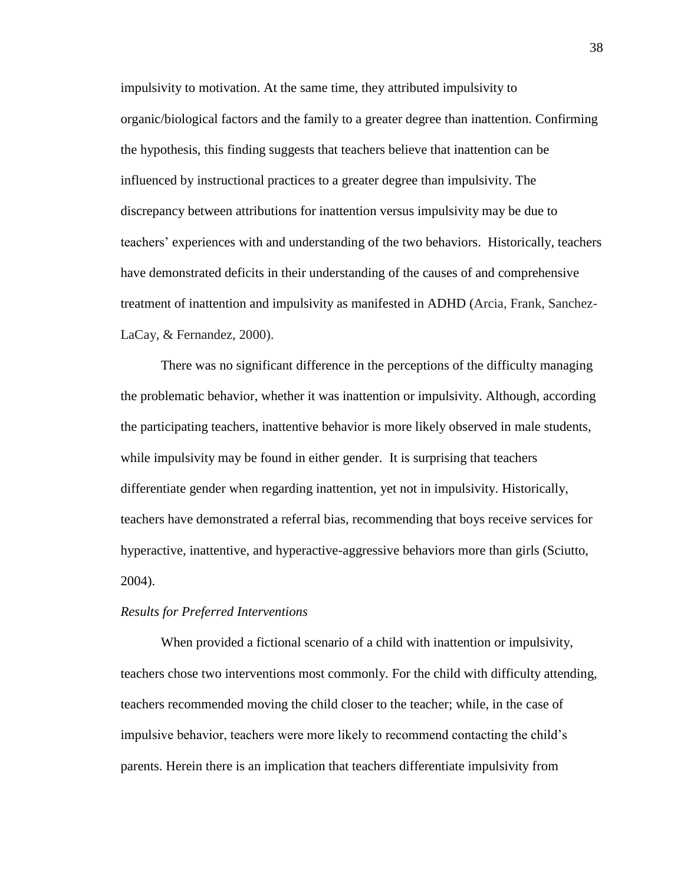impulsivity to motivation. At the same time, they attributed impulsivity to organic/biological factors and the family to a greater degree than inattention. Confirming the hypothesis, this finding suggests that teachers believe that inattention can be influenced by instructional practices to a greater degree than impulsivity. The discrepancy between attributions for inattention versus impulsivity may be due to teachers' experiences with and understanding of the two behaviors. Historically, teachers have demonstrated deficits in their understanding of the causes of and comprehensive treatment of inattention and impulsivity as manifested in ADHD (Arcia, Frank, Sanchez-LaCay, & Fernandez, 2000).

There was no significant difference in the perceptions of the difficulty managing the problematic behavior, whether it was inattention or impulsivity. Although, according the participating teachers, inattentive behavior is more likely observed in male students, while impulsivity may be found in either gender. It is surprising that teachers differentiate gender when regarding inattention, yet not in impulsivity. Historically, teachers have demonstrated a referral bias, recommending that boys receive services for hyperactive, inattentive, and hyperactive-aggressive behaviors more than girls (Sciutto, 2004).

*Results for Preferred Interventions*

When provided a fictional scenario of a child with inattention or impulsivity, teachers chose two interventions most commonly. For the child with difficulty attending, teachers recommended moving the child closer to the teacher; while, in the case of impulsive behavior, teachers were more likely to recommend contacting the child's parents. Herein there is an implication that teachers differentiate impulsivity from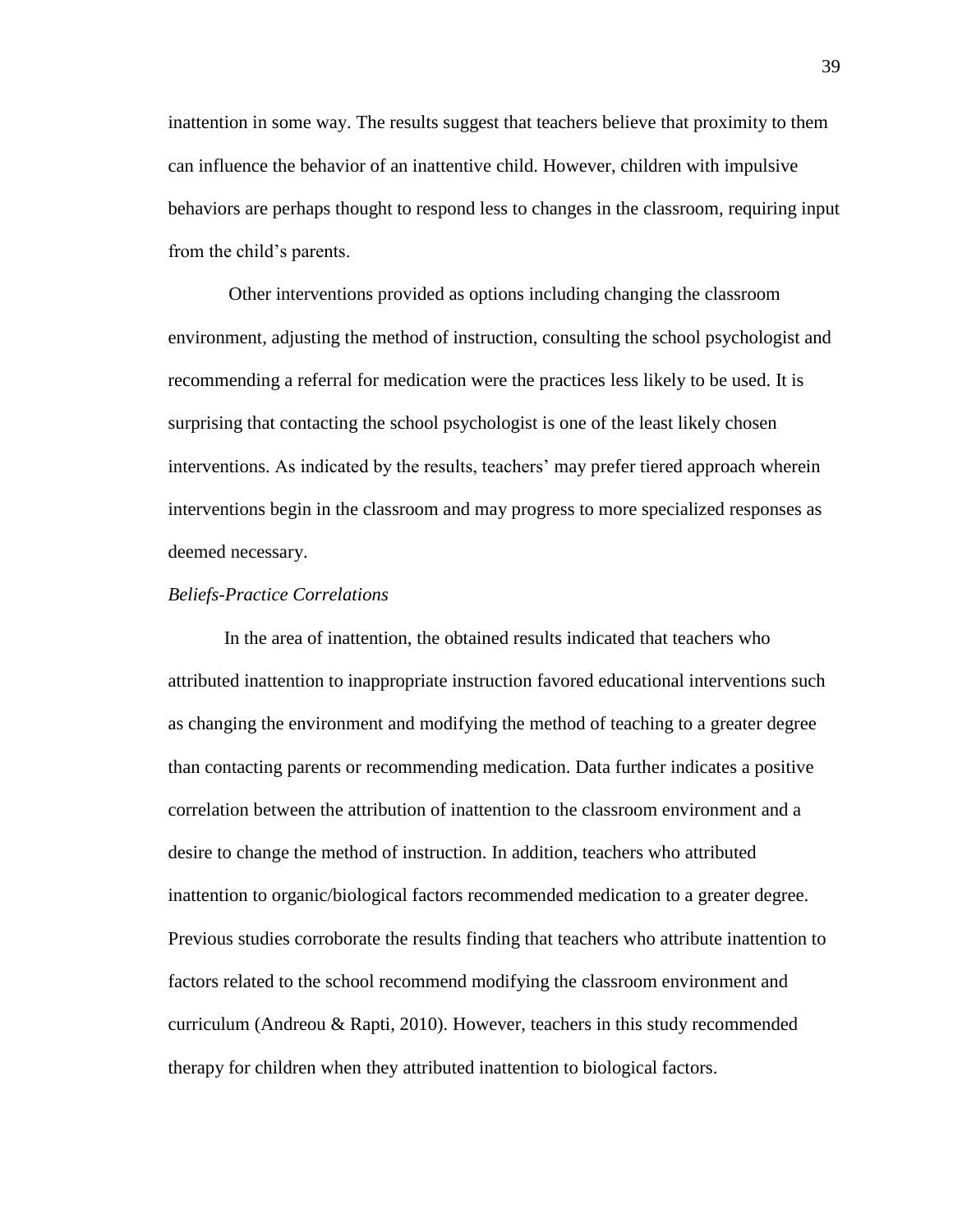inattention in some way. The results suggest that teachers believe that proximity to them can influence the behavior of an inattentive child. However, children with impulsive behaviors are perhaps thought to respond less to changes in the classroom, requiring input from the child's parents.

Other interventions provided as options including changing the classroom environment, adjusting the method of instruction, consulting the school psychologist and recommending a referral for medication were the practices less likely to be used. It is surprising that contacting the school psychologist is one of the least likely chosen interventions. As indicated by the results, teachers' may prefer tiered approach wherein interventions begin in the classroom and may progress to more specialized responses as deemed necessary.

*Beliefs-Practice Correlations*

In the area of inattention, the obtained results indicated that teachers who attributed inattention to inappropriate instruction favored educational interventions such as changing the environment and modifying the method of teaching to a greater degree than contacting parents or recommending medication. Data further indicates a positive correlation between the attribution of inattention to the classroom environment and a desire to change the method of instruction. In addition, teachers who attributed inattention to organic/biological factors recommended medication to a greater degree. Previous studies corroborate the results finding that teachers who attribute inattention to factors related to the school recommend modifying the classroom environment and curriculum (Andreou & Rapti, 2010). However, teachers in this study recommended therapy for children when they attributed inattention to biological factors.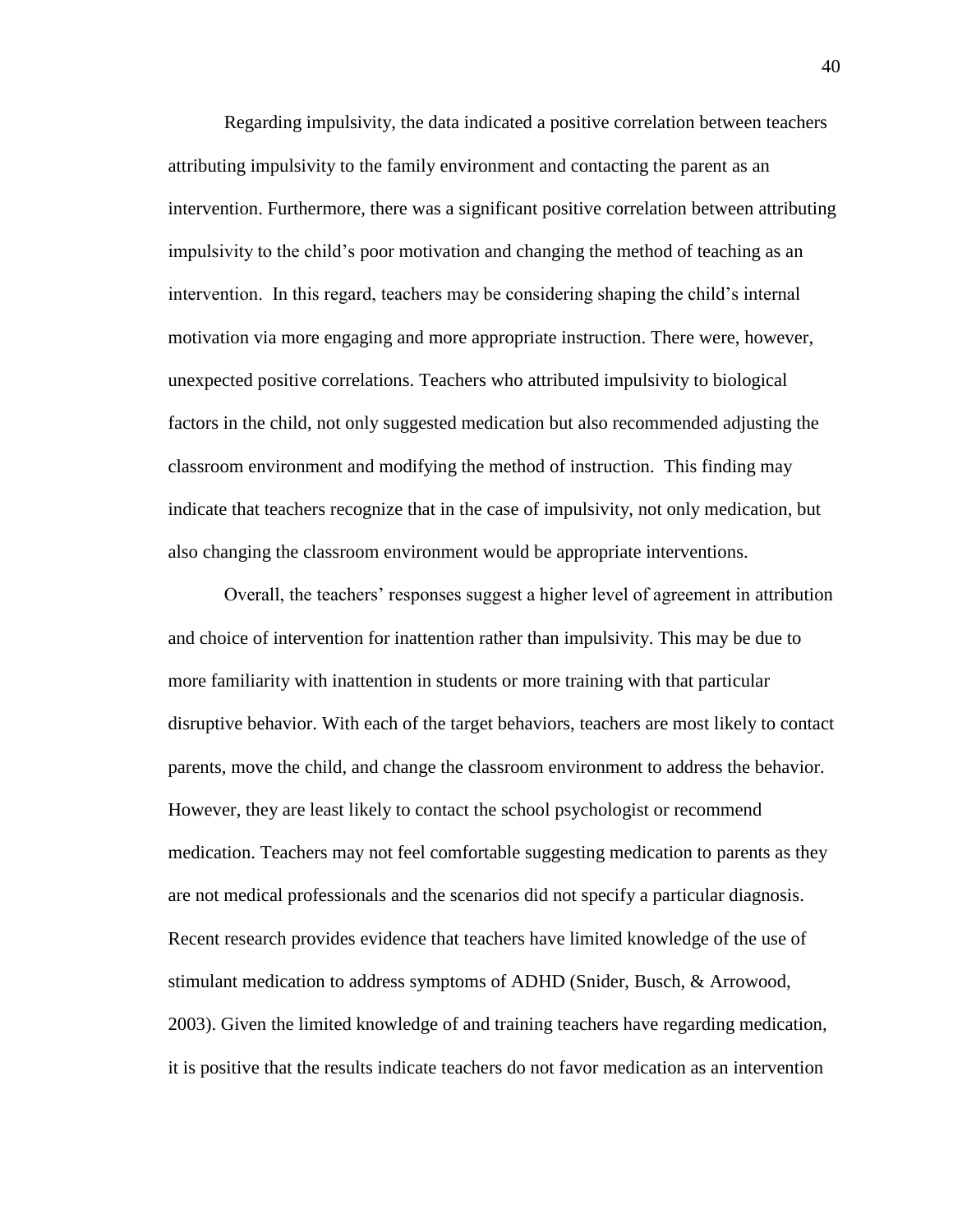Regarding impulsivity, the data indicated a positive correlation between teachers attributing impulsivity to the family environment and contacting the parent as an intervention. Furthermore, there was a significant positive correlation between attributing impulsivity to the child's poor motivation and changing the method of teaching as an intervention. In this regard, teachers may be considering shaping the child's internal motivation via more engaging and more appropriate instruction. There were, however, unexpected positive correlations. Teachers who attributed impulsivity to biological factors in the child, not only suggested medication but also recommended adjusting the classroom environment and modifying the method of instruction. This finding may indicate that teachers recognize that in the case of impulsivity, not only medication, but also changing the classroom environment would be appropriate interventions.

Overall, the teachers' responses suggest a higher level of agreement in attribution and choice of intervention for inattention rather than impulsivity. This may be due to more familiarity with inattention in students or more training with that particular disruptive behavior. With each of the target behaviors, teachers are most likely to contact parents, move the child, and change the classroom environment to address the behavior. However, they are least likely to contact the school psychologist or recommend medication. Teachers may not feel comfortable suggesting medication to parents as they are not medical professionals and the scenarios did not specify a particular diagnosis. Recent research provides evidence that teachers have limited knowledge of the use of stimulant medication to address symptoms of ADHD (Snider, Busch, & Arrowood, 2003). Given the limited knowledge of and training teachers have regarding medication, it is positive that the results indicate teachers do not favor medication as an intervention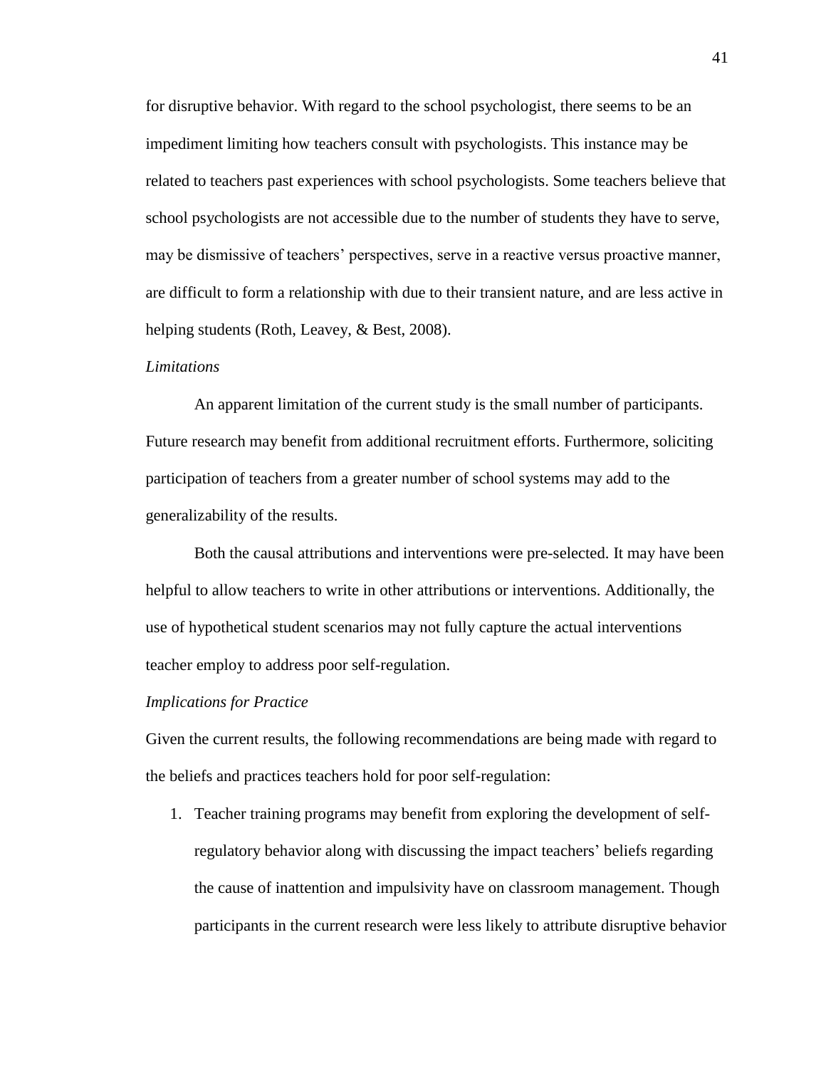for disruptive behavior. With regard to the school psychologist, there seems to be an impediment limiting how teachers consult with psychologists. This instance may be related to teachers past experiences with school psychologists. Some teachers believe that school psychologists are not accessible due to the number of students they have to serve, may be dismissive of teachers' perspectives, serve in a reactive versus proactive manner, are difficult to form a relationship with due to their transient nature, and are less active in helping students (Roth, Leavey, & Best, 2008).

### *Limitations*

An apparent limitation of the current study is the small number of participants. Future research may benefit from additional recruitment efforts. Furthermore, soliciting participation of teachers from a greater number of school systems may add to the generalizability of the results.

Both the causal attributions and interventions were pre-selected. It may have been helpful to allow teachers to write in other attributions or interventions. Additionally, the use of hypothetical student scenarios may not fully capture the actual interventions teacher employ to address poor self-regulation.

### *Implications for Practice*

Given the current results, the following recommendations are being made with regard to the beliefs and practices teachers hold for poor self-regulation:

1. Teacher training programs may benefit from exploring the development of self-regulatory behavior along with discussing the impact teachers' beliefs regarding the cause of inattention and impulsivity have on classroom management. Though participants in the current research were less likely to attribute disruptive behavior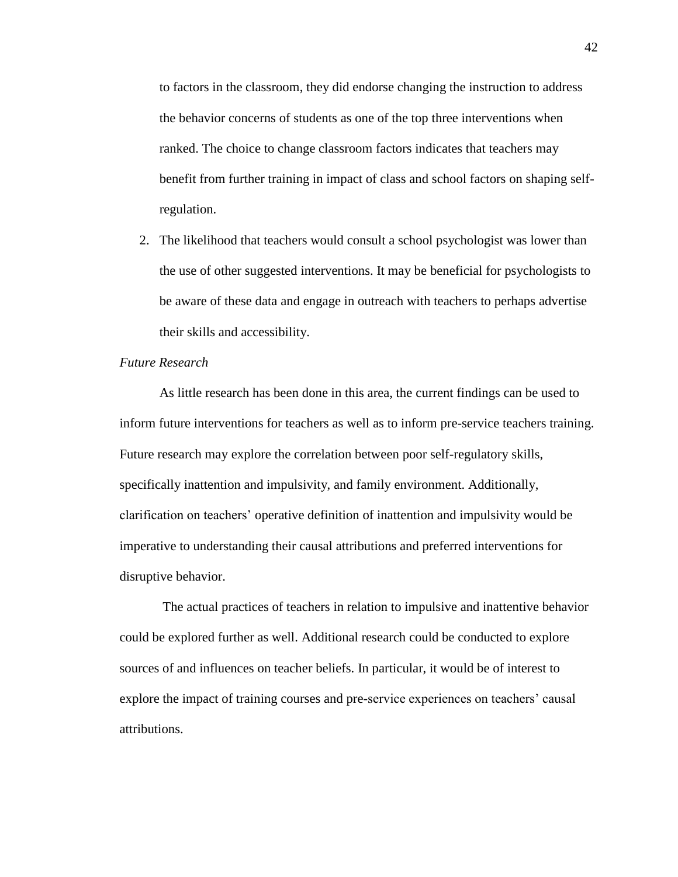to factors in the classroom, they did endorse changing the instruction to address the behavior concerns of students as one of the top three interventions when ranked. The choice to change classroom factors indicates that teachers may benefit from further training in impact of class and school factors on shaping self-regulation.

2. The likelihood that teachers would consult a school psychologist was lower than the use of other suggested interventions. It may be beneficial for psychologists to be aware of these data and engage in outreach with teachers to perhaps advertise their skills and accessibility.

*Future Research*

As little research has been done in this area, the current findings can be used to inform future interventions for teachers as well as to inform pre-service teachers training. Future research may explore the correlation between poor self-regulatory skills, specifically inattention and impulsivity, and family environment. Additionally, clarification on teachers' operative definition of inattention and impulsivity would be imperative to understanding their causal attributions and preferred interventions for disruptive behavior.

The actual practices of teachers in relation to impulsive and inattentive behavior could be explored further as well. Additional research could be conducted to explore sources of and influences on teacher beliefs. In particular, it would be of interest to explore the impact of training courses and pre-service experiences on teachers' causal attributions.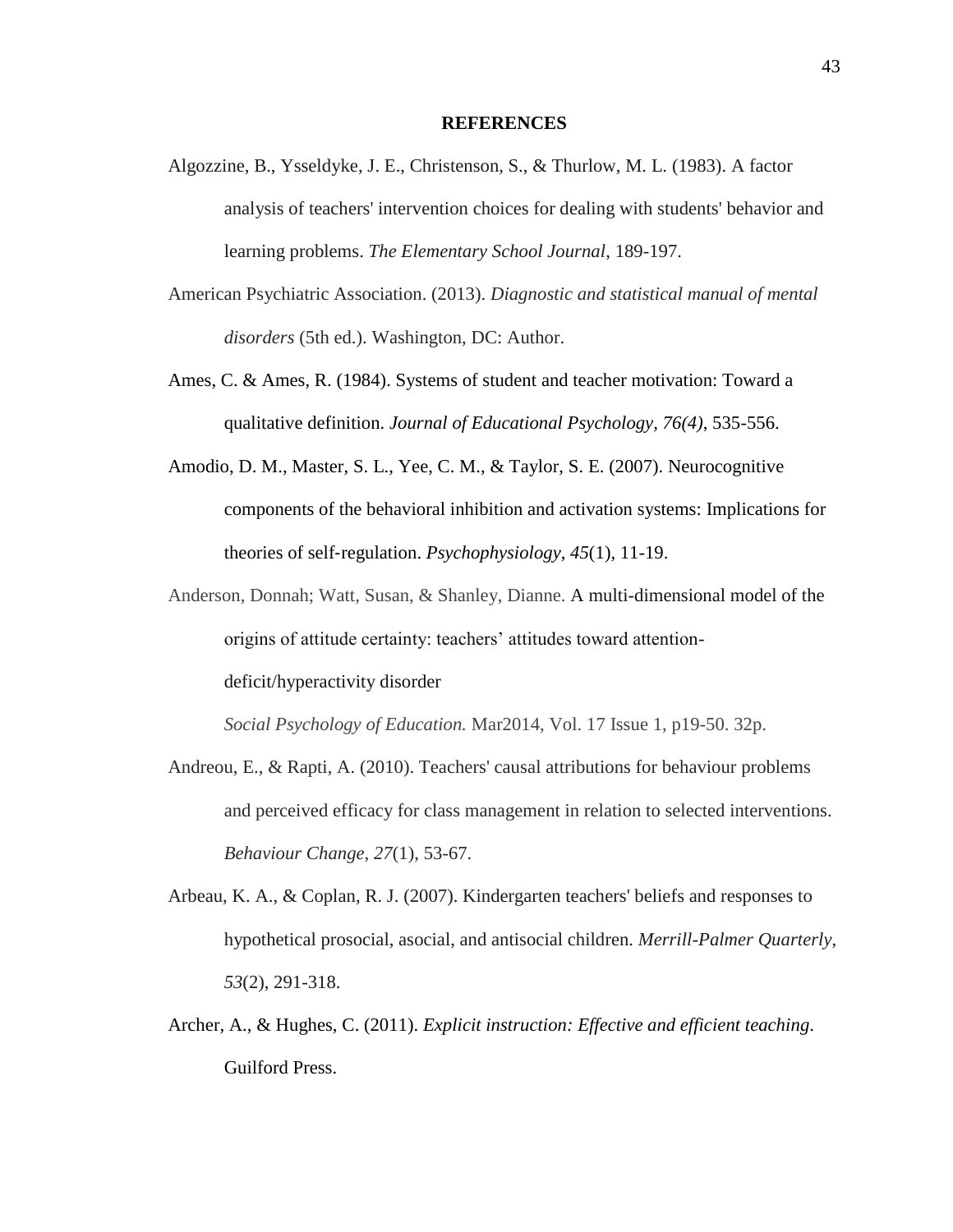# REFERENCES

Algozzine, B., Ysseldyke, J. E., Christenson, S., & Thurlow, M. L. (1983). A factor analysis of teachers' intervention choices for dealing with students' behavior and learning problems. *The Elementary School Journal*, 189-197.

American Psychiatric Association. (2013). *Diagnostic and statistical manual of mental disorders* (5th ed.). Washington, DC: Author.

Ames, C. & Ames, R. (1984). Systems of student and teacher motivation: Toward a qualitative definition. *Journal of Educational Psychology, 76(4)*, 535-556.

Amodio, D. M., Master, S. L., Yee, C. M., & Taylor, S. E. (2007). Neurocognitive components of the behavioral inhibition and activation systems: Implications for theories of self-regulation. *Psychophysiology*, *45*(1), 11-19.

Anderson, Donnah; Watt, Susan, & Shanley, Dianne. A multi-dimensional model of the origins of attitude certainty: teachers' attitudes toward attention-deficit/hyperactivity disorder

*Social Psychology of Education.* Mar2014, Vol. 17 Issue 1, p19-50. 32p.

Andreou, E., & Rapti, A. (2010). Teachers' causal attributions for behaviour problems and perceived efficacy for class management in relation to selected interventions. *Behaviour Change*, *27*(1), 53-67.

Arbeau, K. A., & Coplan, R. J. (2007). Kindergarten teachers' beliefs and responses to hypothetical prosocial, asocial, and antisocial children. *Merrill-Palmer Quarterly*, *53*(2), 291-318.

Archer, A., & Hughes, C. (2011). *Explicit instruction: Effective and efficient teaching*. Guilford Press.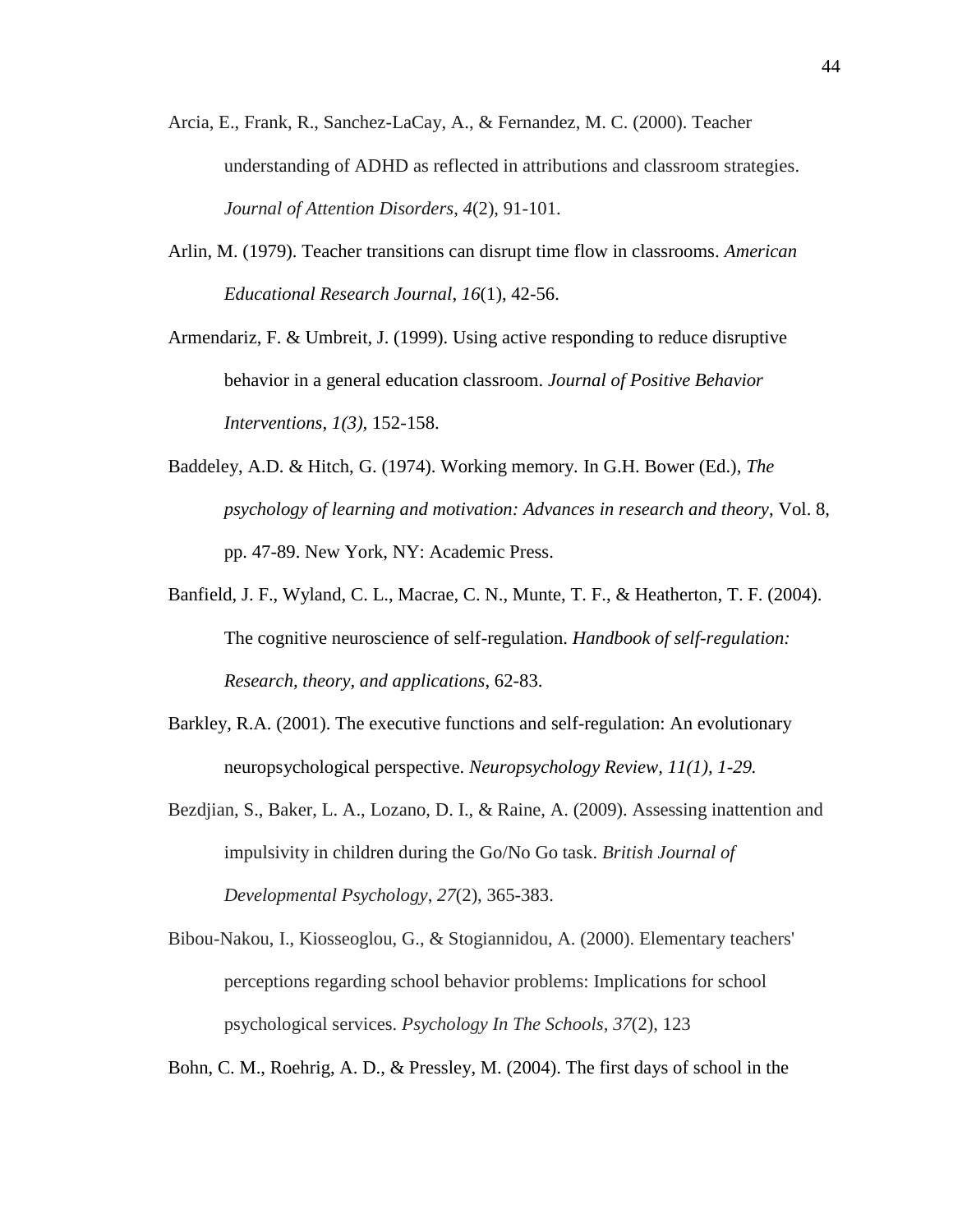Arcia, E., Frank, R., Sanchez-LaCay, A., & Fernandez, M. C. (2000). Teacher understanding of ADHD as reflected in attributions and classroom strategies. *Journal of Attention Disorders*, *4*(2), 91-101.

Arlin, M. (1979). Teacher transitions can disrupt time flow in classrooms. *American Educational Research Journal*, *16*(1), 42-56.

Armendariz, F. & Umbreit, J. (1999). Using active responding to reduce disruptive behavior in a general education classroom. *Journal of Positive Behavior Interventions*, *1(3),* 152-158.

Baddeley, A.D. & Hitch, G. (1974). Working memory. In G.H. Bower (Ed.), *The psychology of learning and motivation: Advances in research and theory*, Vol. 8, pp. 47-89. New York, NY: Academic Press.

Banfield, J. F., Wyland, C. L., Macrae, C. N., Munte, T. F., & Heatherton, T. F. (2004). The cognitive neuroscience of self-regulation. *Handbook of self-regulation: Research, theory, and applications*, 62-83.

Barkley, R.A. (2001). The executive functions and self-regulation: An evolutionary neuropsychological perspective. *Neuropsychology Review, 11(1), 1-29.*

Bezdjian, S., Baker, L. A., Lozano, D. I., & Raine, A. (2009). Assessing inattention and impulsivity in children during the Go/No Go task. *British Journal of Developmental Psychology*, *27*(2), 365-383.

Bibou-Nakou, I., Kiosseoglou, G., & Stogiannidou, A. (2000). Elementary teachers' perceptions regarding school behavior problems: Implications for school psychological services. *Psychology In The Schools*, *37*(2), 123

Bohn, C. M., Roehrig, A. D., & Pressley, M. (2004). The first days of school in the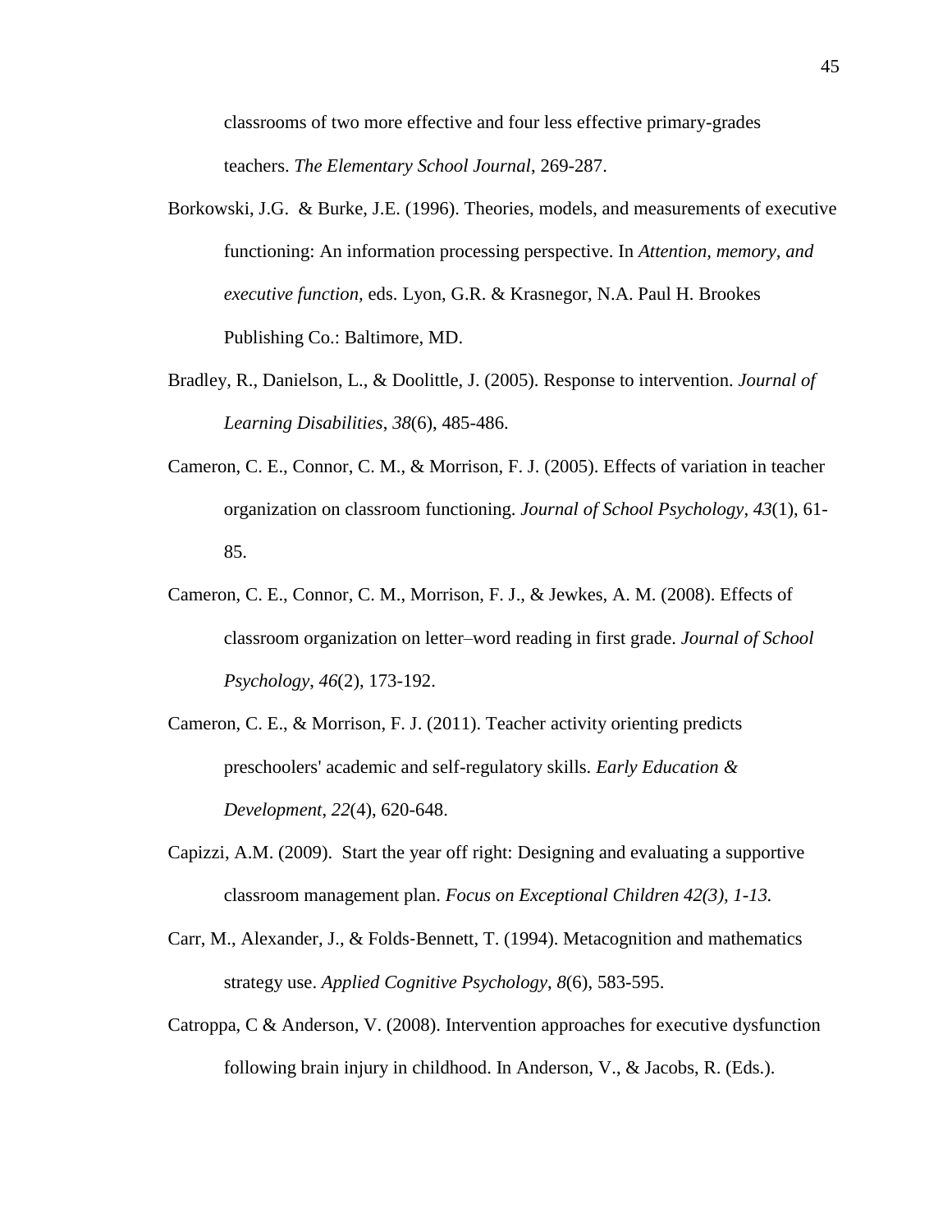classrooms of two more effective and four less effective primary-grades teachers. *The Elementary School Journal*, 269-287.

Borkowski, J.G. & Burke, J.E. (1996). Theories, models, and measurements of executive functioning: An information processing perspective. In *Attention, memory, and executive function,* eds. Lyon, G.R. & Krasnegor, N.A. Paul H. Brookes Publishing Co.: Baltimore, MD.

Bradley, R., Danielson, L., & Doolittle, J. (2005). Response to intervention. *Journal of Learning Disabilities*, *38*(6), 485-486.

Cameron, C. E., Connor, C. M., & Morrison, F. J. (2005). Effects of variation in teacher organization on classroom functioning. *Journal of School Psychology*, *43*(1), 61-85.

Cameron, C. E., Connor, C. M., Morrison, F. J., & Jewkes, A. M. (2008). Effects of classroom organization on letter–word reading in first grade. *Journal of School Psychology*, *46*(2), 173-192.

Cameron, C. E., & Morrison, F. J. (2011). Teacher activity orienting predicts preschoolers' academic and self-regulatory skills. *Early Education & Development*, *22*(4), 620-648.

Capizzi, A.M. (2009). Start the year off right: Designing and evaluating a supportive classroom management plan. *Focus on Exceptional Children 42(3), 1-13.*

Carr, M., Alexander, J., & Folds‐Bennett, T. (1994). Metacognition and mathematics strategy use. *Applied Cognitive Psychology*, *8*(6), 583-595.

Catroppa, C & Anderson, V. (2008). Intervention approaches for executive dysfunction following brain injury in childhood. In Anderson, V., & Jacobs, R. (Eds.).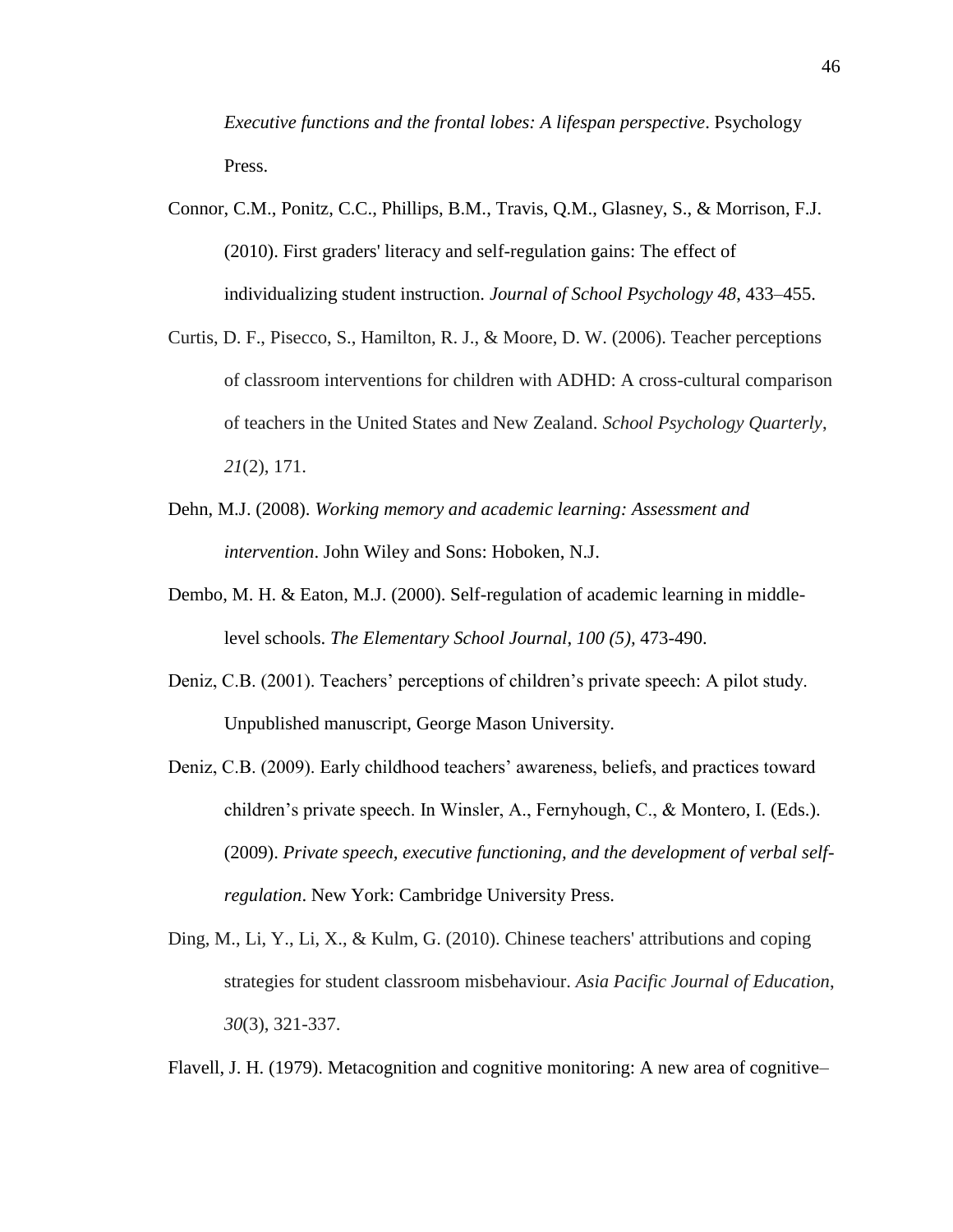*Executive functions and the frontal lobes: A lifespan perspective*. Psychology Press.

Connor, C.M., Ponitz, C.C., Phillips, B.M., Travis, Q.M., Glasney, S., & Morrison, F.J. (2010). First graders' literacy and self-regulation gains: The effect of individualizing student instruction. *Journal of School Psychology 48*, 433–455.

Curtis, D. F., Pisecco, S., Hamilton, R. J., & Moore, D. W. (2006). Teacher perceptions of classroom interventions for children with ADHD: A cross-cultural comparison of teachers in the United States and New Zealand. *School Psychology Quarterly*, *21*(2), 171.

Dehn, M.J. (2008). *Working memory and academic learning: Assessment and intervention*. John Wiley and Sons: Hoboken, N.J.

Dembo, M. H. & Eaton, M.J. (2000). Self-regulation of academic learning in middle-level schools. *The Elementary School Journal, 100 (5)*, 473-490.

Deniz, C.B. (2001). Teachers' perceptions of children's private speech: A pilot study. Unpublished manuscript, George Mason University.

Deniz, C.B. (2009). Early childhood teachers' awareness, beliefs, and practices toward children's private speech. In Winsler, A., Fernyhough, C., & Montero, I. (Eds.). (2009). *Private speech, executive functioning, and the development of verbal self-regulation*. New York: Cambridge University Press.

Ding, M., Li, Y., Li, X., & Kulm, G. (2010). Chinese teachers' attributions and coping strategies for student classroom misbehaviour. *Asia Pacific Journal of Education*, *30*(3), 321-337.

Flavell, J. H. (1979). Metacognition and cognitive monitoring: A new area of cognitive–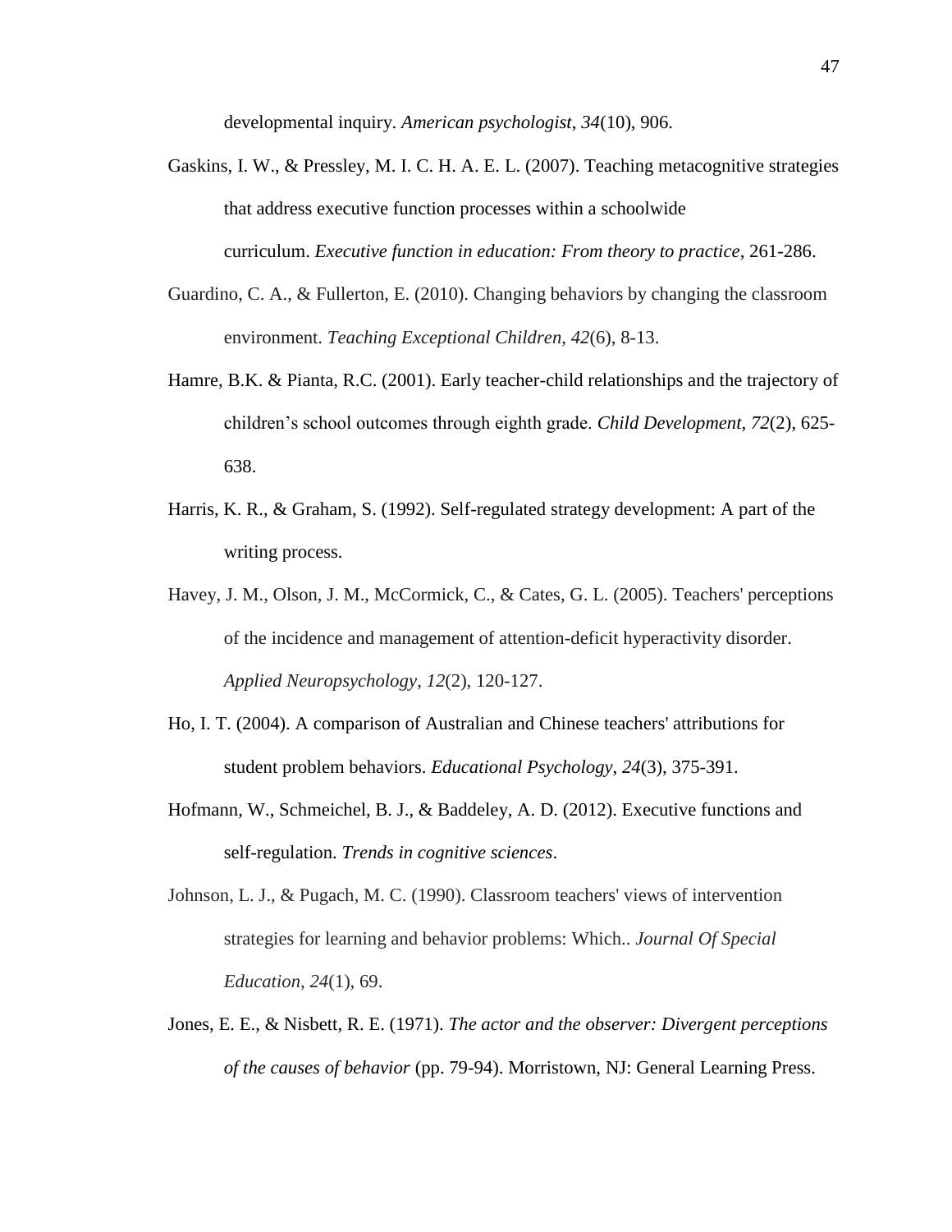developmental inquiry. *American psychologist*, *34*(10), 906.

Gaskins, I. W., & Pressley, M. I. C. H. A. E. L. (2007). Teaching metacognitive strategies that address executive function processes within a schoolwide curriculum. *Executive function in education: From theory to practice*, 261-286.

Guardino, C. A., & Fullerton, E. (2010). Changing behaviors by changing the classroom environment. *Teaching Exceptional Children*, *42*(6), 8-13.

Hamre, B.K. & Pianta, R.C. (2001). Early teacher-child relationships and the trajectory of children's school outcomes through eighth grade. *Child Development, 72*(2), 625-638.

Harris, K. R., & Graham, S. (1992). Self-regulated strategy development: A part of the writing process.

Havey, J. M., Olson, J. M., McCormick, C., & Cates, G. L. (2005). Teachers' perceptions of the incidence and management of attention-deficit hyperactivity disorder. *Applied Neuropsychology*, *12*(2), 120-127.

Ho, I. T. (2004). A comparison of Australian and Chinese teachers' attributions for student problem behaviors. *Educational Psychology*, *24*(3), 375-391.

Hofmann, W., Schmeichel, B. J., & Baddeley, A. D. (2012). Executive functions and self-regulation. *Trends in cognitive sciences*.

Johnson, L. J., & Pugach, M. C. (1990). Classroom teachers' views of intervention strategies for learning and behavior problems: Which.. *Journal Of Special Education*, *24*(1), 69.

Jones, E. E., & Nisbett, R. E. (1971). *The actor and the observer: Divergent perceptions of the causes of behavior* (pp. 79-94). Morristown, NJ: General Learning Press.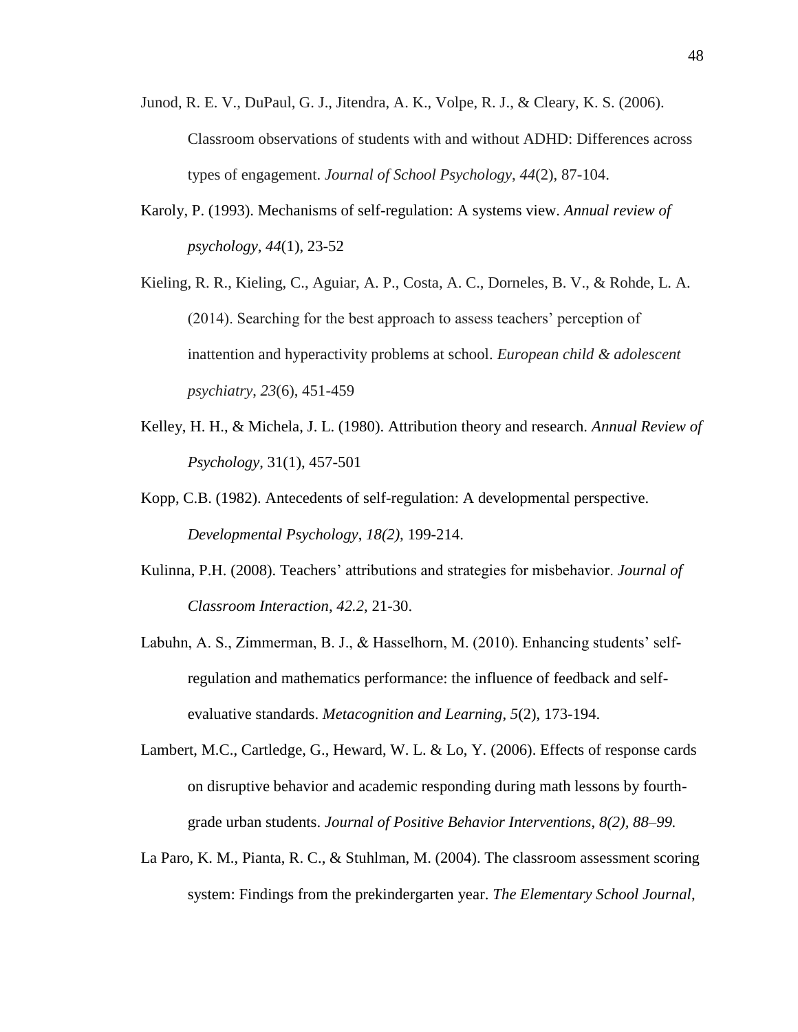Junod, R. E. V., DuPaul, G. J., Jitendra, A. K., Volpe, R. J., & Cleary, K. S. (2006). Classroom observations of students with and without ADHD: Differences across types of engagement. *Journal of School Psychology*, *44*(2), 87-104.

Karoly, P. (1993). Mechanisms of self-regulation: A systems view. *Annual review of psychology*, *44*(1), 23-52

Kieling, R. R., Kieling, C., Aguiar, A. P., Costa, A. C., Dorneles, B. V., & Rohde, L. A. (2014). Searching for the best approach to assess teachers' perception of inattention and hyperactivity problems at school. *European child & adolescent psychiatry*, *23*(6), 451-459

Kelley, H. H., & Michela, J. L. (1980). Attribution theory and research. *Annual Review of Psychology*, 31(1), 457-501

Kopp, C.B. (1982). Antecedents of self-regulation: A developmental perspective. *Developmental Psychology*, *18(2)*, 199-214.

Kulinna, P.H. (2008). Teachers' attributions and strategies for misbehavior. *Journal of Classroom Interaction*, *42.2*, 21-30.

Labuhn, A. S., Zimmerman, B. J., & Hasselhorn, M. (2010). Enhancing students' self-regulation and mathematics performance: the influence of feedback and self-evaluative standards. *Metacognition and Learning*, *5*(2), 173-194.

Lambert, M.C., Cartledge, G., Heward, W. L. & Lo, Y. (2006). Effects of response cards on disruptive behavior and academic responding during math lessons by fourth-grade urban students. *Journal of Positive Behavior Interventions*, *8(2), 88–99.*

La Paro, K. M., Pianta, R. C., & Stuhlman, M. (2004). The classroom assessment scoring system: Findings from the prekindergarten year. *The Elementary School Journal*,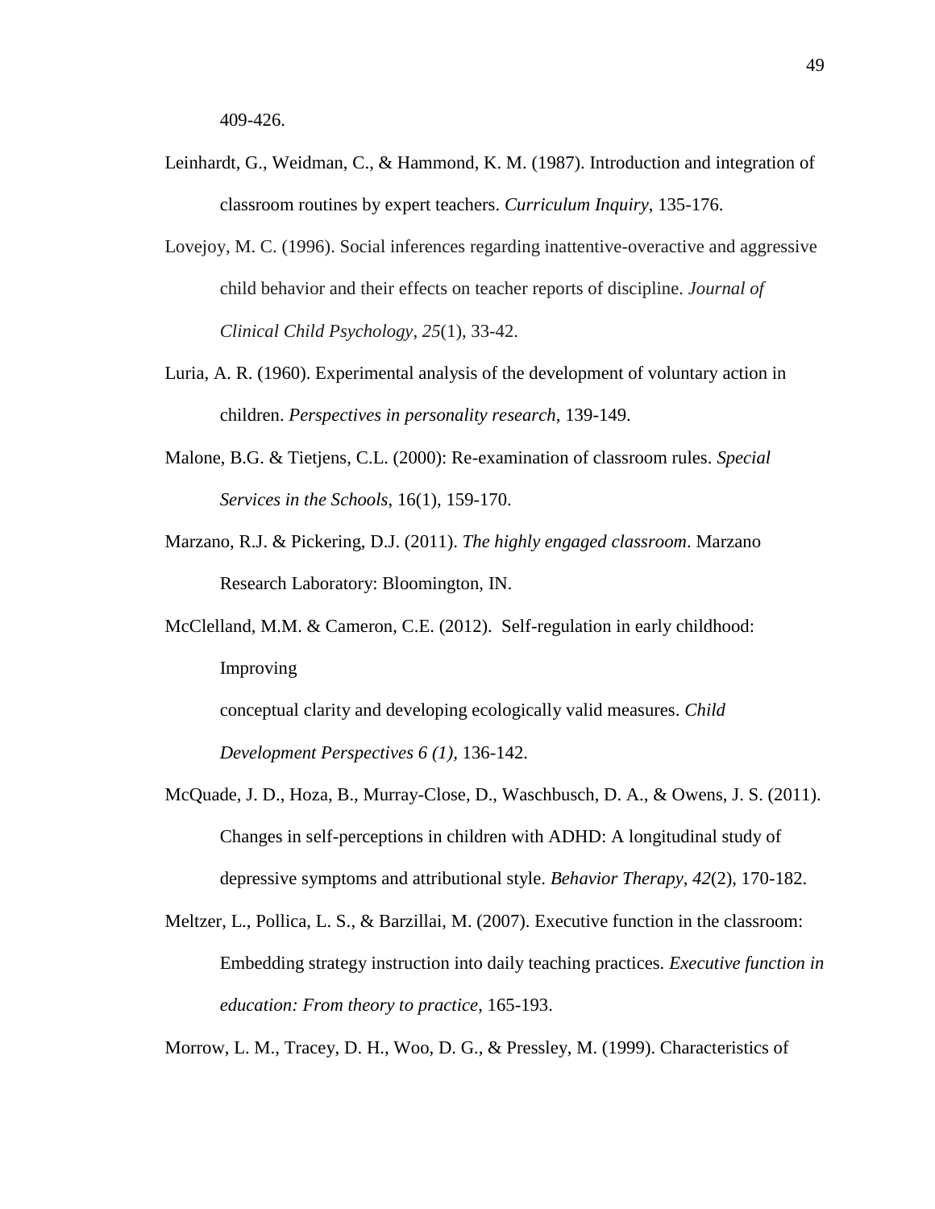409-426.

Leinhardt, G., Weidman, C., & Hammond, K. M. (1987). Introduction and integration of classroom routines by expert teachers. *Curriculum Inquiry*, 135-176.

Lovejoy, M. C. (1996). Social inferences regarding inattentive-overactive and aggressive child behavior and their effects on teacher reports of discipline. *Journal of Clinical Child Psychology*, *25*(1), 33-42.

Luria, A. R. (1960). Experimental analysis of the development of voluntary action in children. *Perspectives in personality research*, 139-149.

Malone, B.G. & Tietjens, C.L. (2000): Re-examination of classroom rules. *Special Services in the Schools*, 16(1), 159-170.

Marzano, R.J. & Pickering, D.J. (2011). *The highly engaged classroom*. Marzano Research Laboratory: Bloomington, IN.

McClelland, M.M. & Cameron, C.E. (2012). Self-regulation in early childhood: Improving

conceptual clarity and developing ecologically valid measures. *Child Development Perspectives 6 (1),* 136-142.

McQuade, J. D., Hoza, B., Murray-Close, D., Waschbusch, D. A., & Owens, J. S. (2011). Changes in self-perceptions in children with ADHD: A longitudinal study of depressive symptoms and attributional style. *Behavior Therapy*, *42*(2), 170-182.

Meltzer, L., Pollica, L. S., & Barzillai, M. (2007). Executive function in the classroom: Embedding strategy instruction into daily teaching practices. *Executive function in education: From theory to practice*, 165-193.

Morrow, L. M., Tracey, D. H., Woo, D. G., & Pressley, M. (1999). Characteristics of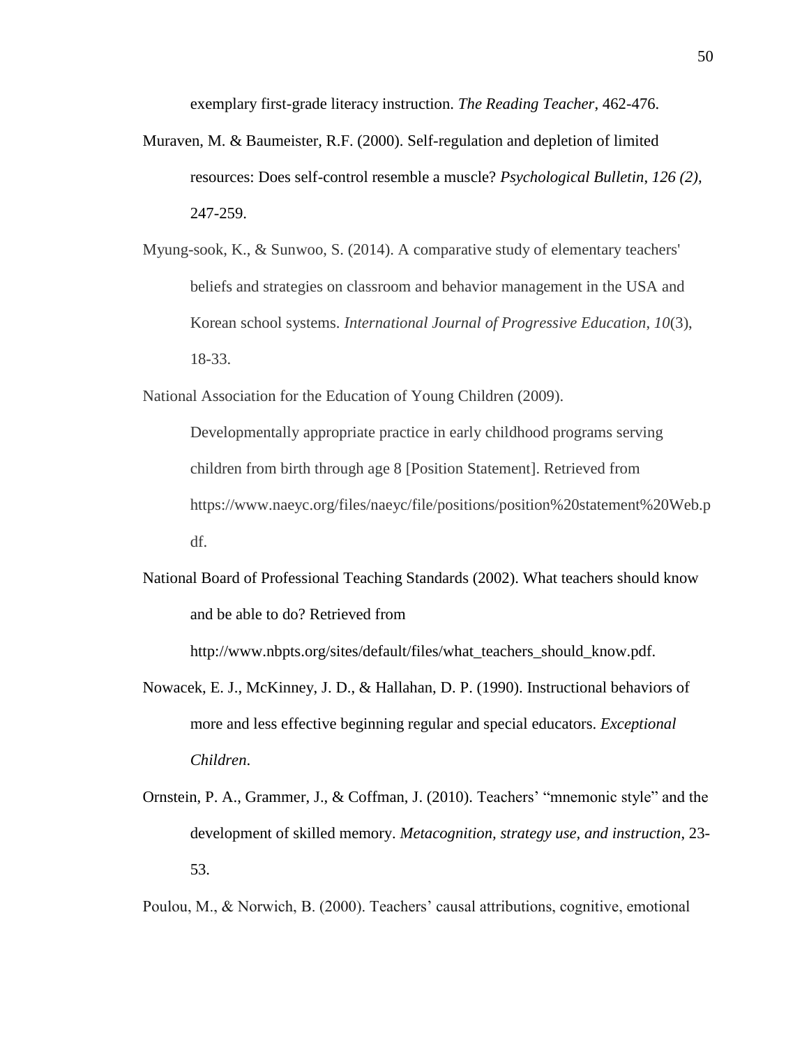exemplary first-grade literacy instruction. *The Reading Teacher*, 462-476.

Muraven, M. & Baumeister, R.F. (2000). Self-regulation and depletion of limited resources: Does self-control resemble a muscle? *Psychological Bulletin*, *126 (2),* 247-259.

Myung-sook, K., & Sunwoo, S. (2014). A comparative study of elementary teachers' beliefs and strategies on classroom and behavior management in the USA and Korean school systems. *International Journal of Progressive Education*, *10*(3), 18-33.

National Association for the Education of Young Children (2009). Developmentally appropriate practice in early childhood programs serving children from birth through age 8 [Position Statement]. Retrieved from https://www.naeyc.org/files/naeyc/file/positions/position%20statement%20Web.pdf.

National Board of Professional Teaching Standards (2002). What teachers should know and be able to do? Retrieved from http://www.nbpts.org/sites/default/files/what_teachers_should_know.pdf.

Nowacek, E. J., McKinney, J. D., & Hallahan, D. P. (1990). Instructional behaviors of more and less effective beginning regular and special educators. *Exceptional Children*.

Ornstein, P. A., Grammer, J., & Coffman, J. (2010). Teachers' "mnemonic style" and the development of skilled memory. *Metacognition, strategy use, and instruction*, 23-53.

Poulou, M., & Norwich, B. (2000). Teachers' causal attributions, cognitive, emotional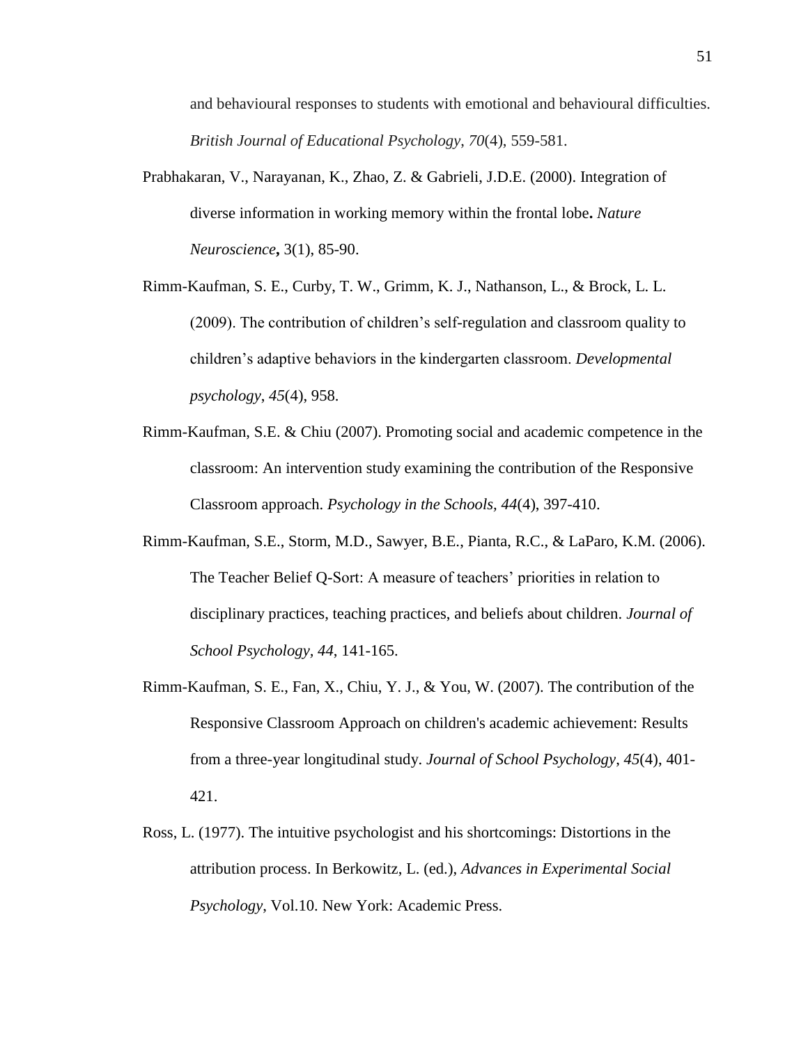and behavioural responses to students with emotional and behavioural difficulties. *British Journal of Educational Psychology*, *70*(4), 559-581.

Prabhakaran, V., Narayanan, K., Zhao, Z. & Gabrieli, J.D.E. (2000). Integration of diverse information in working memory within the frontal lobe**.** *Nature Neuroscience***,** 3(1), 85-90.

Rimm-Kaufman, S. E., Curby, T. W., Grimm, K. J., Nathanson, L., & Brock, L. L. (2009). The contribution of children's self-regulation and classroom quality to children's adaptive behaviors in the kindergarten classroom. *Developmental psychology*, *45*(4), 958.

Rimm-Kaufman, S.E. & Chiu (2007). Promoting social and academic competence in the classroom: An intervention study examining the contribution of the Responsive Classroom approach. *Psychology in the Schools, 44*(4), 397-410.

Rimm-Kaufman, S.E., Storm, M.D., Sawyer, B.E., Pianta, R.C., & LaParo, K.M. (2006). The Teacher Belief Q-Sort: A measure of teachers' priorities in relation to disciplinary practices, teaching practices, and beliefs about children. *Journal of School Psychology, 44*, 141-165.

Rimm-Kaufman, S. E., Fan, X., Chiu, Y. J., & You, W. (2007). The contribution of the Responsive Classroom Approach on children's academic achievement: Results from a three-year longitudinal study. *Journal of School Psychology*, *45*(4), 401-421.

Ross, L. (1977). The intuitive psychologist and his shortcomings: Distortions in the attribution process. In Berkowitz, L. (ed.), *Advances in Experimental Social Psychology*, Vol.10. New York: Academic Press.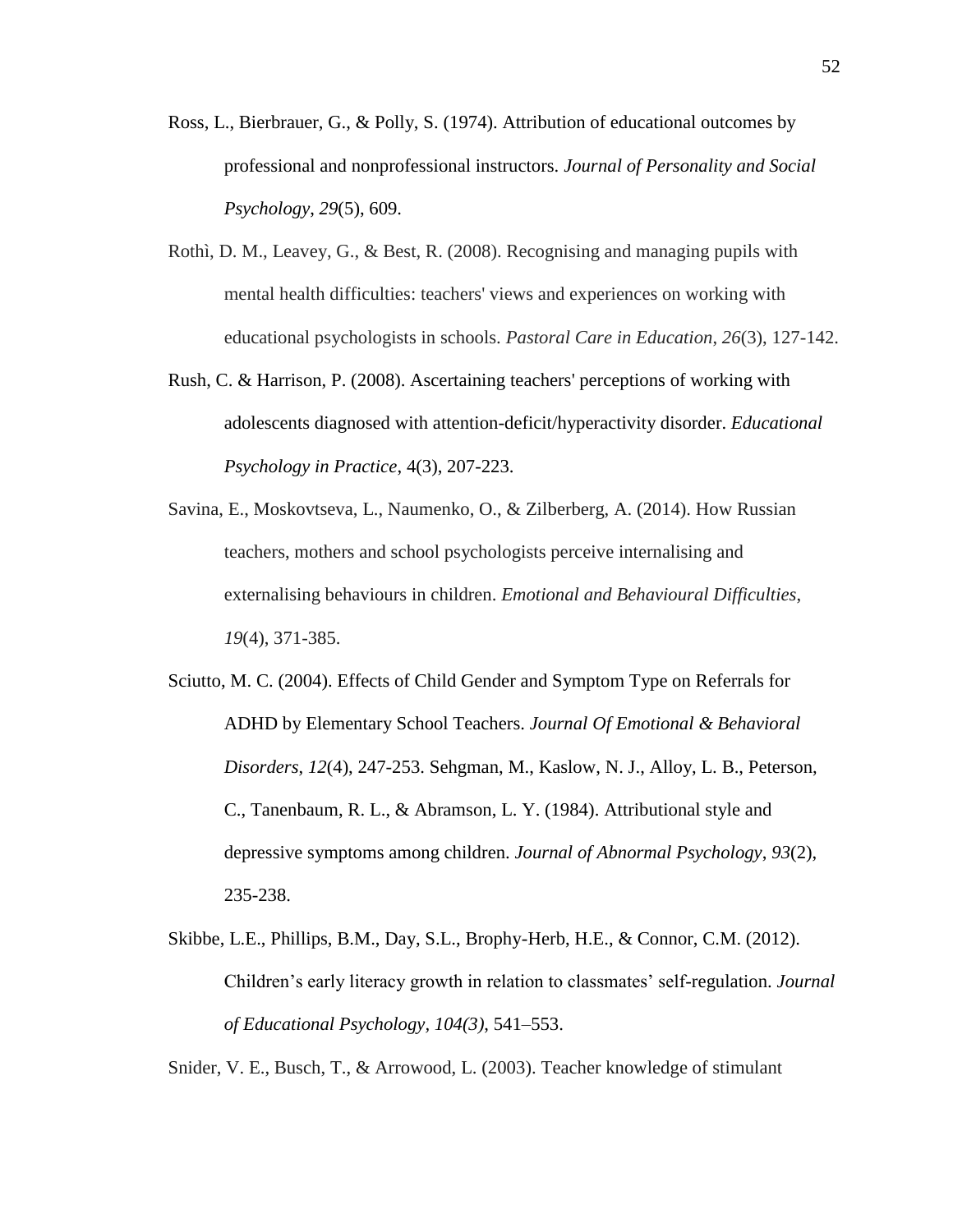Ross, L., Bierbrauer, G., & Polly, S. (1974). Attribution of educational outcomes by professional and nonprofessional instructors. *Journal of Personality and Social Psychology*, *29*(5), 609.

Rothì, D. M., Leavey, G., & Best, R. (2008). Recognising and managing pupils with mental health difficulties: teachers' views and experiences on working with educational psychologists in schools. *Pastoral Care in Education*, *26*(3), 127-142.

Rush, C. & Harrison, P. (2008). Ascertaining teachers' perceptions of working with adolescents diagnosed with attention-deficit/hyperactivity disorder. *Educational Psychology in Practice*, 4(3), 207-223.

Savina, E., Moskovtseva, L., Naumenko, O., & Zilberberg, A. (2014). How Russian teachers, mothers and school psychologists perceive internalising and externalising behaviours in children. *Emotional and Behavioural Difficulties*, *19*(4), 371-385.

Sciutto, M. C. (2004). Effects of Child Gender and Symptom Type on Referrals for ADHD by Elementary School Teachers. *Journal Of Emotional & Behavioral Disorders*, *12*(4), 247-253. Sehgman, M., Kaslow, N. J., Alloy, L. B., Peterson, C., Tanenbaum, R. L., & Abramson, L. Y. (1984). Attributional style and depressive symptoms among children. *Journal of Abnormal Psychology*, *93*(2), 235-238.

Skibbe, L.E., Phillips, B.M., Day, S.L., Brophy-Herb, H.E., & Connor, C.M. (2012). Children’s early literacy growth in relation to classmates’ self-regulation. *Journal of Educational Psychology*, *104(3)*, 541–553.

Snider, V. E., Busch, T., & Arrowood, L. (2003). Teacher knowledge of stimulant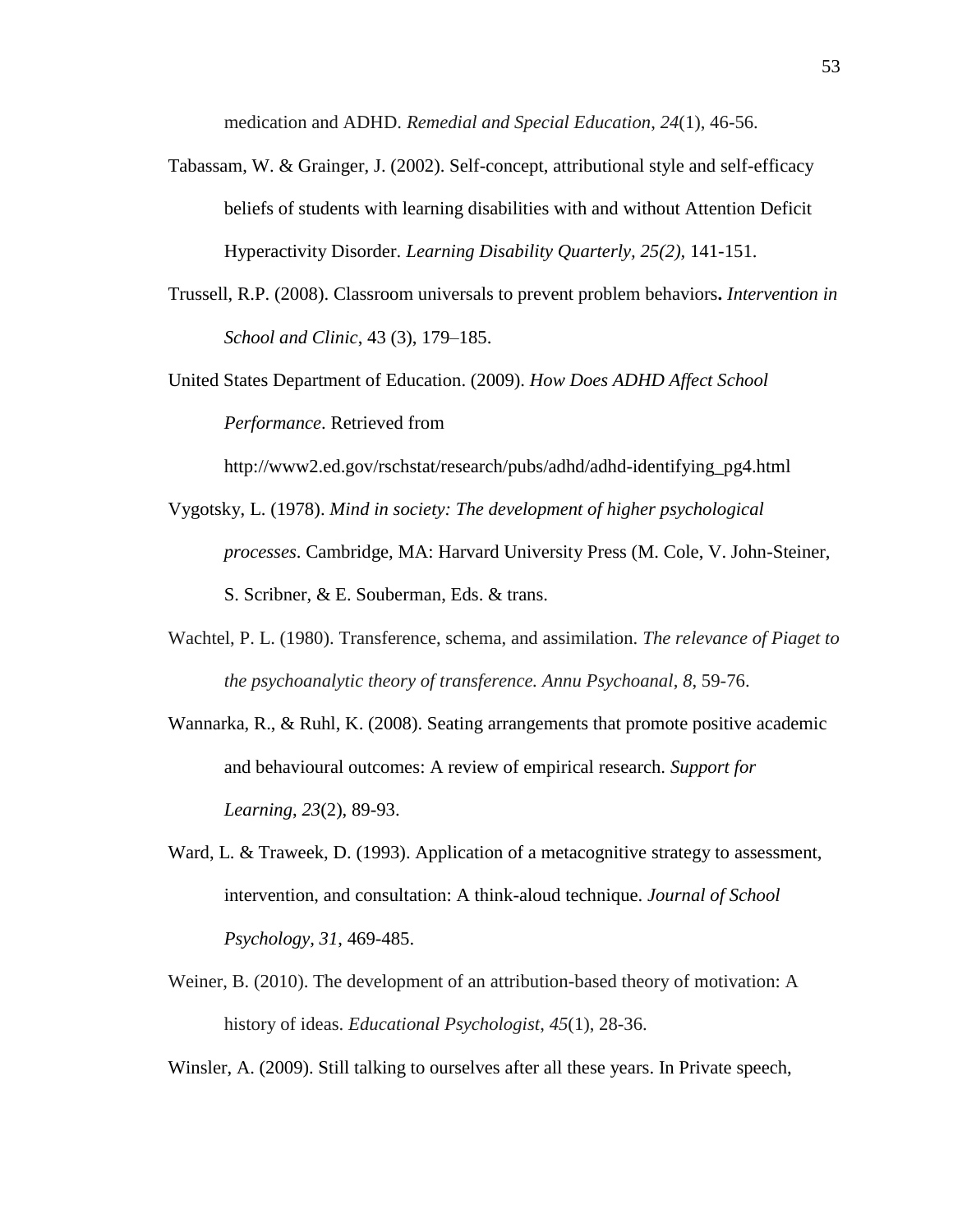medication and ADHD. *Remedial and Special Education*, *24*(1), 46-56.

Tabassam, W. & Grainger, J. (2002). Self-concept, attributional style and self-efficacy beliefs of students with learning disabilities with and without Attention Deficit Hyperactivity Disorder. *Learning Disability Quarterly, 25(2),* 141-151.

Trussell, R.P. (2008). Classroom universals to prevent problem behaviors**.** *Intervention in School and Clinic*, 43 (3), 179–185.

United States Department of Education. (2009). *How Does ADHD Affect School Performance*. Retrieved from http://www2.ed.gov/rschstat/research/pubs/adhd/adhd-identifying_pg4.html

Vygotsky, L. (1978). *Mind in society: The development of higher psychological processes*. Cambridge, MA: Harvard University Press (M. Cole, V. John-Steiner, S. Scribner, & E. Souberman, Eds. & trans.

Wachtel, P. L. (1980). Transference, schema, and assimilation. *The relevance of Piaget to the psychoanalytic theory of transference. Annu Psychoanal*, *8*, 59-76.

Wannarka, R., & Ruhl, K. (2008). Seating arrangements that promote positive academic and behavioural outcomes: A review of empirical research. *Support for Learning*, *23*(2), 89-93.

Ward, L. & Traweek, D. (1993). Application of a metacognitive strategy to assessment, intervention, and consultation: A think-aloud technique. *Journal of School Psychology*, *31*, 469-485.

Weiner, B. (2010). The development of an attribution-based theory of motivation: A history of ideas. *Educational Psychologist*, *45*(1), 28-36.

Winsler, A. (2009). Still talking to ourselves after all these years. In Private speech,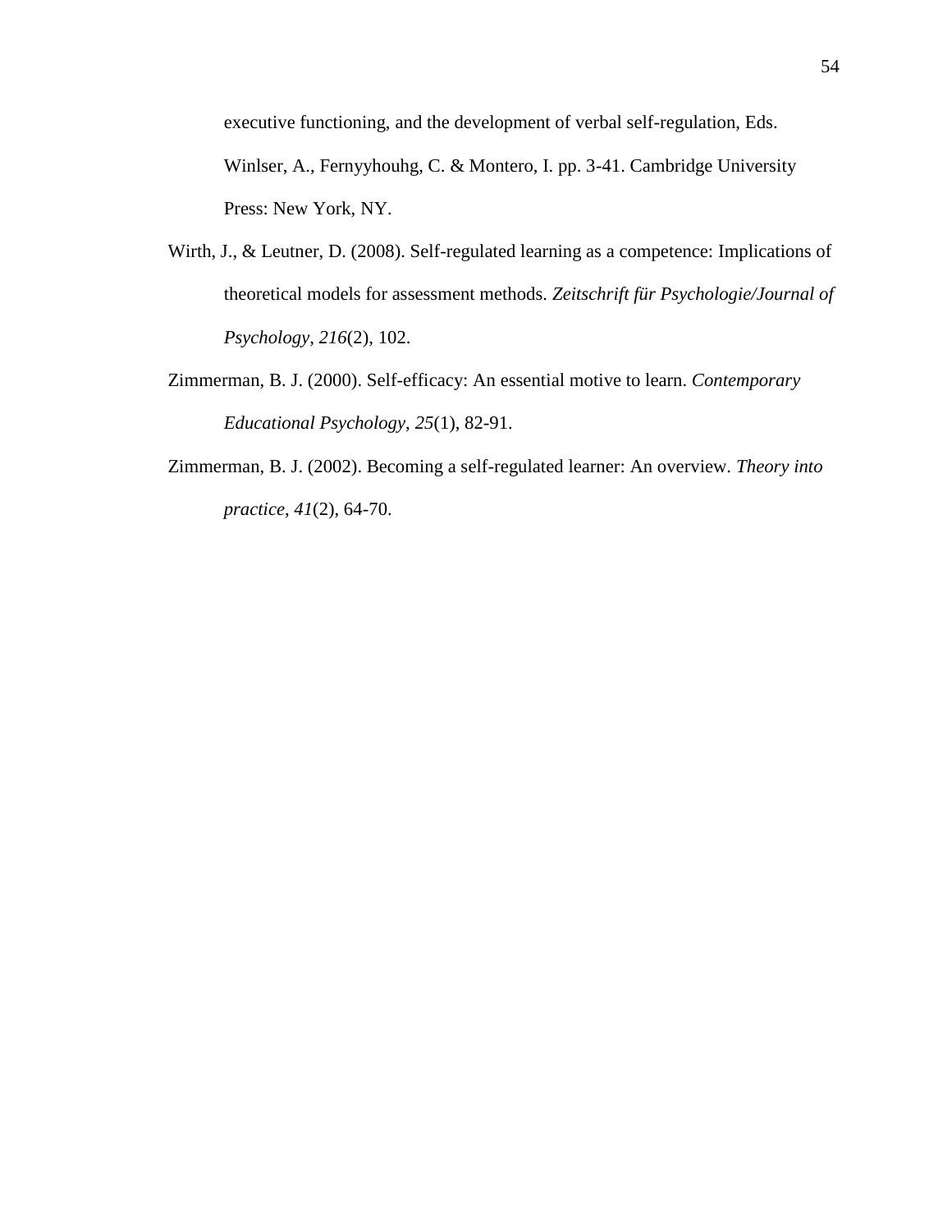executive functioning, and the development of verbal self-regulation, Eds. Winlser, A., Fernyyhouhg, C. & Montero, I. pp. 3-41. Cambridge University Press: New York, NY.

Wirth, J., & Leutner, D. (2008). Self-regulated learning as a competence: Implications of theoretical models for assessment methods. *Zeitschrift für Psychologie/Journal of Psychology*, *216*(2), 102.

Zimmerman, B. J. (2000). Self-efficacy: An essential motive to learn. *Contemporary Educational Psychology*, *25*(1), 82-91.

Zimmerman, B. J. (2002). Becoming a self-regulated learner: An overview. *Theory into practice*, *41*(2), 64-70.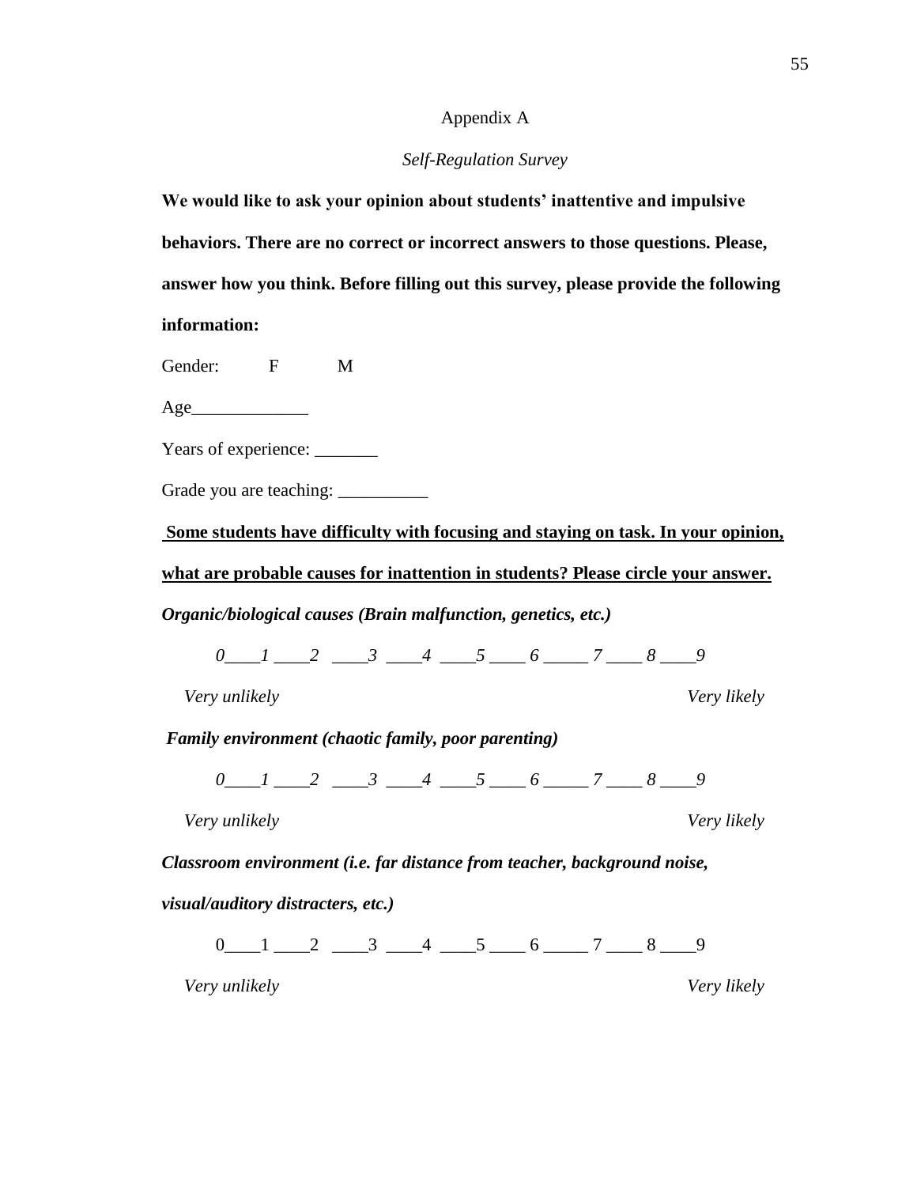Appendix A

*Self-Regulation Survey*

**We would like to ask your opinion about students' inattentive and impulsive behaviors. There are no correct or incorrect answers to those questions. Please, answer how you think. Before filling out this survey, please provide the following information:**

Gender: F M

Age_____________

Years of experience: _______

Grade you are teaching: __________

<u>**Some students have difficulty with focusing and staying on task. In your opinion, what are probable causes for inattention in students? Please circle your answer.**</u>

***Organic/biological causes (Brain malfunction, genetics, etc.)***

*0____1 ____2 ____3 ____4 ____5 ____ 6 _____ 7 ____ 8 ____9*

*Very unlikely* *Very likely*

***Family environment (chaotic family, poor parenting)***

*0____1 ____2 ____3 ____4 ____5 ____ 6 _____ 7 ____ 8 ____9*

*Very unlikely* *Very likely*

***Classroom environment (i.e. far distance from teacher, background noise, visual/auditory distracters, etc.)***

0____1 ____2 ____3 ____4 ____5 ____ 6 _____ 7 ____ 8 ____9

*Very unlikely* *Very likely*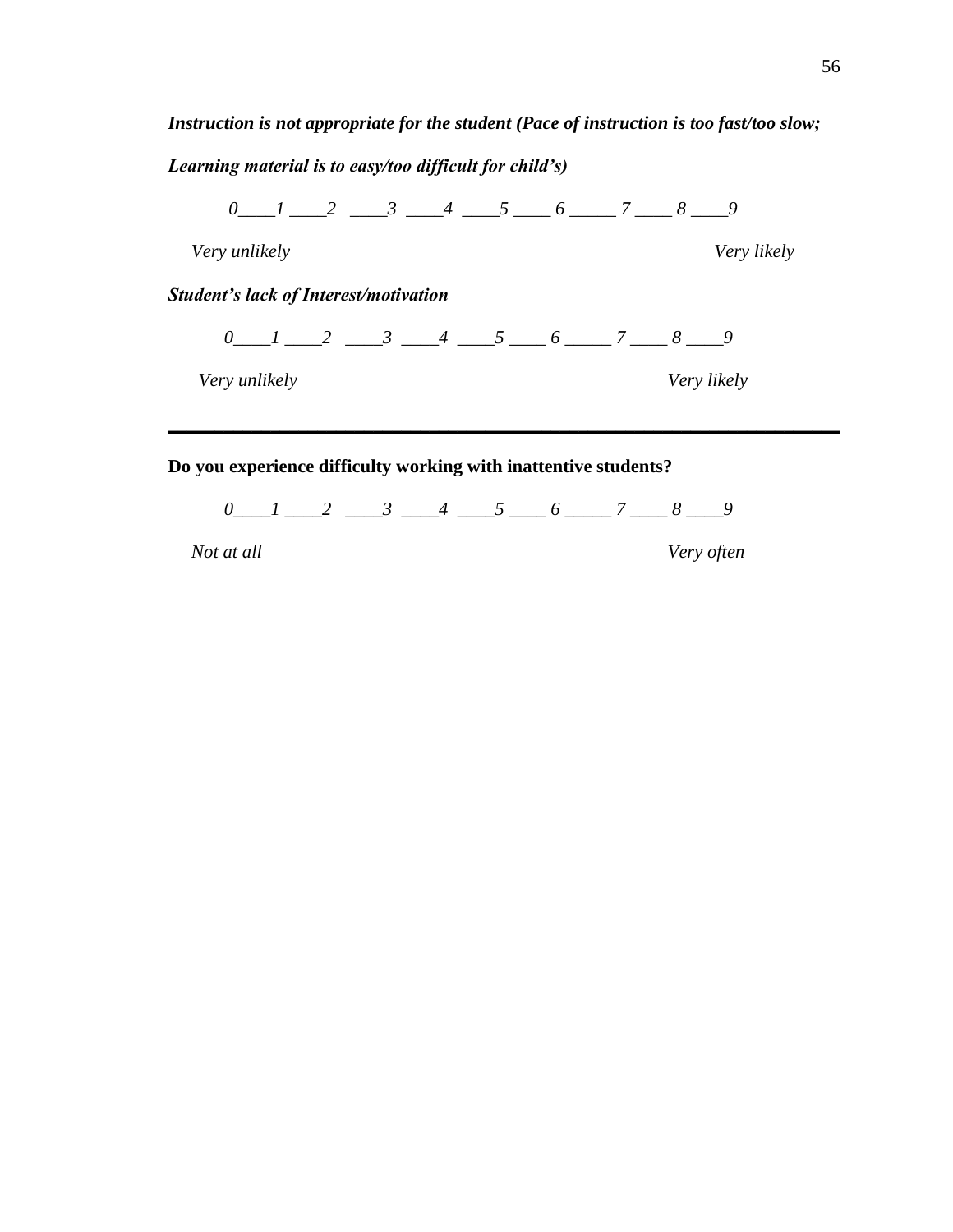***Instruction is not appropriate for the student (Pace of instruction is too fast/too slow; Learning material is to easy/too difficult for child's)***

*0\_\_\_\_1 \_\_\_\_2 \_\_\_\_3 \_\_\_\_4 \_\_\_\_5 \_\_\_\_ 6 \_\_\_\_\_ 7 \_\_\_\_ 8 \_\_\_\_9*

*Very unlikely* *Very likely*

***Student's lack of Interest/motivation***

*0\_\_\_\_1 \_\_\_\_2 \_\_\_\_3 \_\_\_\_4 \_\_\_\_5 \_\_\_\_ 6 \_\_\_\_\_ 7 \_\_\_\_ 8 \_\_\_\_9*

*Very unlikely* *Very likely*

---

**Do you experience difficulty working with inattentive students?**

*0\_\_\_\_1 \_\_\_\_2 \_\_\_\_3 \_\_\_\_4 \_\_\_\_5 \_\_\_\_ 6 \_\_\_\_\_ 7 \_\_\_\_ 8 \_\_\_\_9*

*Not at all* *Very often*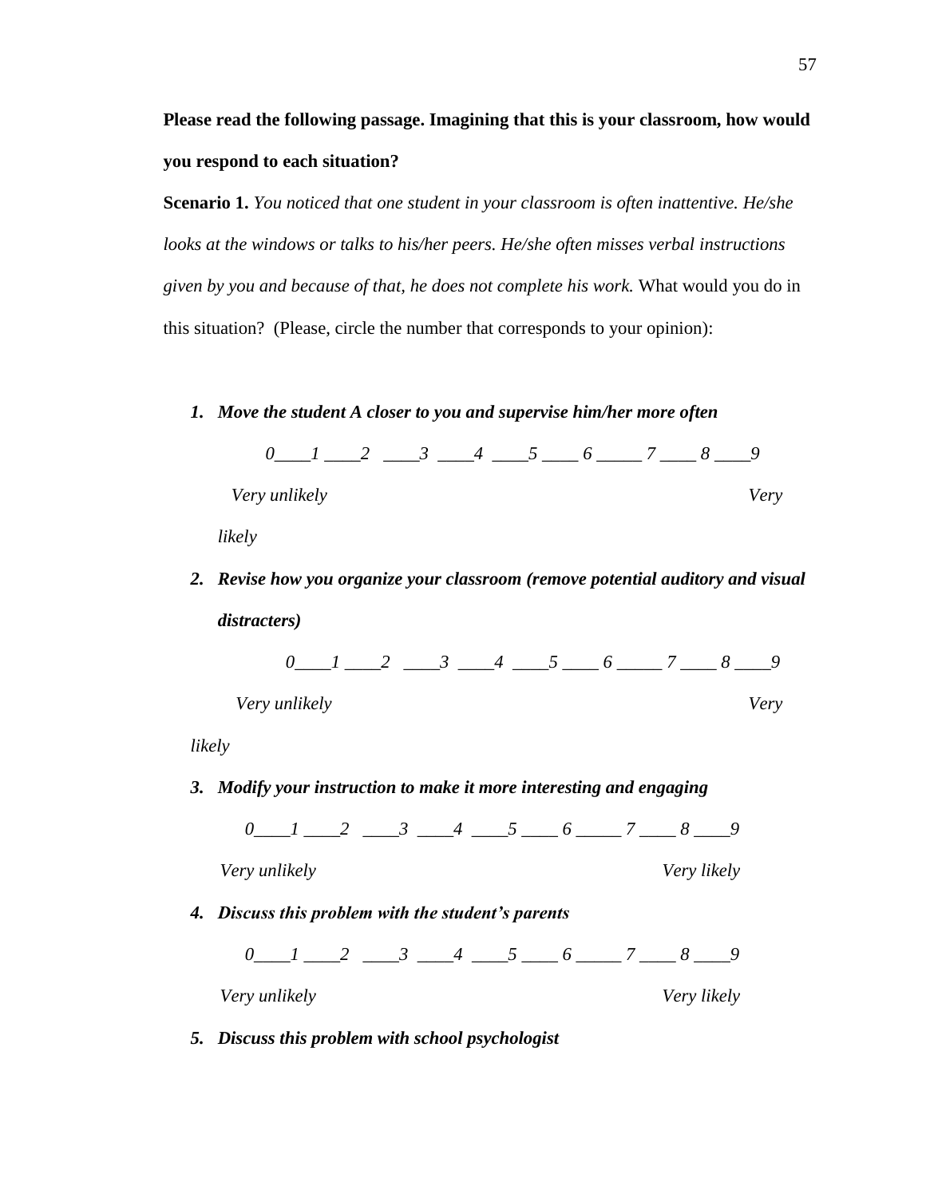**Please read the following passage. Imagining that this is your classroom, how would you respond to each situation?**

**Scenario 1.** *You noticed that one student in your classroom is often inattentive. He/she looks at the windows or talks to his/her peers. He/she often misses verbal instructions given by you and because of that, he does not complete his work.* What would you do in this situation? (Please, circle the number that corresponds to your opinion):

1. ***Move the student A closer to you and supervise him/her more often***

   *0____1 ____2 ____3 ____4 ____5 ____ 6 _____ 7 ____ 8 ____9*

   *Very unlikely Very likely*

2. ***Revise how you organize your classroom (remove potential auditory and visual distracters)***

   *0____1 ____2 ____3 ____4 ____5 ____ 6 _____ 7 ____ 8 ____9*

   *Very unlikely Very likely*

3. ***Modify your instruction to make it more interesting and engaging***

   *0____1 ____2 ____3 ____4 ____5 ____ 6 _____ 7 ____ 8 ____9*

   *Very unlikely Very likely*

4. ***Discuss this problem with the student's parents***

   *0____1 ____2 ____3 ____4 ____5 ____ 6 _____ 7 ____ 8 ____9*

   *Very unlikely Very likely*

5. ***Discuss this problem with school psychologist***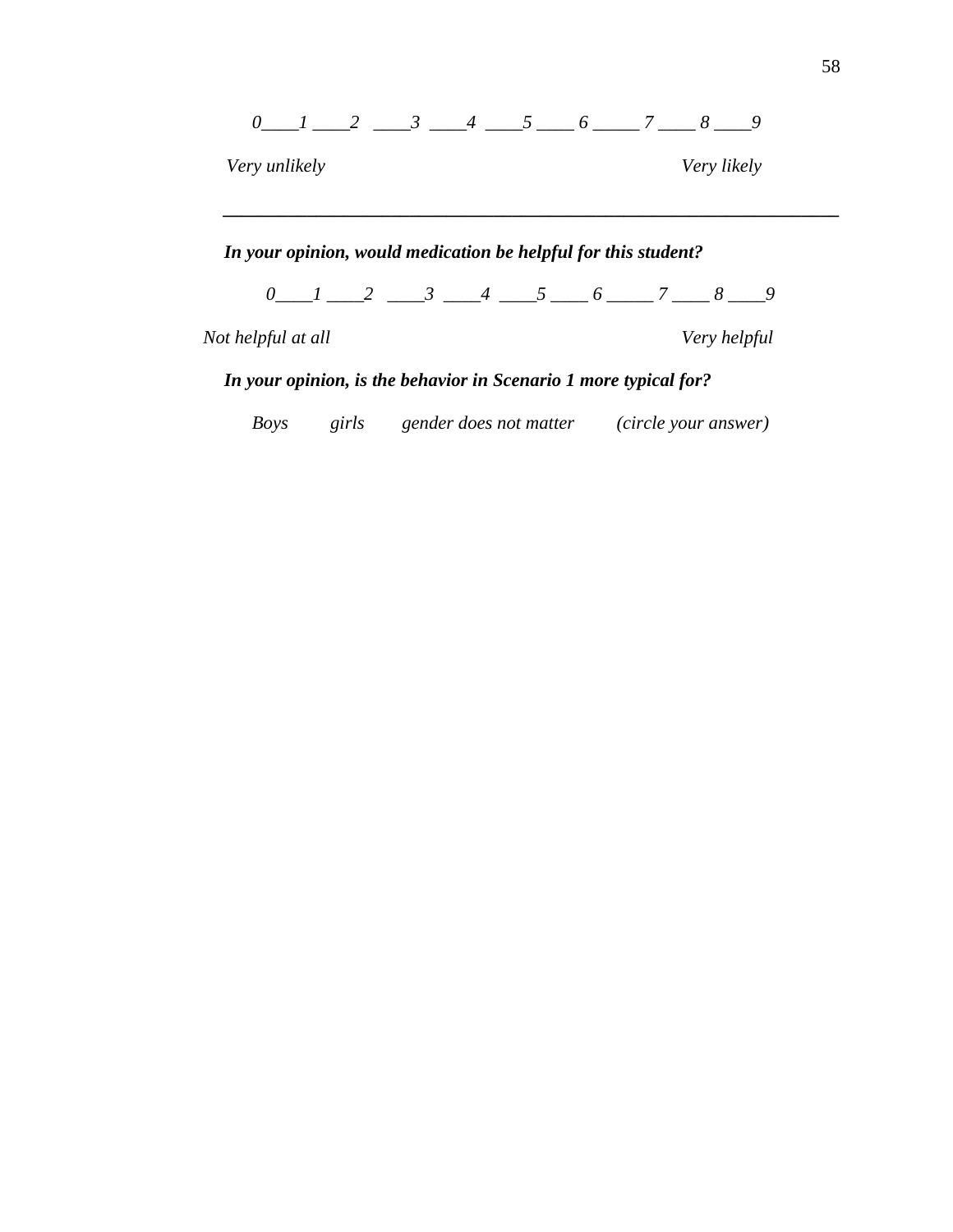*0\_\_\_\_1 \_\_\_\_2 \_\_\_\_3 \_\_\_\_4 \_\_\_\_5 \_\_\_\_ 6 \_\_\_\_\_ 7 \_\_\_\_ 8 \_\_\_\_9*

*Very unlikely* *Very likely*

---

***In your opinion, would medication be helpful for this student?***

*0\_\_\_\_1 \_\_\_\_2 \_\_\_\_3 \_\_\_\_4 \_\_\_\_5 \_\_\_\_ 6 \_\_\_\_\_ 7 \_\_\_\_ 8 \_\_\_\_9*

*Not helpful at all* *Very helpful*

***In your opinion, is the behavior in Scenario 1 more typical for?***

*Boys girls gender does not matter (circle your answer)*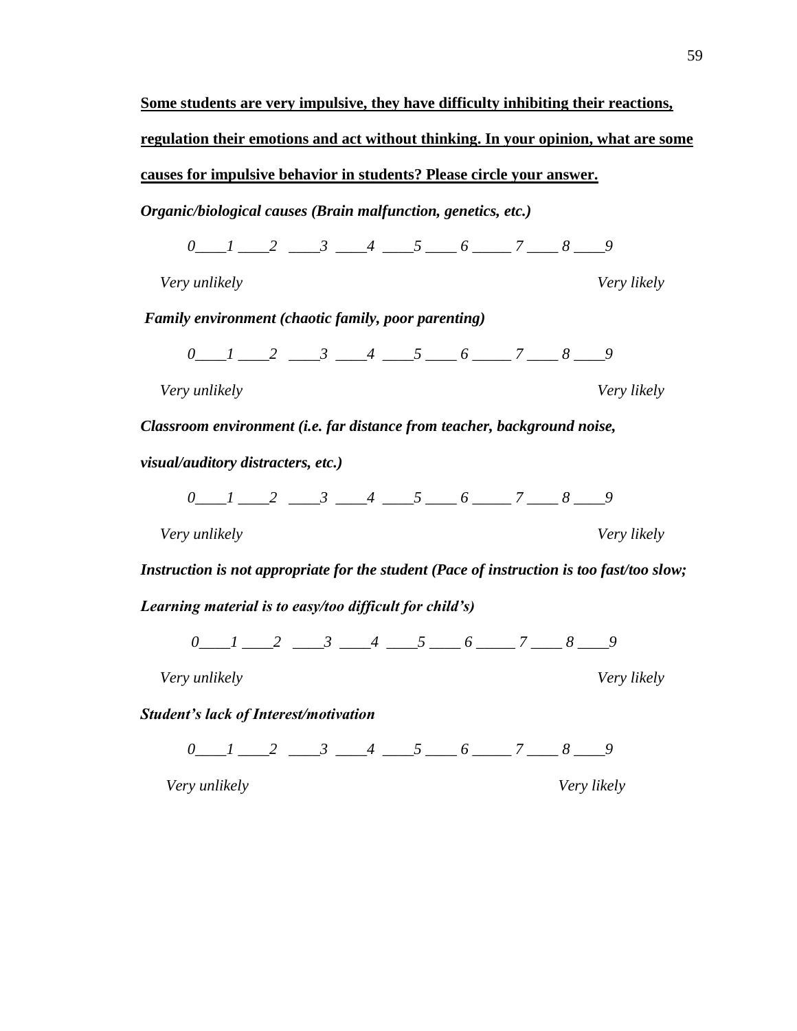**Some students are very impulsive, they have difficulty inhibiting their reactions, regulation their emotions and act without thinking. In your opinion, what are some causes for impulsive behavior in students? Please circle your answer.**

***Organic/biological causes (Brain malfunction, genetics, etc.)***

*0____1 ____2 ____3 ____4 ____5 ____ 6 _____ 7 ____ 8 ____9*

*Very unlikely* *Very likely*

***Family environment (chaotic family, poor parenting)***

*0____1 ____2 ____3 ____4 ____5 ____ 6 _____ 7 ____ 8 ____9*

*Very unlikely* *Very likely*

***Classroom environment (i.e. far distance from teacher, background noise, visual/auditory distracters, etc.)***

*0____1 ____2 ____3 ____4 ____5 ____ 6 _____ 7 ____ 8 ____9*

*Very unlikely* *Very likely*

***Instruction is not appropriate for the student (Pace of instruction is too fast/too slow; Learning material is to easy/too difficult for child's)***

*0____1 ____2 ____3 ____4 ____5 ____ 6 _____ 7 ____ 8 ____9*

*Very unlikely* *Very likely*

***Student's lack of Interest/motivation***

*0____1 ____2 ____3 ____4 ____5 ____ 6 _____ 7 ____ 8 ____9*

*Very unlikely* *Very likely*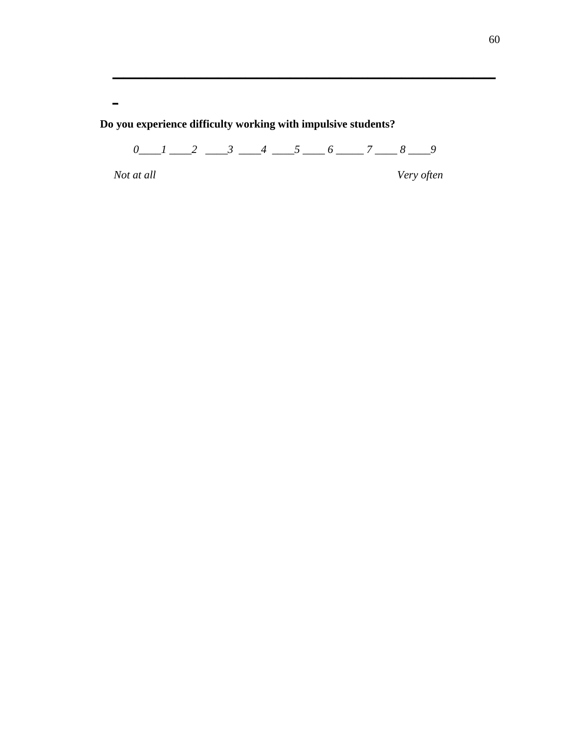**Do you experience difficulty working with impulsive students?**

*0____1 ____2 ____3 ____4 ____5 ____ 6 _____ 7 ____ 8 ____9*

*Not at all* *Very often*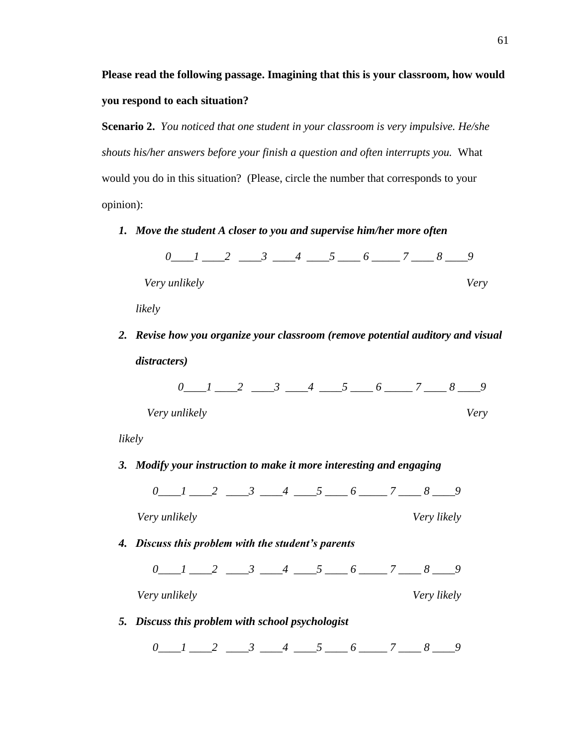**Please read the following passage. Imagining that this is your classroom, how would you respond to each situation?**

**Scenario 2.** *You noticed that one student in your classroom is very impulsive. He/she shouts his/her answers before your finish a question and often interrupts you.* What would you do in this situation? (Please, circle the number that corresponds to your opinion):

1. ***Move the student A closer to you and supervise him/her more often***

   *0____1 ____2 ____3 ____4 ____5 ____ 6 _____ 7 ____ 8 ____9*

   *Very unlikely Very likely*

2. ***Revise how you organize your classroom (remove potential auditory and visual distracters)***

   *0____1 ____2 ____3 ____4 ____5 ____ 6 _____ 7 ____ 8 ____9*

   *Very unlikely Very likely*

3. ***Modify your instruction to make it more interesting and engaging***

   *0____1 ____2 ____3 ____4 ____5 ____ 6 _____ 7 ____ 8 ____9*

   *Very unlikely Very likely*

4. ***Discuss this problem with the student's parents***

   *0____1 ____2 ____3 ____4 ____5 ____ 6 _____ 7 ____ 8 ____9*

   *Very unlikely Very likely*

5. ***Discuss this problem with school psychologist***

   *0____1 ____2 ____3 ____4 ____5 ____ 6 _____ 7 ____ 8 ____9*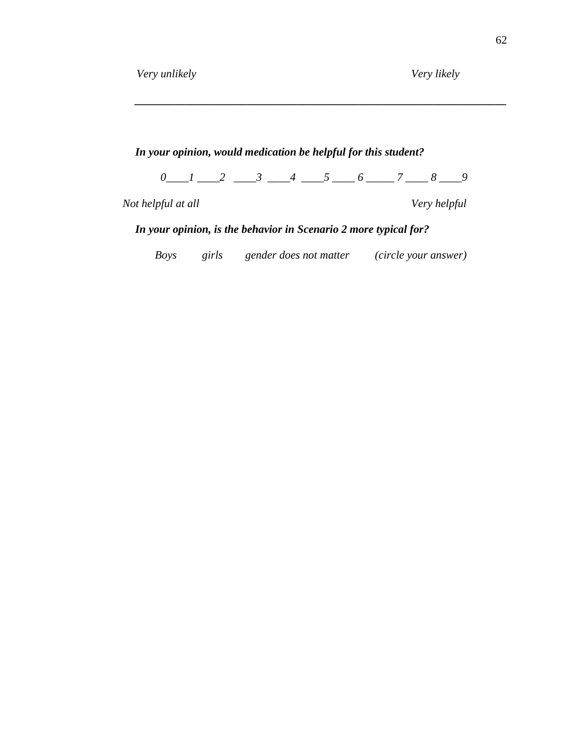*Very unlikely* *Very likely*

\_\_\_\_\_\_\_\_\_\_\_\_\_\_\_\_\_\_\_\_\_\_\_\_\_\_\_\_\_\_\_\_\_\_\_\_\_\_\_\_\_\_\_\_\_\_\_\_\_\_\_\_\_\_\_\_\_\_\_\_\_\_\_\_\_\_\_

***In your opinion, would medication be helpful for this student?***

*0\_\_\_\_1 \_\_\_\_2 \_\_\_\_3 \_\_\_\_4 \_\_\_\_5 \_\_\_\_ 6 \_\_\_\_\_ 7 \_\_\_\_ 8 \_\_\_\_9*

*Not helpful at all* *Very helpful*

***In your opinion, is the behavior in Scenario 2 more typical for?***

*Boys* *girls* *gender does not matter* *(circle your answer)*